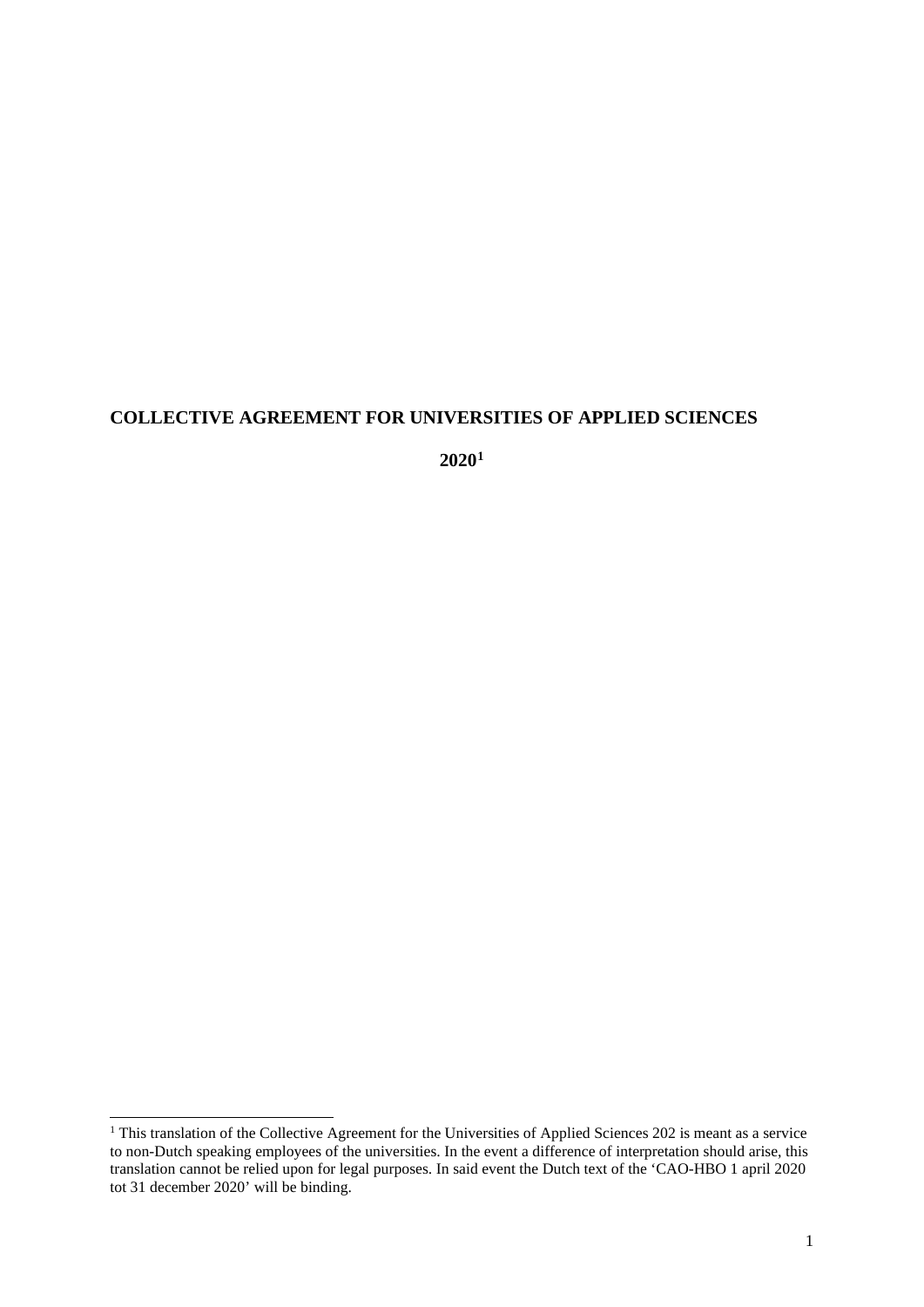# COLLECTIVE AGREEMENT FOR UNIVERSITIES OF APPLIED SCIENCES

**2020**[1]

[1] This translation of the Collective Agreement for the Universities of Applied Sciences 202 is meant as a service to non-Dutch speaking employees of the universities. In the event a difference of interpretation should arise, this translation cannot be relied upon for legal purposes. In said event the Dutch text of the 'CAO-HBO 1 april 2020 tot 31 december 2020' will be binding.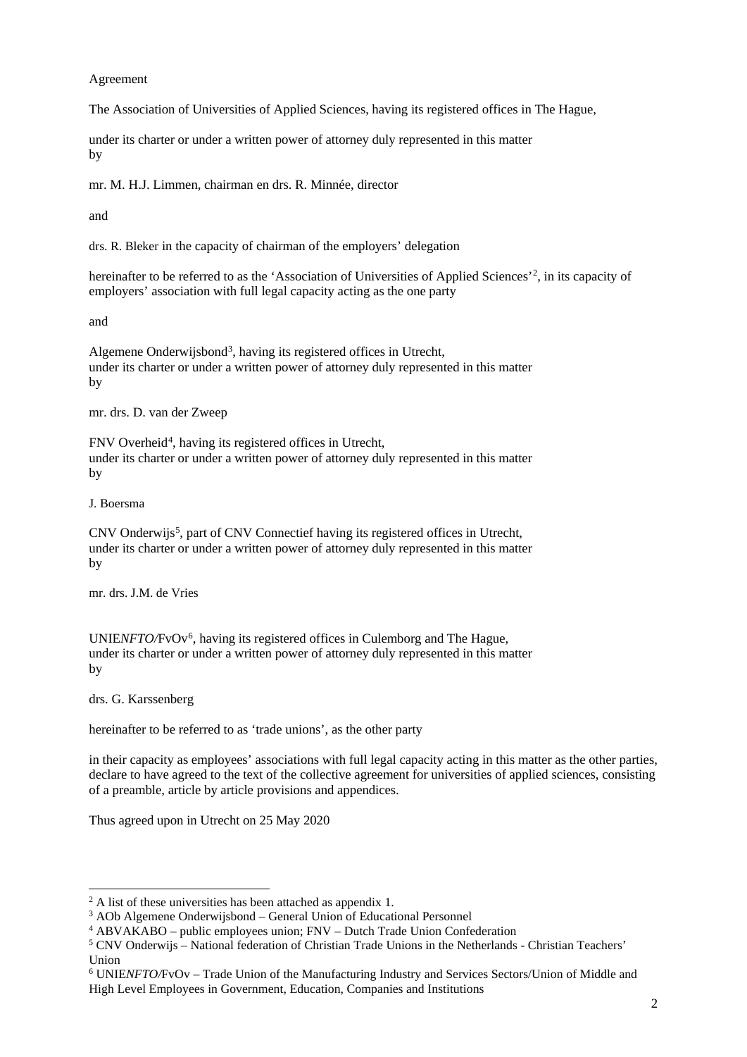Agreement

The Association of Universities of Applied Sciences, having its registered offices in The Hague,

under its charter or under a written power of attorney duly represented in this matter by

mr. M. H.J. Limmen, chairman en drs. R. Minnée, director

and

drs. R. Bleker in the capacity of chairman of the employers' delegation

hereinafter to be referred to as the 'Association of Universities of Applied Sciences'[2], in its capacity of employers' association with full legal capacity acting as the one party

and

Algemene Onderwijsbond[3], having its registered offices in Utrecht,
under its charter or under a written power of attorney duly represented in this matter by

mr. drs. D. van der Zweep

FNV Overheid[4], having its registered offices in Utrecht,
under its charter or under a written power of attorney duly represented in this matter by

J. Boersma

CNV Onderwijs[5], part of CNV Connectief having its registered offices in Utrecht,
under its charter or under a written power of attorney duly represented in this matter by

mr. drs. J.M. de Vries

UNIE*NFTO/*FvOv[6], having its registered offices in Culemborg and The Hague,
under its charter or under a written power of attorney duly represented in this matter by

drs. G. Karssenberg

hereinafter to be referred to as 'trade unions', as the other party

in their capacity as employees' associations with full legal capacity acting in this matter as the other parties, declare to have agreed to the text of the collective agreement for universities of applied sciences, consisting of a preamble, article by article provisions and appendices.

Thus agreed upon in Utrecht on 25 May 2020

---

[2] A list of these universities has been attached as appendix 1.

[3] AOb Algemene Onderwijsbond – General Union of Educational Personnel

[4] ABVAKABO – public employees union; FNV – Dutch Trade Union Confederation

[5] CNV Onderwijs – National federation of Christian Trade Unions in the Netherlands - Christian Teachers' Union

[6] UNIE*NFTO/*FvOv – Trade Union of the Manufacturing Industry and Services Sectors/Union of Middle and High Level Employees in Government, Education, Companies and Institutions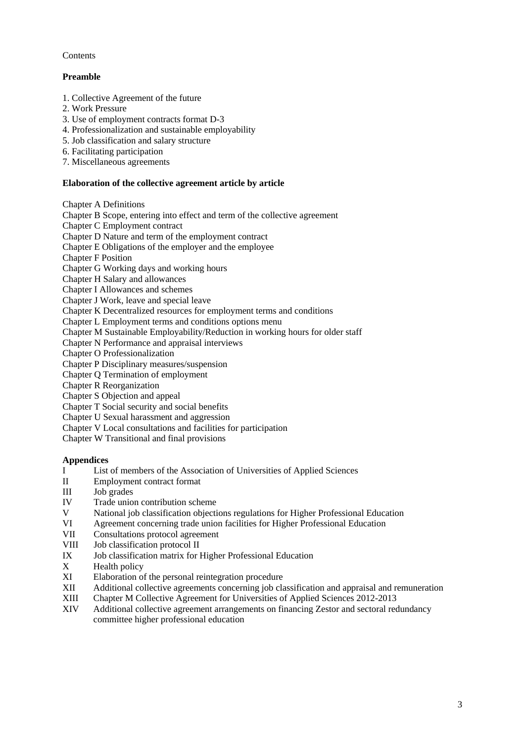Contents

**Preamble**

1. Collective Agreement of the future
2. Work Pressure
3. Use of employment contracts format D-3
4. Professionalization and sustainable employability
5. Job classification and salary structure
6. Facilitating participation
7. Miscellaneous agreements

**Elaboration of the collective agreement article by article**

Chapter A Definitions
Chapter B Scope, entering into effect and term of the collective agreement
Chapter C Employment contract
Chapter D Nature and term of the employment contract
Chapter E Obligations of the employer and the employee
Chapter F Position
Chapter G Working days and working hours
Chapter H Salary and allowances
Chapter I Allowances and schemes
Chapter J Work, leave and special leave
Chapter K Decentralized resources for employment terms and conditions
Chapter L Employment terms and conditions options menu
Chapter M Sustainable Employability/Reduction in working hours for older staff
Chapter N Performance and appraisal interviews
Chapter O Professionalization
Chapter P Disciplinary measures/suspension
Chapter Q Termination of employment
Chapter R Reorganization
Chapter S Objection and appeal
Chapter T Social security and social benefits
Chapter U Sexual harassment and aggression
Chapter V Local consultations and facilities for participation
Chapter W Transitional and final provisions

**Appendices**

I List of members of the Association of Universities of Applied Sciences
II Employment contract format
III Job grades
IV Trade union contribution scheme
V National job classification objections regulations for Higher Professional Education
VI Agreement concerning trade union facilities for Higher Professional Education
VII Consultations protocol agreement
VIII Job classification protocol II
IX Job classification matrix for Higher Professional Education
X Health policy
XI Elaboration of the personal reintegration procedure
XII Additional collective agreements concerning job classification and appraisal and remuneration
XIII Chapter M Collective Agreement for Universities of Applied Sciences 2012-2013
XIV Additional collective agreement arrangements on financing Zestor and sectoral redundancy committee higher professional education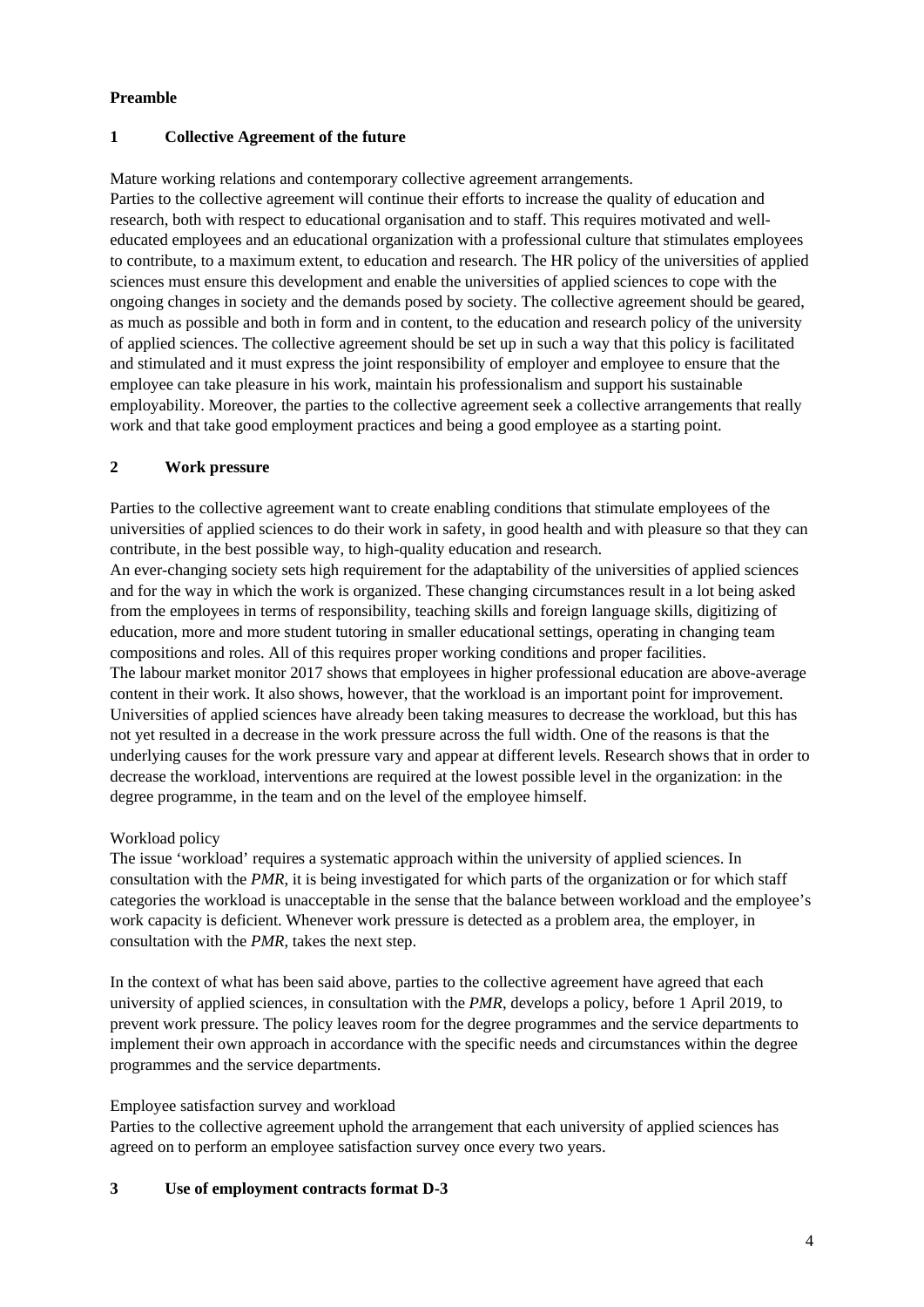**Preamble**

## 1 Collective Agreement of the future

Mature working relations and contemporary collective agreement arrangements.
Parties to the collective agreement will continue their efforts to increase the quality of education and research, both with respect to educational organisation and to staff. This requires motivated and well-educated employees and an educational organization with a professional culture that stimulates employees to contribute, to a maximum extent, to education and research. The HR policy of the universities of applied sciences must ensure this development and enable the universities of applied sciences to cope with the ongoing changes in society and the demands posed by society. The collective agreement should be geared, as much as possible and both in form and in content, to the education and research policy of the university of applied sciences. The collective agreement should be set up in such a way that this policy is facilitated and stimulated and it must express the joint responsibility of employer and employee to ensure that the employee can take pleasure in his work, maintain his professionalism and support his sustainable employability. Moreover, the parties to the collective agreement seek a collective arrangements that really work and that take good employment practices and being a good employee as a starting point.

## 2 Work pressure

Parties to the collective agreement want to create enabling conditions that stimulate employees of the universities of applied sciences to do their work in safety, in good health and with pleasure so that they can contribute, in the best possible way, to high-quality education and research.
An ever-changing society sets high requirement for the adaptability of the universities of applied sciences and for the way in which the work is organized. These changing circumstances result in a lot being asked from the employees in terms of responsibility, teaching skills and foreign language skills, digitizing of education, more and more student tutoring in smaller educational settings, operating in changing team compositions and roles. All of this requires proper working conditions and proper facilities.
The labour market monitor 2017 shows that employees in higher professional education are above-average content in their work. It also shows, however, that the workload is an important point for improvement. Universities of applied sciences have already been taking measures to decrease the workload, but this has not yet resulted in a decrease in the work pressure across the full width. One of the reasons is that the underlying causes for the work pressure vary and appear at different levels. Research shows that in order to decrease the workload, interventions are required at the lowest possible level in the organization: in the degree programme, in the team and on the level of the employee himself.

Workload policy
The issue 'workload' requires a systematic approach within the university of applied sciences. In consultation with the *PMR*, it is being investigated for which parts of the organization or for which staff categories the workload is unacceptable in the sense that the balance between workload and the employee's work capacity is deficient. Whenever work pressure is detected as a problem area, the employer, in consultation with the *PMR*, takes the next step.

In the context of what has been said above, parties to the collective agreement have agreed that each university of applied sciences, in consultation with the *PMR*, develops a policy, before 1 April 2019, to prevent work pressure. The policy leaves room for the degree programmes and the service departments to implement their own approach in accordance with the specific needs and circumstances within the degree programmes and the service departments.

Employee satisfaction survey and workload
Parties to the collective agreement uphold the arrangement that each university of applied sciences has agreed on to perform an employee satisfaction survey once every two years.

## 3 Use of employment contracts format D-3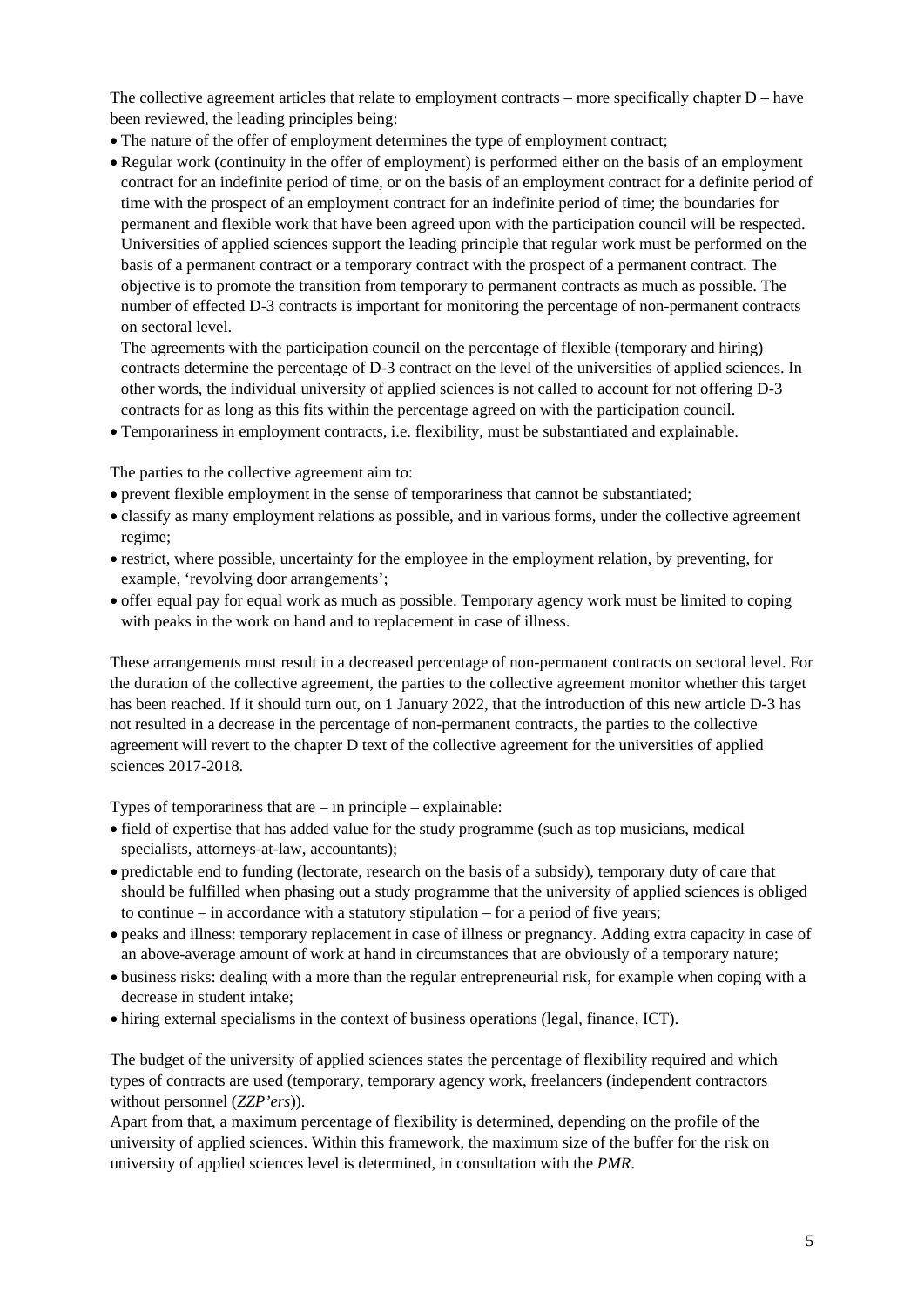The collective agreement articles that relate to employment contracts – more specifically chapter D – have been reviewed, the leading principles being:

- The nature of the offer of employment determines the type of employment contract;
- Regular work (continuity in the offer of employment) is performed either on the basis of an employment contract for an indefinite period of time, or on the basis of an employment contract for a definite period of time with the prospect of an employment contract for an indefinite period of time; the boundaries for permanent and flexible work that have been agreed upon with the participation council will be respected. Universities of applied sciences support the leading principle that regular work must be performed on the basis of a permanent contract or a temporary contract with the prospect of a permanent contract. The objective is to promote the transition from temporary to permanent contracts as much as possible. The number of effected D-3 contracts is important for monitoring the percentage of non-permanent contracts on sectoral level.

  The agreements with the participation council on the percentage of flexible (temporary and hiring) contracts determine the percentage of D-3 contract on the level of the universities of applied sciences. In other words, the individual university of applied sciences is not called to account for not offering D-3 contracts for as long as this fits within the percentage agreed on with the participation council.
- Temporariness in employment contracts, i.e. flexibility, must be substantiated and explainable.

The parties to the collective agreement aim to:

- prevent flexible employment in the sense of temporariness that cannot be substantiated;
- classify as many employment relations as possible, and in various forms, under the collective agreement regime;
- restrict, where possible, uncertainty for the employee in the employment relation, by preventing, for example, 'revolving door arrangements';
- offer equal pay for equal work as much as possible. Temporary agency work must be limited to coping with peaks in the work on hand and to replacement in case of illness.

These arrangements must result in a decreased percentage of non-permanent contracts on sectoral level. For the duration of the collective agreement, the parties to the collective agreement monitor whether this target has been reached. If it should turn out, on 1 January 2022, that the introduction of this new article D-3 has not resulted in a decrease in the percentage of non-permanent contracts, the parties to the collective agreement will revert to the chapter D text of the collective agreement for the universities of applied sciences 2017-2018.

Types of temporariness that are – in principle – explainable:

- field of expertise that has added value for the study programme (such as top musicians, medical specialists, attorneys-at-law, accountants);
- predictable end to funding (lectorate, research on the basis of a subsidy), temporary duty of care that should be fulfilled when phasing out a study programme that the university of applied sciences is obliged to continue – in accordance with a statutory stipulation – for a period of five years;
- peaks and illness: temporary replacement in case of illness or pregnancy. Adding extra capacity in case of an above-average amount of work at hand in circumstances that are obviously of a temporary nature;
- business risks: dealing with a more than the regular entrepreneurial risk, for example when coping with a decrease in student intake;
- hiring external specialisms in the context of business operations (legal, finance, ICT).

The budget of the university of applied sciences states the percentage of flexibility required and which types of contracts are used (temporary, temporary agency work, freelancers (independent contractors without personnel (*ZZP'ers*)).
Apart from that, a maximum percentage of flexibility is determined, depending on the profile of the university of applied sciences. Within this framework, the maximum size of the buffer for the risk on university of applied sciences level is determined, in consultation with the *PMR*.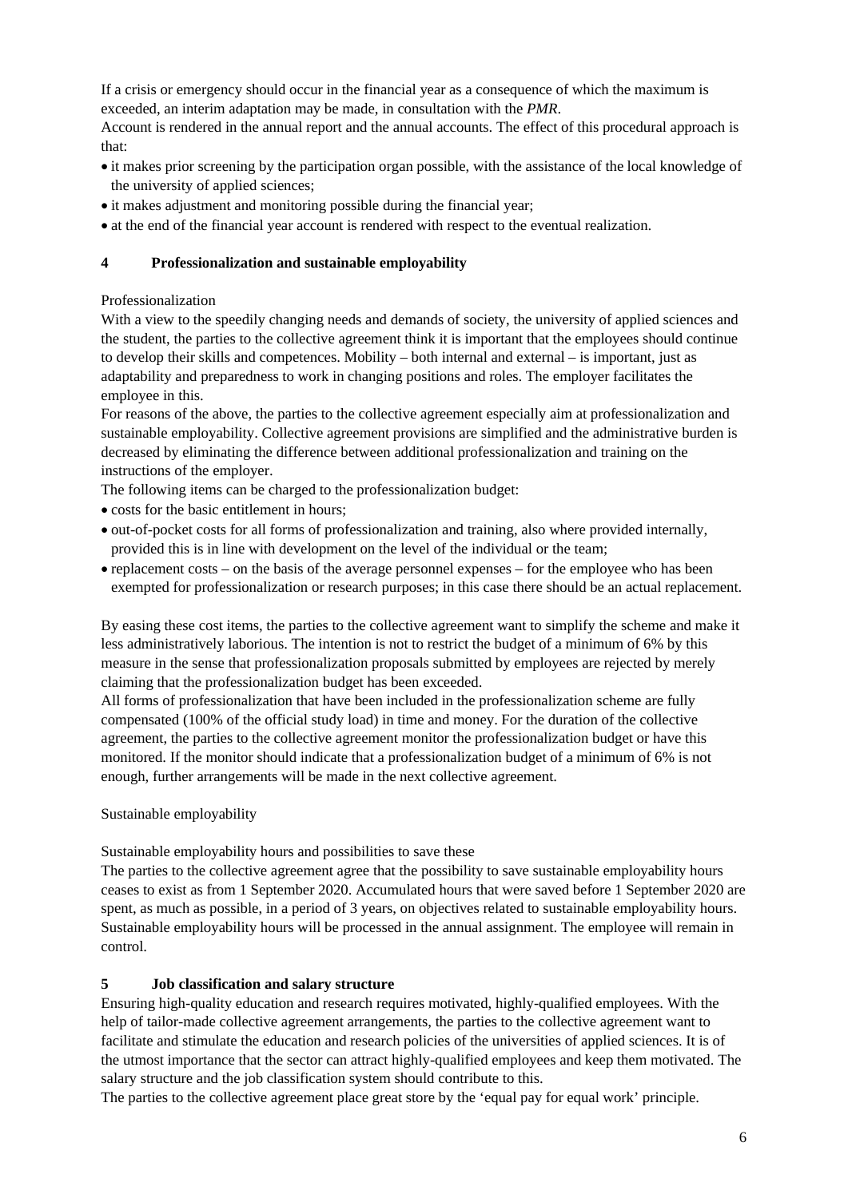If a crisis or emergency should occur in the financial year as a consequence of which the maximum is exceeded, an interim adaptation may be made, in consultation with the *PMR*.
Account is rendered in the annual report and the annual accounts. The effect of this procedural approach is that:

- it makes prior screening by the participation organ possible, with the assistance of the local knowledge of the university of applied sciences;
- it makes adjustment and monitoring possible during the financial year;
- at the end of the financial year account is rendered with respect to the eventual realization.

## 4 Professionalization and sustainable employability

Professionalization

With a view to the speedily changing needs and demands of society, the university of applied sciences and the student, the parties to the collective agreement think it is important that the employees should continue to develop their skills and competences. Mobility – both internal and external – is important, just as adaptability and preparedness to work in changing positions and roles. The employer facilitates the employee in this.
For reasons of the above, the parties to the collective agreement especially aim at professionalization and sustainable employability. Collective agreement provisions are simplified and the administrative burden is decreased by eliminating the difference between additional professionalization and training on the instructions of the employer.
The following items can be charged to the professionalization budget:

- costs for the basic entitlement in hours;
- out-of-pocket costs for all forms of professionalization and training, also where provided internally, provided this is in line with development on the level of the individual or the team;
- replacement costs – on the basis of the average personnel expenses – for the employee who has been exempted for professionalization or research purposes; in this case there should be an actual replacement.

By easing these cost items, the parties to the collective agreement want to simplify the scheme and make it less administratively laborious. The intention is not to restrict the budget of a minimum of 6% by this measure in the sense that professionalization proposals submitted by employees are rejected by merely claiming that the professionalization budget has been exceeded.
All forms of professionalization that have been included in the professionalization scheme are fully compensated (100% of the official study load) in time and money. For the duration of the collective agreement, the parties to the collective agreement monitor the professionalization budget or have this monitored. If the monitor should indicate that a professionalization budget of a minimum of 6% is not enough, further arrangements will be made in the next collective agreement.

Sustainable employability

Sustainable employability hours and possibilities to save these
The parties to the collective agreement agree that the possibility to save sustainable employability hours ceases to exist as from 1 September 2020. Accumulated hours that were saved before 1 September 2020 are spent, as much as possible, in a period of 3 years, on objectives related to sustainable employability hours. Sustainable employability hours will be processed in the annual assignment. The employee will remain in control.

## 5 Job classification and salary structure

Ensuring high-quality education and research requires motivated, highly-qualified employees. With the help of tailor-made collective agreement arrangements, the parties to the collective agreement want to facilitate and stimulate the education and research policies of the universities of applied sciences. It is of the utmost importance that the sector can attract highly-qualified employees and keep them motivated. The salary structure and the job classification system should contribute to this.
The parties to the collective agreement place great store by the 'equal pay for equal work' principle.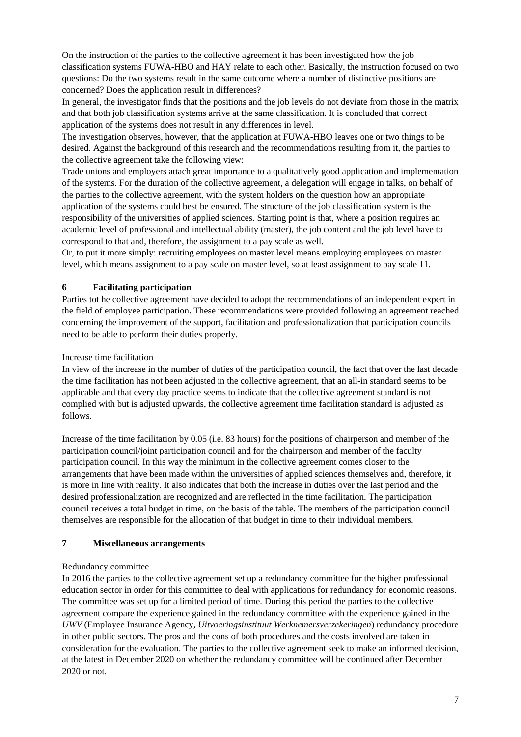On the instruction of the parties to the collective agreement it has been investigated how the job classification systems FUWA-HBO and HAY relate to each other. Basically, the instruction focused on two questions: Do the two systems result in the same outcome where a number of distinctive positions are concerned? Does the application result in differences?

In general, the investigator finds that the positions and the job levels do not deviate from those in the matrix and that both job classification systems arrive at the same classification. It is concluded that correct application of the systems does not result in any differences in level.

The investigation observes, however, that the application at FUWA-HBO leaves one or two things to be desired. Against the background of this research and the recommendations resulting from it, the parties to the collective agreement take the following view:

Trade unions and employers attach great importance to a qualitatively good application and implementation of the systems. For the duration of the collective agreement, a delegation will engage in talks, on behalf of the parties to the collective agreement, with the system holders on the question how an appropriate application of the systems could best be ensured. The structure of the job classification system is the responsibility of the universities of applied sciences. Starting point is that, where a position requires an academic level of professional and intellectual ability (master), the job content and the job level have to correspond to that and, therefore, the assignment to a pay scale as well.

Or, to put it more simply: recruiting employees on master level means employing employees on master level, which means assignment to a pay scale on master level, so at least assignment to pay scale 11.

## 6 Facilitating participation

Parties tot he collective agreement have decided to adopt the recommendations of an independent expert in the field of employee participation. These recommendations were provided following an agreement reached concerning the improvement of the support, facilitation and professionalization that participation councils need to be able to perform their duties properly.

Increase time facilitation

In view of the increase in the number of duties of the participation council, the fact that over the last decade the time facilitation has not been adjusted in the collective agreement, that an all-in standard seems to be applicable and that every day practice seems to indicate that the collective agreement standard is not complied with but is adjusted upwards, the collective agreement time facilitation standard is adjusted as follows.

Increase of the time facilitation by 0.05 (i.e. 83 hours) for the positions of chairperson and member of the participation council/joint participation council and for the chairperson and member of the faculty participation council. In this way the minimum in the collective agreement comes closer to the arrangements that have been made within the universities of applied sciences themselves and, therefore, it is more in line with reality. It also indicates that both the increase in duties over the last period and the desired professionalization are recognized and are reflected in the time facilitation. The participation council receives a total budget in time, on the basis of the table. The members of the participation council themselves are responsible for the allocation of that budget in time to their individual members.

## 7 Miscellaneous arrangements

Redundancy committee

In 2016 the parties to the collective agreement set up a redundancy committee for the higher professional education sector in order for this committee to deal with applications for redundancy for economic reasons. The committee was set up for a limited period of time. During this period the parties to the collective agreement compare the experience gained in the redundancy committee with the experience gained in the *UWV* (Employee Insurance Agency, *Uitvoeringsinstituut Werknemersverzekeringen*) redundancy procedure in other public sectors. The pros and the cons of both procedures and the costs involved are taken in consideration for the evaluation. The parties to the collective agreement seek to make an informed decision, at the latest in December 2020 on whether the redundancy committee will be continued after December 2020 or not.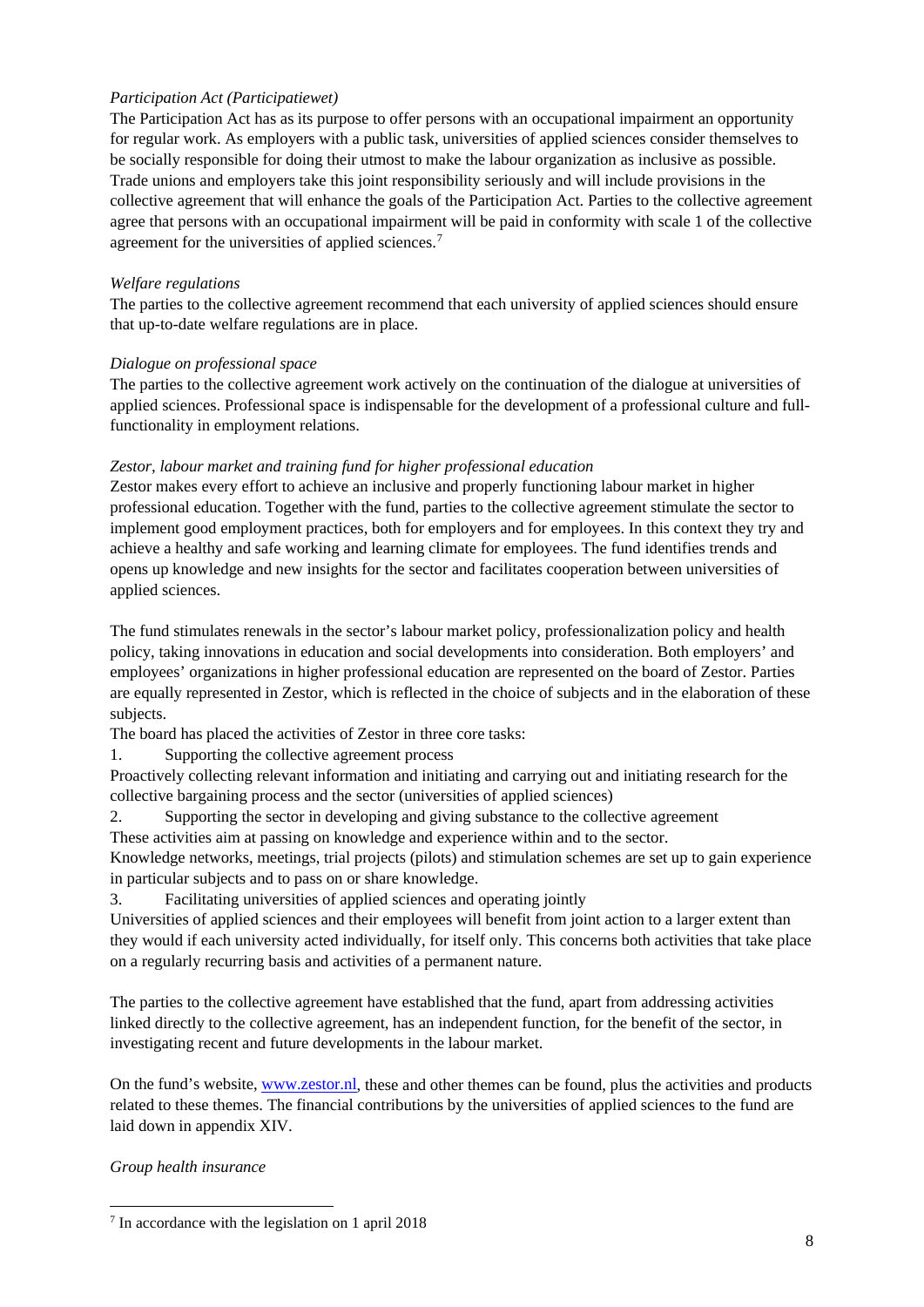*Participation Act (Participatiewet)*

The Participation Act has as its purpose to offer persons with an occupational impairment an opportunity for regular work. As employers with a public task, universities of applied sciences consider themselves to be socially responsible for doing their utmost to make the labour organization as inclusive as possible. Trade unions and employers take this joint responsibility seriously and will include provisions in the collective agreement that will enhance the goals of the Participation Act. Parties to the collective agreement agree that persons with an occupational impairment will be paid in conformity with scale 1 of the collective agreement for the universities of applied sciences.[7]

*Welfare regulations*

The parties to the collective agreement recommend that each university of applied sciences should ensure that up-to-date welfare regulations are in place.

*Dialogue on professional space*

The parties to the collective agreement work actively on the continuation of the dialogue at universities of applied sciences. Professional space is indispensable for the development of a professional culture and full-functionality in employment relations.

*Zestor, labour market and training fund for higher professional education*

Zestor makes every effort to achieve an inclusive and properly functioning labour market in higher professional education. Together with the fund, parties to the collective agreement stimulate the sector to implement good employment practices, both for employers and for employees. In this context they try and achieve a healthy and safe working and learning climate for employees. The fund identifies trends and opens up knowledge and new insights for the sector and facilitates cooperation between universities of applied sciences.

The fund stimulates renewals in the sector's labour market policy, professionalization policy and health policy, taking innovations in education and social developments into consideration. Both employers' and employees' organizations in higher professional education are represented on the board of Zestor. Parties are equally represented in Zestor, which is reflected in the choice of subjects and in the elaboration of these subjects.

The board has placed the activities of Zestor in three core tasks:

1. Supporting the collective agreement process

Proactively collecting relevant information and initiating and carrying out and initiating research for the collective bargaining process and the sector (universities of applied sciences)

2. Supporting the sector in developing and giving substance to the collective agreement

These activities aim at passing on knowledge and experience within and to the sector.
Knowledge networks, meetings, trial projects (pilots) and stimulation schemes are set up to gain experience in particular subjects and to pass on or share knowledge.

3. Facilitating universities of applied sciences and operating jointly

Universities of applied sciences and their employees will benefit from joint action to a larger extent than they would if each university acted individually, for itself only. This concerns both activities that take place on a regularly recurring basis and activities of a permanent nature.

The parties to the collective agreement have established that the fund, apart from addressing activities linked directly to the collective agreement, has an independent function, for the benefit of the sector, in investigating recent and future developments in the labour market.

On the fund's website, www.zestor.nl, these and other themes can be found, plus the activities and products related to these themes. The financial contributions by the universities of applied sciences to the fund are laid down in appendix XIV.

*Group health insurance*

---

[7] In accordance with the legislation on 1 april 2018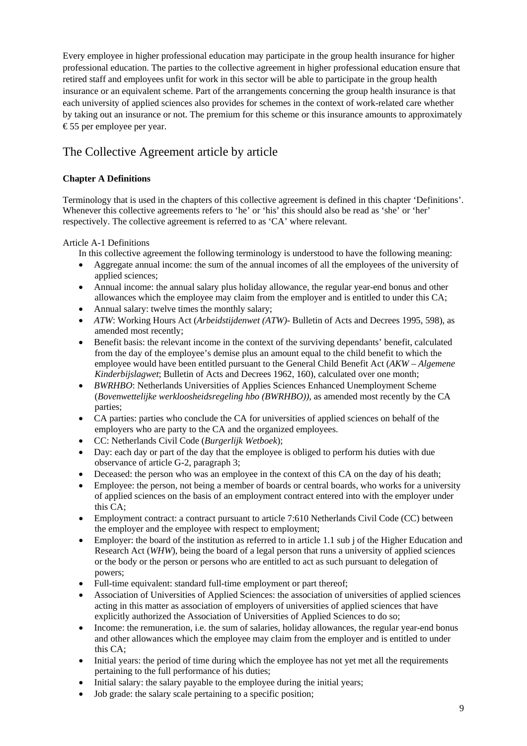Every employee in higher professional education may participate in the group health insurance for higher professional education. The parties to the collective agreement in higher professional education ensure that retired staff and employees unfit for work in this sector will be able to participate in the group health insurance or an equivalent scheme. Part of the arrangements concerning the group health insurance is that each university of applied sciences also provides for schemes in the context of work-related care whether by taking out an insurance or not. The premium for this scheme or this insurance amounts to approximately € 55 per employee per year.

## The Collective Agreement article by article

### Chapter A Definitions

Terminology that is used in the chapters of this collective agreement is defined in this chapter 'Definitions'. Whenever this collective agreements refers to 'he' or 'his' this should also be read as 'she' or 'her' respectively. The collective agreement is referred to as 'CA' where relevant.

Article A-1 Definitions

In this collective agreement the following terminology is understood to have the following meaning:

- Aggregate annual income: the sum of the annual incomes of all the employees of the university of applied sciences;
- Annual income: the annual salary plus holiday allowance, the regular year-end bonus and other allowances which the employee may claim from the employer and is entitled to under this CA;
- Annual salary: twelve times the monthly salary;
- *ATW*: Working Hours Act (*Arbeidstijdenwet (ATW)*- Bulletin of Acts and Decrees 1995, 598), as amended most recently;
- Benefit basis: the relevant income in the context of the surviving dependants' benefit, calculated from the day of the employee's demise plus an amount equal to the child benefit to which the employee would have been entitled pursuant to the General Child Benefit Act (*AKW – Algemene Kinderbijslagwet*; Bulletin of Acts and Decrees 1962, 160), calculated over one month;
- *BWRHBO*: Netherlands Universities of Applies Sciences Enhanced Unemployment Scheme (*Bovenwettelijke werkloosheidsregeling hbo (BWRHBO))*, as amended most recently by the CA parties;
- CA parties: parties who conclude the CA for universities of applied sciences on behalf of the employers who are party to the CA and the organized employees.
- CC: Netherlands Civil Code (*Burgerlijk Wetboek*);
- Day: each day or part of the day that the employee is obliged to perform his duties with due observance of article G-2, paragraph 3;
- Deceased: the person who was an employee in the context of this CA on the day of his death;
- Employee: the person, not being a member of boards or central boards, who works for a university of applied sciences on the basis of an employment contract entered into with the employer under this CA;
- Employment contract: a contract pursuant to article 7:610 Netherlands Civil Code (CC) between the employer and the employee with respect to employment;
- Employer: the board of the institution as referred to in article 1.1 sub j of the Higher Education and Research Act (*WHW*), being the board of a legal person that runs a university of applied sciences or the body or the person or persons who are entitled to act as such pursuant to delegation of powers;
- Full-time equivalent: standard full-time employment or part thereof;
- Association of Universities of Applied Sciences: the association of universities of applied sciences acting in this matter as association of employers of universities of applied sciences that have explicitly authorized the Association of Universities of Applied Sciences to do so;
- Income: the remuneration, i.e. the sum of salaries, holiday allowances, the regular year-end bonus and other allowances which the employee may claim from the employer and is entitled to under this CA;
- Initial years: the period of time during which the employee has not yet met all the requirements pertaining to the full performance of his duties;
- Initial salary: the salary payable to the employee during the initial years;
- Job grade: the salary scale pertaining to a specific position;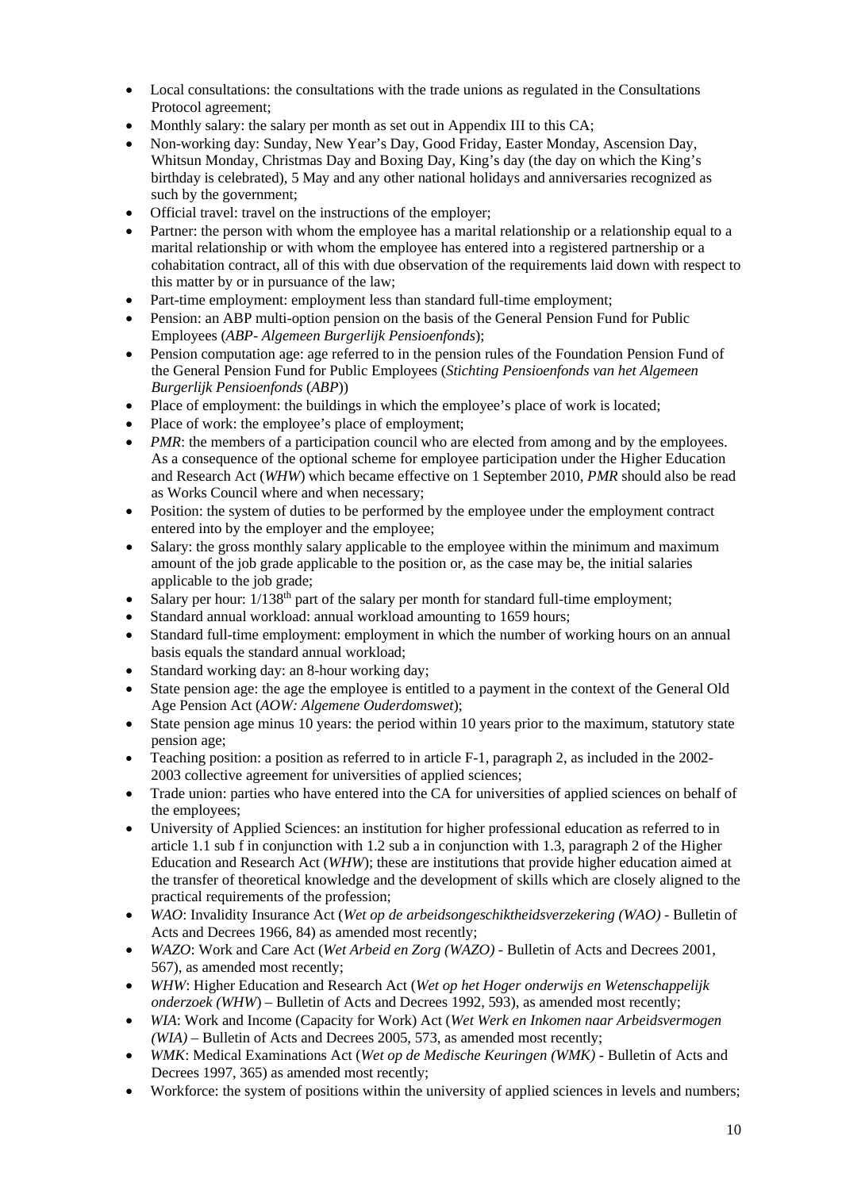- Local consultations: the consultations with the trade unions as regulated in the Consultations Protocol agreement;
- Monthly salary: the salary per month as set out in Appendix III to this CA;
- Non-working day: Sunday, New Year's Day, Good Friday, Easter Monday, Ascension Day, Whitsun Monday, Christmas Day and Boxing Day, King's day (the day on which the King's birthday is celebrated), 5 May and any other national holidays and anniversaries recognized as such by the government;
- Official travel: travel on the instructions of the employer;
- Partner: the person with whom the employee has a marital relationship or a relationship equal to a marital relationship or with whom the employee has entered into a registered partnership or a cohabitation contract, all of this with due observation of the requirements laid down with respect to this matter by or in pursuance of the law;
- Part-time employment: employment less than standard full-time employment;
- Pension: an ABP multi-option pension on the basis of the General Pension Fund for Public Employees (*ABP- Algemeen Burgerlijk Pensioenfonds*);
- Pension computation age: age referred to in the pension rules of the Foundation Pension Fund of the General Pension Fund for Public Employees (*Stichting Pensioenfonds van het Algemeen Burgerlijk Pensioenfonds* (*ABP*))
- Place of employment: the buildings in which the employee's place of work is located;
- Place of work: the employee's place of employment;
- *PMR*: the members of a participation council who are elected from among and by the employees. As a consequence of the optional scheme for employee participation under the Higher Education and Research Act (*WHW*) which became effective on 1 September 2010, *PMR* should also be read as Works Council where and when necessary;
- Position: the system of duties to be performed by the employee under the employment contract entered into by the employer and the employee;
- Salary: the gross monthly salary applicable to the employee within the minimum and maximum amount of the job grade applicable to the position or, as the case may be, the initial salaries applicable to the job grade;
- Salary per hour: 1/138th part of the salary per month for standard full-time employment;
- Standard annual workload: annual workload amounting to 1659 hours;
- Standard full-time employment: employment in which the number of working hours on an annual basis equals the standard annual workload;
- Standard working day: an 8-hour working day;
- State pension age: the age the employee is entitled to a payment in the context of the General Old Age Pension Act (*AOW: Algemene Ouderdomswet*);
- State pension age minus 10 years: the period within 10 years prior to the maximum, statutory state pension age;
- Teaching position: a position as referred to in article F-1, paragraph 2, as included in the 2002-2003 collective agreement for universities of applied sciences;
- Trade union: parties who have entered into the CA for universities of applied sciences on behalf of the employees;
- University of Applied Sciences: an institution for higher professional education as referred to in article 1.1 sub f in conjunction with 1.2 sub a in conjunction with 1.3, paragraph 2 of the Higher Education and Research Act (*WHW*); these are institutions that provide higher education aimed at the transfer of theoretical knowledge and the development of skills which are closely aligned to the practical requirements of the profession;
- *WAO*: Invalidity Insurance Act (*Wet op de arbeidsongeschiktheidsverzekering (WAO)* - Bulletin of Acts and Decrees 1966, 84) as amended most recently;
- *WAZO*: Work and Care Act (*Wet Arbeid en Zorg (WAZO)* - Bulletin of Acts and Decrees 2001, 567), as amended most recently;
- *WHW*: Higher Education and Research Act (*Wet op het Hoger onderwijs en Wetenschappelijk onderzoek (WHW*) – Bulletin of Acts and Decrees 1992, 593), as amended most recently;
- *WIA*: Work and Income (Capacity for Work) Act (*Wet Werk en Inkomen naar Arbeidsvermogen (WIA)* – Bulletin of Acts and Decrees 2005, 573, as amended most recently;
- *WMK*: Medical Examinations Act (*Wet op de Medische Keuringen (WMK)* - Bulletin of Acts and Decrees 1997, 365) as amended most recently;
- Workforce: the system of positions within the university of applied sciences in levels and numbers;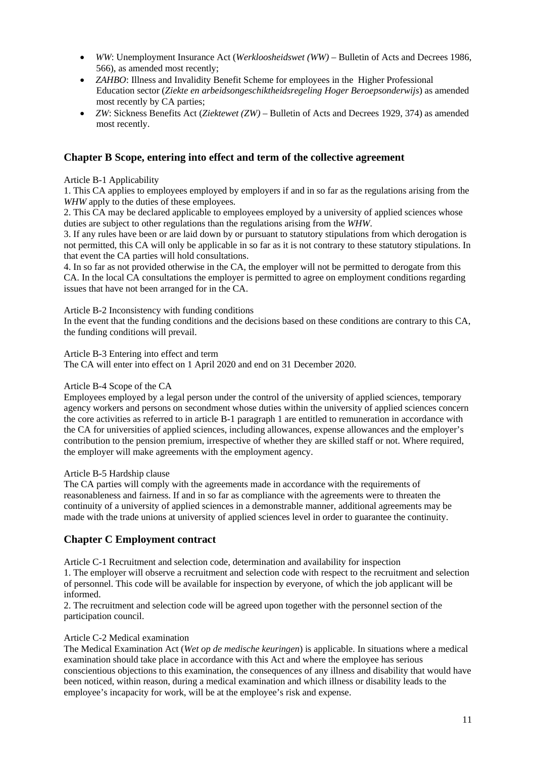- *WW*: Unemployment Insurance Act (*Werkloosheidswet (WW)* – Bulletin of Acts and Decrees 1986, 566), as amended most recently;
- *ZAHBO*: Illness and Invalidity Benefit Scheme for employees in the Higher Professional Education sector (*Ziekte en arbeidsongeschiktheidsregeling Hoger Beroepsonderwijs*) as amended most recently by CA parties;
- *ZW*: Sickness Benefits Act (*Ziektewet (ZW)* – Bulletin of Acts and Decrees 1929, 374) as amended most recently.

## Chapter B Scope, entering into effect and term of the collective agreement

Article B-1 Applicability

1. This CA applies to employees employed by employers if and in so far as the regulations arising from the *WHW* apply to the duties of these employees.
2. This CA may be declared applicable to employees employed by a university of applied sciences whose duties are subject to other regulations than the regulations arising from the *WHW*.
3. If any rules have been or are laid down by or pursuant to statutory stipulations from which derogation is not permitted, this CA will only be applicable in so far as it is not contrary to these statutory stipulations. In that event the CA parties will hold consultations.
4. In so far as not provided otherwise in the CA, the employer will not be permitted to derogate from this CA. In the local CA consultations the employer is permitted to agree on employment conditions regarding issues that have not been arranged for in the CA.

Article B-2 Inconsistency with funding conditions

In the event that the funding conditions and the decisions based on these conditions are contrary to this CA, the funding conditions will prevail.

Article B-3 Entering into effect and term

The CA will enter into effect on 1 April 2020 and end on 31 December 2020.

Article B-4 Scope of the CA

Employees employed by a legal person under the control of the university of applied sciences, temporary agency workers and persons on secondment whose duties within the university of applied sciences concern the core activities as referred to in article B-1 paragraph 1 are entitled to remuneration in accordance with the CA for universities of applied sciences, including allowances, expense allowances and the employer's contribution to the pension premium, irrespective of whether they are skilled staff or not. Where required, the employer will make agreements with the employment agency.

Article B-5 Hardship clause

The CA parties will comply with the agreements made in accordance with the requirements of reasonableness and fairness. If and in so far as compliance with the agreements were to threaten the continuity of a university of applied sciences in a demonstrable manner, additional agreements may be made with the trade unions at university of applied sciences level in order to guarantee the continuity.

## Chapter C Employment contract

Article C-1 Recruitment and selection code, determination and availability for inspection

1. The employer will observe a recruitment and selection code with respect to the recruitment and selection of personnel. This code will be available for inspection by everyone, of which the job applicant will be informed.
2. The recruitment and selection code will be agreed upon together with the personnel section of the participation council.

Article C-2 Medical examination

The Medical Examination Act (*Wet op de medische keuringen*) is applicable. In situations where a medical examination should take place in accordance with this Act and where the employee has serious conscientious objections to this examination, the consequences of any illness and disability that would have been noticed, within reason, during a medical examination and which illness or disability leads to the employee's incapacity for work, will be at the employee's risk and expense.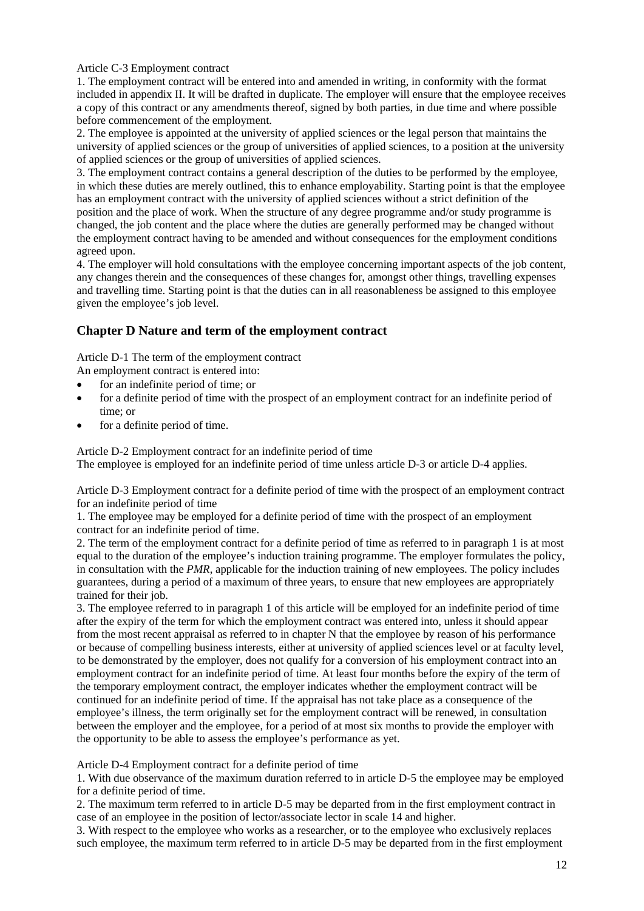Article C-3 Employment contract

1. The employment contract will be entered into and amended in writing, in conformity with the format included in appendix II. It will be drafted in duplicate. The employer will ensure that the employee receives a copy of this contract or any amendments thereof, signed by both parties, in due time and where possible before commencement of the employment.
2. The employee is appointed at the university of applied sciences or the legal person that maintains the university of applied sciences or the group of universities of applied sciences, to a position at the university of applied sciences or the group of universities of applied sciences.
3. The employment contract contains a general description of the duties to be performed by the employee, in which these duties are merely outlined, this to enhance employability. Starting point is that the employee has an employment contract with the university of applied sciences without a strict definition of the position and the place of work. When the structure of any degree programme and/or study programme is changed, the job content and the place where the duties are generally performed may be changed without the employment contract having to be amended and without consequences for the employment conditions agreed upon.
4. The employer will hold consultations with the employee concerning important aspects of the job content, any changes therein and the consequences of these changes for, amongst other things, travelling expenses and travelling time. Starting point is that the duties can in all reasonableness be assigned to this employee given the employee's job level.

## Chapter D Nature and term of the employment contract

Article D-1 The term of the employment contract

An employment contract is entered into:

- for an indefinite period of time; or
- for a definite period of time with the prospect of an employment contract for an indefinite period of time; or
- for a definite period of time.

Article D-2 Employment contract for an indefinite period of time

The employee is employed for an indefinite period of time unless article D-3 or article D-4 applies.

Article D-3 Employment contract for a definite period of time with the prospect of an employment contract for an indefinite period of time

1. The employee may be employed for a definite period of time with the prospect of an employment contract for an indefinite period of time.
2. The term of the employment contract for a definite period of time as referred to in paragraph 1 is at most equal to the duration of the employee's induction training programme. The employer formulates the policy, in consultation with the *PMR*, applicable for the induction training of new employees. The policy includes guarantees, during a period of a maximum of three years, to ensure that new employees are appropriately trained for their job.
3. The employee referred to in paragraph 1 of this article will be employed for an indefinite period of time after the expiry of the term for which the employment contract was entered into, unless it should appear from the most recent appraisal as referred to in chapter N that the employee by reason of his performance or because of compelling business interests, either at university of applied sciences level or at faculty level, to be demonstrated by the employer, does not qualify for a conversion of his employment contract into an employment contract for an indefinite period of time. At least four months before the expiry of the term of the temporary employment contract, the employer indicates whether the employment contract will be continued for an indefinite period of time. If the appraisal has not take place as a consequence of the employee's illness, the term originally set for the employment contract will be renewed, in consultation between the employer and the employee, for a period of at most six months to provide the employer with the opportunity to be able to assess the employee's performance as yet.

Article D-4 Employment contract for a definite period of time

1. With due observance of the maximum duration referred to in article D-5 the employee may be employed for a definite period of time.
2. The maximum term referred to in article D-5 may be departed from in the first employment contract in case of an employee in the position of lector/associate lector in scale 14 and higher.
3. With respect to the employee who works as a researcher, or to the employee who exclusively replaces such employee, the maximum term referred to in article D-5 may be departed from in the first employment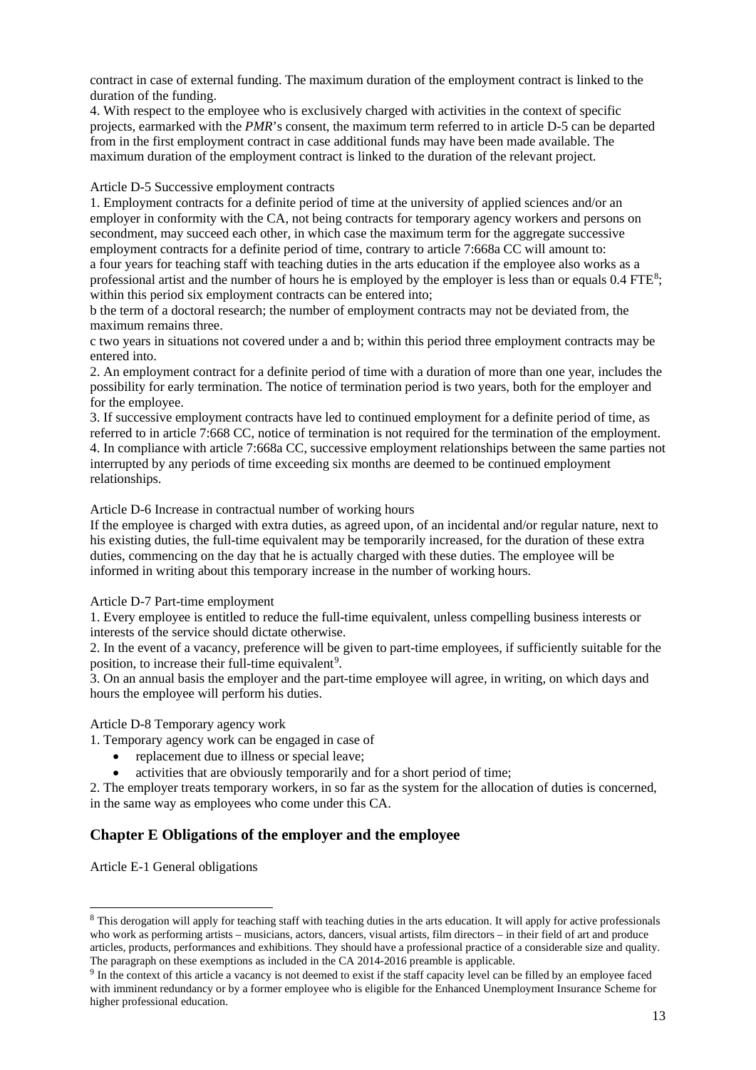contract in case of external funding. The maximum duration of the employment contract is linked to the duration of the funding.
4. With respect to the employee who is exclusively charged with activities in the context of specific projects, earmarked with the *PMR*'s consent, the maximum term referred to in article D-5 can be departed from in the first employment contract in case additional funds may have been made available. The maximum duration of the employment contract is linked to the duration of the relevant project.

Article D-5 Successive employment contracts

1. Employment contracts for a definite period of time at the university of applied sciences and/or an employer in conformity with the CA, not being contracts for temporary agency workers and persons on secondment, may succeed each other, in which case the maximum term for the aggregate successive employment contracts for a definite period of time, contrary to article 7:668a CC will amount to:
a four years for teaching staff with teaching duties in the arts education if the employee also works as a professional artist and the number of hours he is employed by the employer is less than or equals 0.4 FTE[8]; within this period six employment contracts can be entered into;
b the term of a doctoral research; the number of employment contracts may not be deviated from, the maximum remains three.
c two years in situations not covered under a and b; within this period three employment contracts may be entered into.
2. An employment contract for a definite period of time with a duration of more than one year, includes the possibility for early termination. The notice of termination period is two years, both for the employer and for the employee.
3. If successive employment contracts have led to continued employment for a definite period of time, as referred to in article 7:668 CC, notice of termination is not required for the termination of the employment.
4. In compliance with article 7:668a CC, successive employment relationships between the same parties not interrupted by any periods of time exceeding six months are deemed to be continued employment relationships.

Article D-6 Increase in contractual number of working hours

If the employee is charged with extra duties, as agreed upon, of an incidental and/or regular nature, next to his existing duties, the full-time equivalent may be temporarily increased, for the duration of these extra duties, commencing on the day that he is actually charged with these duties. The employee will be informed in writing about this temporary increase in the number of working hours.

Article D-7 Part-time employment

1. Every employee is entitled to reduce the full-time equivalent, unless compelling business interests or interests of the service should dictate otherwise.
2. In the event of a vacancy, preference will be given to part-time employees, if sufficiently suitable for the position, to increase their full-time equivalent[9].
3. On an annual basis the employer and the part-time employee will agree, in writing, on which days and hours the employee will perform his duties.

Article D-8 Temporary agency work

1. Temporary agency work can be engaged in case of
   - replacement due to illness or special leave;
   - activities that are obviously temporarily and for a short period of time;
2. The employer treats temporary workers, in so far as the system for the allocation of duties is concerned, in the same way as employees who come under this CA.

## Chapter E Obligations of the employer and the employee

Article E-1 General obligations

---

[8] This derogation will apply for teaching staff with teaching duties in the arts education. It will apply for active professionals who work as performing artists – musicians, actors, dancers, visual artists, film directors – in their field of art and produce articles, products, performances and exhibitions. They should have a professional practice of a considerable size and quality. The paragraph on these exemptions as included in the CA 2014-2016 preamble is applicable.

[9] In the context of this article a vacancy is not deemed to exist if the staff capacity level can be filled by an employee faced with imminent redundancy or by a former employee who is eligible for the Enhanced Unemployment Insurance Scheme for higher professional education.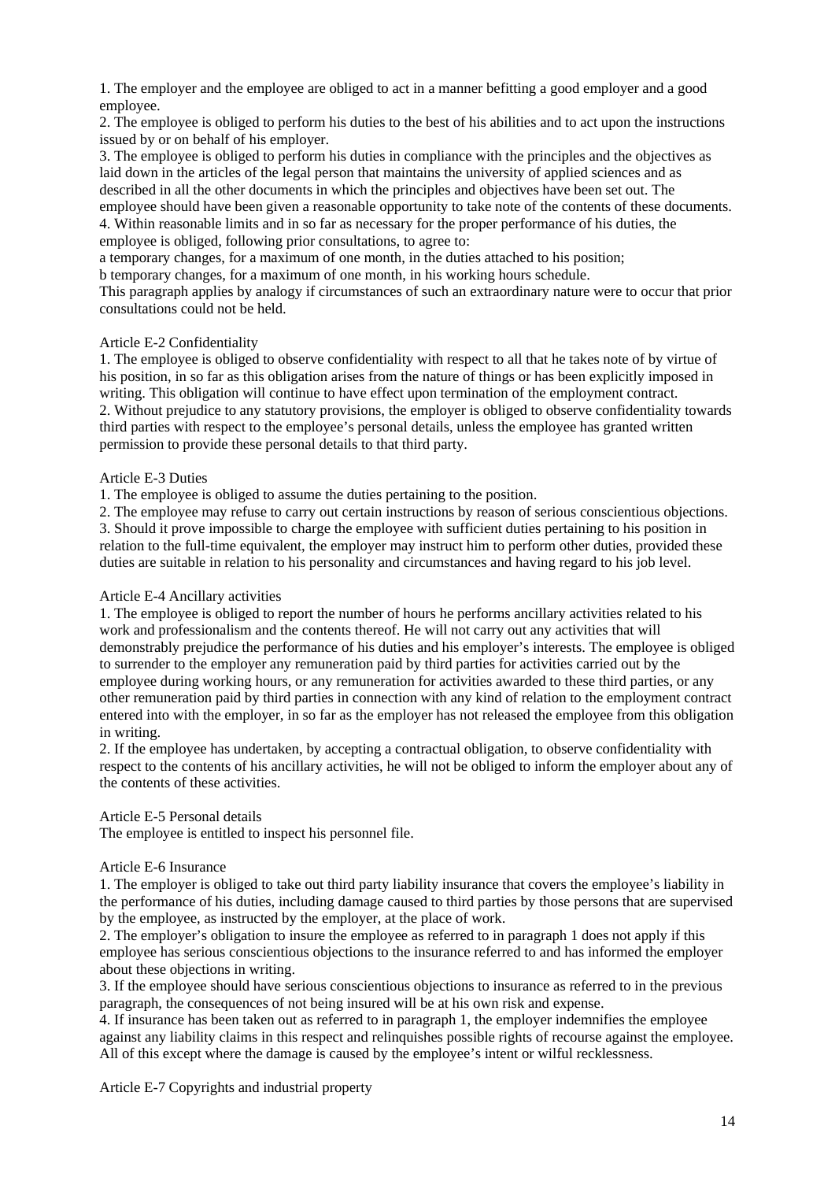1. The employer and the employee are obliged to act in a manner befitting a good employer and a good employee.
2. The employee is obliged to perform his duties to the best of his abilities and to act upon the instructions issued by or on behalf of his employer.
3. The employee is obliged to perform his duties in compliance with the principles and the objectives as laid down in the articles of the legal person that maintains the university of applied sciences and as described in all the other documents in which the principles and objectives have been set out. The employee should have been given a reasonable opportunity to take note of the contents of these documents.
4. Within reasonable limits and in so far as necessary for the proper performance of his duties, the employee is obliged, following prior consultations, to agree to:

a temporary changes, for a maximum of one month, in the duties attached to his position;
b temporary changes, for a maximum of one month, in his working hours schedule.

This paragraph applies by analogy if circumstances of such an extraordinary nature were to occur that prior consultations could not be held.

## Article E-2 Confidentiality

1. The employee is obliged to observe confidentiality with respect to all that he takes note of by virtue of his position, in so far as this obligation arises from the nature of things or has been explicitly imposed in writing. This obligation will continue to have effect upon termination of the employment contract.
2. Without prejudice to any statutory provisions, the employer is obliged to observe confidentiality towards third parties with respect to the employee's personal details, unless the employee has granted written permission to provide these personal details to that third party.

## Article E-3 Duties

1. The employee is obliged to assume the duties pertaining to the position.
2. The employee may refuse to carry out certain instructions by reason of serious conscientious objections.
3. Should it prove impossible to charge the employee with sufficient duties pertaining to his position in relation to the full-time equivalent, the employer may instruct him to perform other duties, provided these duties are suitable in relation to his personality and circumstances and having regard to his job level.

## Article E-4 Ancillary activities

1. The employee is obliged to report the number of hours he performs ancillary activities related to his work and professionalism and the contents thereof. He will not carry out any activities that will demonstrably prejudice the performance of his duties and his employer's interests. The employee is obliged to surrender to the employer any remuneration paid by third parties for activities carried out by the employee during working hours, or any remuneration for activities awarded to these third parties, or any other remuneration paid by third parties in connection with any kind of relation to the employment contract entered into with the employer, in so far as the employer has not released the employee from this obligation in writing.
2. If the employee has undertaken, by accepting a contractual obligation, to observe confidentiality with respect to the contents of his ancillary activities, he will not be obliged to inform the employer about any of the contents of these activities.

## Article E-5 Personal details

The employee is entitled to inspect his personnel file.

## Article E-6 Insurance

1. The employer is obliged to take out third party liability insurance that covers the employee's liability in the performance of his duties, including damage caused to third parties by those persons that are supervised by the employee, as instructed by the employer, at the place of work.
2. The employer's obligation to insure the employee as referred to in paragraph 1 does not apply if this employee has serious conscientious objections to the insurance referred to and has informed the employer about these objections in writing.
3. If the employee should have serious conscientious objections to insurance as referred to in the previous paragraph, the consequences of not being insured will be at his own risk and expense.
4. If insurance has been taken out as referred to in paragraph 1, the employer indemnifies the employee against any liability claims in this respect and relinquishes possible rights of recourse against the employee. All of this except where the damage is caused by the employee's intent or wilful recklessness.

## Article E-7 Copyrights and industrial property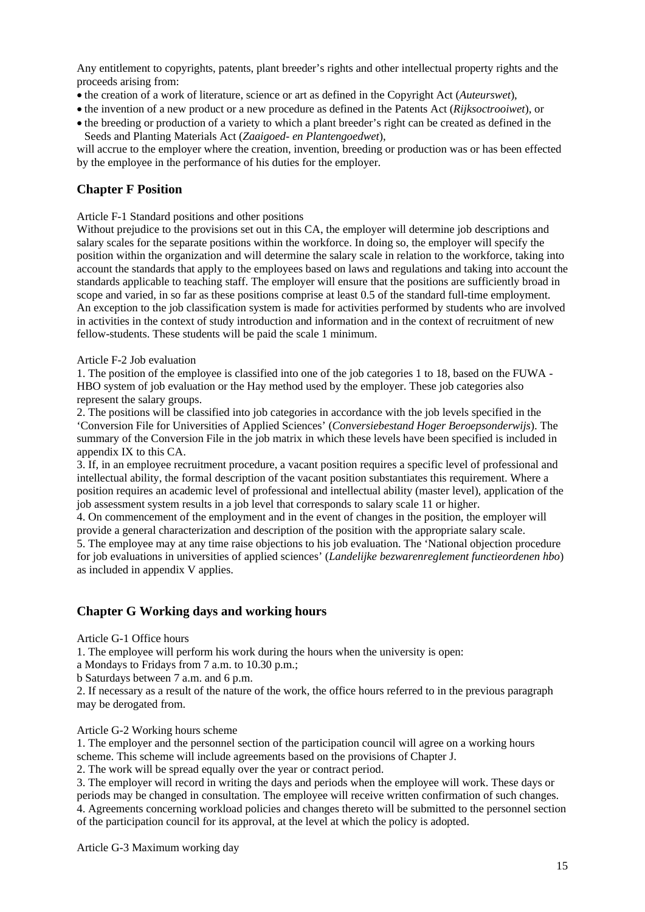Any entitlement to copyrights, patents, plant breeder's rights and other intellectual property rights and the proceeds arising from:

- the creation of a work of literature, science or art as defined in the Copyright Act (*Auteurswet*),
- the invention of a new product or a new procedure as defined in the Patents Act (*Rijksoctrooiwet*), or
- the breeding or production of a variety to which a plant breeder's right can be created as defined in the Seeds and Planting Materials Act (*Zaaigoed- en Plantengoedwet*),

will accrue to the employer where the creation, invention, breeding or production was or has been effected by the employee in the performance of his duties for the employer.

## Chapter F Position

Article F-1 Standard positions and other positions

Without prejudice to the provisions set out in this CA, the employer will determine job descriptions and salary scales for the separate positions within the workforce. In doing so, the employer will specify the position within the organization and will determine the salary scale in relation to the workforce, taking into account the standards that apply to the employees based on laws and regulations and taking into account the standards applicable to teaching staff. The employer will ensure that the positions are sufficiently broad in scope and varied, in so far as these positions comprise at least 0.5 of the standard full-time employment. An exception to the job classification system is made for activities performed by students who are involved in activities in the context of study introduction and information and in the context of recruitment of new fellow-students. These students will be paid the scale 1 minimum.

Article F-2 Job evaluation

1. The position of the employee is classified into one of the job categories 1 to 18, based on the FUWA - HBO system of job evaluation or the Hay method used by the employer. These job categories also represent the salary groups.
2. The positions will be classified into job categories in accordance with the job levels specified in the 'Conversion File for Universities of Applied Sciences' (*Conversiebestand Hoger Beroepsonderwijs*). The summary of the Conversion File in the job matrix in which these levels have been specified is included in appendix IX to this CA.
3. If, in an employee recruitment procedure, a vacant position requires a specific level of professional and intellectual ability, the formal description of the vacant position substantiates this requirement. Where a position requires an academic level of professional and intellectual ability (master level), application of the job assessment system results in a job level that corresponds to salary scale 11 or higher.
4. On commencement of the employment and in the event of changes in the position, the employer will provide a general characterization and description of the position with the appropriate salary scale.
5. The employee may at any time raise objections to his job evaluation. The 'National objection procedure for job evaluations in universities of applied sciences' (*Landelijke bezwarenreglement functieordenen hbo*) as included in appendix V applies.

## Chapter G Working days and working hours

Article G-1 Office hours

1. The employee will perform his work during the hours when the university is open:
a Mondays to Fridays from 7 a.m. to 10.30 p.m.;
b Saturdays between 7 a.m. and 6 p.m.
2. If necessary as a result of the nature of the work, the office hours referred to in the previous paragraph may be derogated from.

Article G-2 Working hours scheme

1. The employer and the personnel section of the participation council will agree on a working hours scheme. This scheme will include agreements based on the provisions of Chapter J.
2. The work will be spread equally over the year or contract period.
3. The employer will record in writing the days and periods when the employee will work. These days or periods may be changed in consultation. The employee will receive written confirmation of such changes.
4. Agreements concerning workload policies and changes thereto will be submitted to the personnel section of the participation council for its approval, at the level at which the policy is adopted.

Article G-3 Maximum working day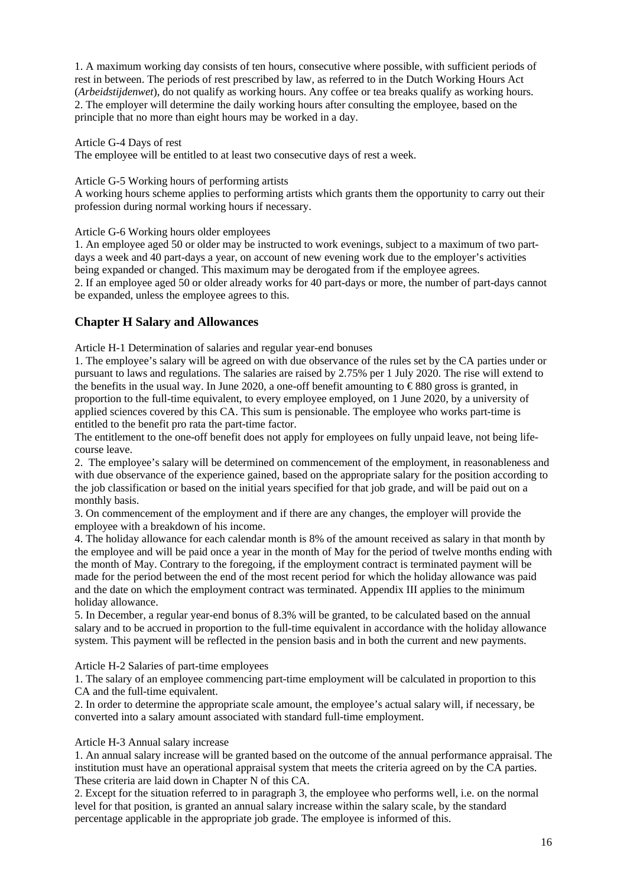1. A maximum working day consists of ten hours, consecutive where possible, with sufficient periods of rest in between. The periods of rest prescribed by law, as referred to in the Dutch Working Hours Act (*Arbeidstijdenwet*), do not qualify as working hours. Any coffee or tea breaks qualify as working hours.
2. The employer will determine the daily working hours after consulting the employee, based on the principle that no more than eight hours may be worked in a day.

Article G-4 Days of rest
The employee will be entitled to at least two consecutive days of rest a week.

Article G-5 Working hours of performing artists
A working hours scheme applies to performing artists which grants them the opportunity to carry out their profession during normal working hours if necessary.

Article G-6 Working hours older employees
1. An employee aged 50 or older may be instructed to work evenings, subject to a maximum of two part-days a week and 40 part-days a year, on account of new evening work due to the employer's activities being expanded or changed. This maximum may be derogated from if the employee agrees.
2. If an employee aged 50 or older already works for 40 part-days or more, the number of part-days cannot be expanded, unless the employee agrees to this.

## Chapter H Salary and Allowances

Article H-1 Determination of salaries and regular year-end bonuses
1. The employee's salary will be agreed on with due observance of the rules set by the CA parties under or pursuant to laws and regulations. The salaries are raised by 2.75% per 1 July 2020. The rise will extend to the benefits in the usual way. In June 2020, a one-off benefit amounting to € 880 gross is granted, in proportion to the full-time equivalent, to every employee employed, on 1 June 2020, by a university of applied sciences covered by this CA. This sum is pensionable. The employee who works part-time is entitled to the benefit pro rata the part-time factor.
The entitlement to the one-off benefit does not apply for employees on fully unpaid leave, not being life-course leave.
2. The employee's salary will be determined on commencement of the employment, in reasonableness and with due observance of the experience gained, based on the appropriate salary for the position according to the job classification or based on the initial years specified for that job grade, and will be paid out on a monthly basis.
3. On commencement of the employment and if there are any changes, the employer will provide the employee with a breakdown of his income.
4. The holiday allowance for each calendar month is 8% of the amount received as salary in that month by the employee and will be paid once a year in the month of May for the period of twelve months ending with the month of May. Contrary to the foregoing, if the employment contract is terminated payment will be made for the period between the end of the most recent period for which the holiday allowance was paid and the date on which the employment contract was terminated. Appendix III applies to the minimum holiday allowance.
5. In December, a regular year-end bonus of 8.3% will be granted, to be calculated based on the annual salary and to be accrued in proportion to the full-time equivalent in accordance with the holiday allowance system. This payment will be reflected in the pension basis and in both the current and new payments.

Article H-2 Salaries of part-time employees
1. The salary of an employee commencing part-time employment will be calculated in proportion to this CA and the full-time equivalent.
2. In order to determine the appropriate scale amount, the employee's actual salary will, if necessary, be converted into a salary amount associated with standard full-time employment.

Article H-3 Annual salary increase
1. An annual salary increase will be granted based on the outcome of the annual performance appraisal. The institution must have an operational appraisal system that meets the criteria agreed on by the CA parties. These criteria are laid down in Chapter N of this CA.
2. Except for the situation referred to in paragraph 3, the employee who performs well, i.e. on the normal level for that position, is granted an annual salary increase within the salary scale, by the standard percentage applicable in the appropriate job grade. The employee is informed of this.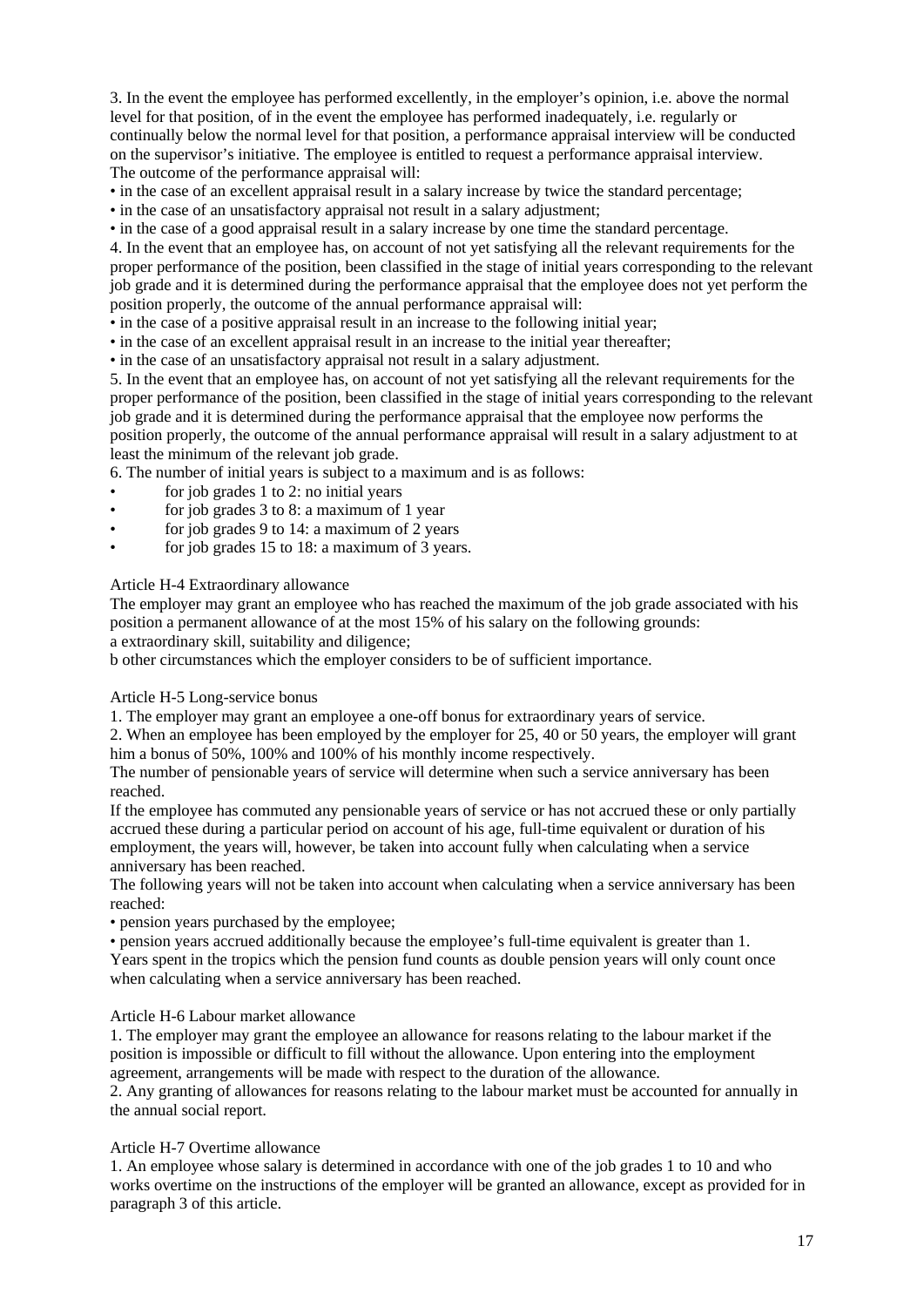3. In the event the employee has performed excellently, in the employer's opinion, i.e. above the normal level for that position, of in the event the employee has performed inadequately, i.e. regularly or continually below the normal level for that position, a performance appraisal interview will be conducted on the supervisor's initiative. The employee is entitled to request a performance appraisal interview. The outcome of the performance appraisal will:

- in the case of an excellent appraisal result in a salary increase by twice the standard percentage;
- in the case of an unsatisfactory appraisal not result in a salary adjustment;
- in the case of a good appraisal result in a salary increase by one time the standard percentage.

4. In the event that an employee has, on account of not yet satisfying all the relevant requirements for the proper performance of the position, been classified in the stage of initial years corresponding to the relevant job grade and it is determined during the performance appraisal that the employee does not yet perform the position properly, the outcome of the annual performance appraisal will:

- in the case of a positive appraisal result in an increase to the following initial year;
- in the case of an excellent appraisal result in an increase to the initial year thereafter;
- in the case of an unsatisfactory appraisal not result in a salary adjustment.

5. In the event that an employee has, on account of not yet satisfying all the relevant requirements for the proper performance of the position, been classified in the stage of initial years corresponding to the relevant job grade and it is determined during the performance appraisal that the employee now performs the position properly, the outcome of the annual performance appraisal will result in a salary adjustment to at least the minimum of the relevant job grade.

6. The number of initial years is subject to a maximum and is as follows:

- for job grades 1 to 2: no initial years
- for job grades 3 to 8: a maximum of 1 year
- for job grades 9 to 14: a maximum of 2 years
- for job grades 15 to 18: a maximum of 3 years.

Article H-4 Extraordinary allowance

The employer may grant an employee who has reached the maximum of the job grade associated with his position a permanent allowance of at the most 15% of his salary on the following grounds:

a extraordinary skill, suitability and diligence;

b other circumstances which the employer considers to be of sufficient importance.

Article H-5 Long-service bonus

1. The employer may grant an employee a one-off bonus for extraordinary years of service.
2. When an employee has been employed by the employer for 25, 40 or 50 years, the employer will grant him a bonus of 50%, 100% and 100% of his monthly income respectively.

The number of pensionable years of service will determine when such a service anniversary has been reached.

If the employee has commuted any pensionable years of service or has not accrued these or only partially accrued these during a particular period on account of his age, full-time equivalent or duration of his employment, the years will, however, be taken into account fully when calculating when a service anniversary has been reached.

The following years will not be taken into account when calculating when a service anniversary has been reached:

- pension years purchased by the employee;
- pension years accrued additionally because the employee's full-time equivalent is greater than 1.

Years spent in the tropics which the pension fund counts as double pension years will only count once when calculating when a service anniversary has been reached.

Article H-6 Labour market allowance

1. The employer may grant the employee an allowance for reasons relating to the labour market if the position is impossible or difficult to fill without the allowance. Upon entering into the employment agreement, arrangements will be made with respect to the duration of the allowance.
2. Any granting of allowances for reasons relating to the labour market must be accounted for annually in the annual social report.

Article H-7 Overtime allowance

1. An employee whose salary is determined in accordance with one of the job grades 1 to 10 and who works overtime on the instructions of the employer will be granted an allowance, except as provided for in paragraph 3 of this article.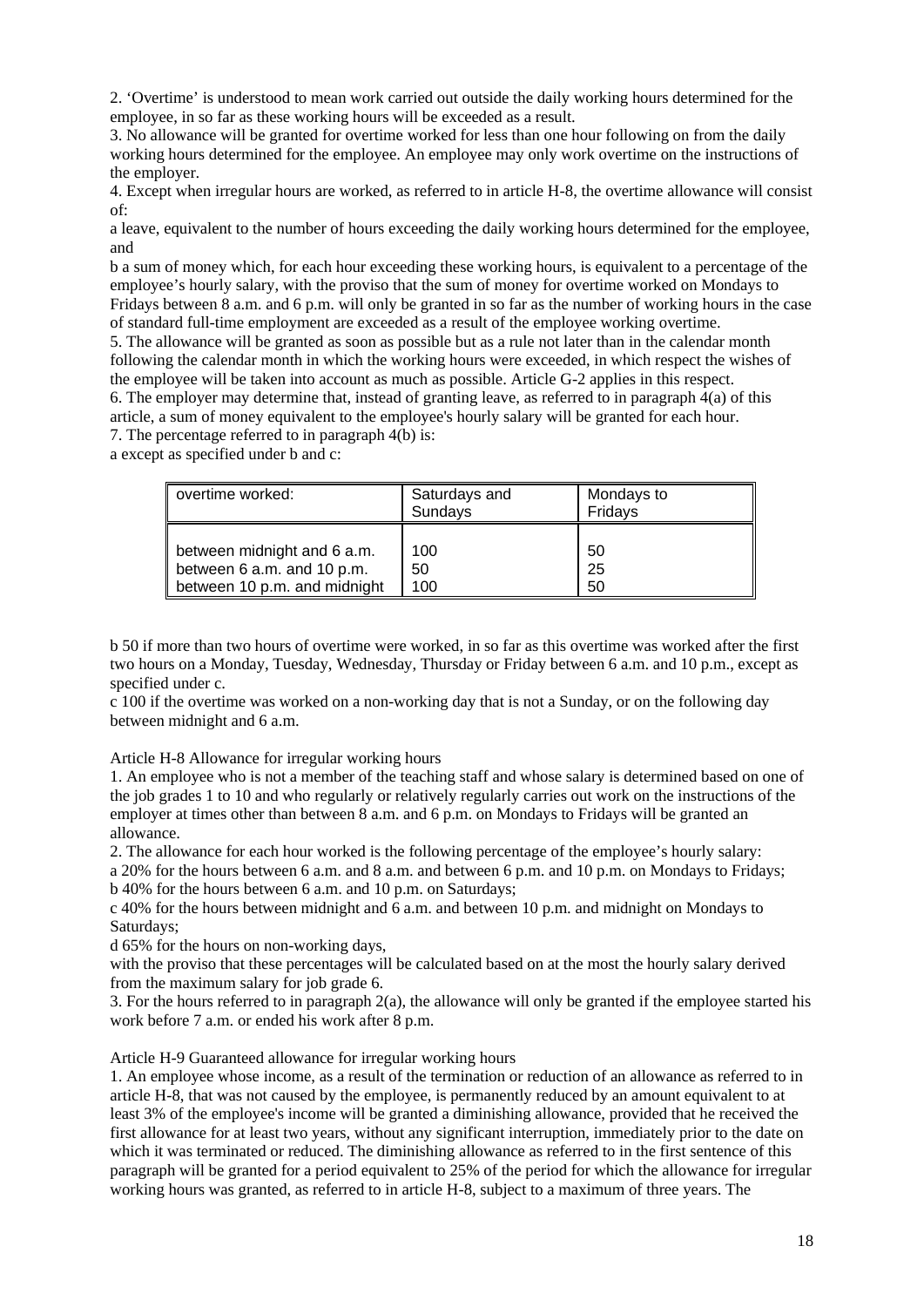2. 'Overtime' is understood to mean work carried out outside the daily working hours determined for the employee, in so far as these working hours will be exceeded as a result.

3. No allowance will be granted for overtime worked for less than one hour following on from the daily working hours determined for the employee. An employee may only work overtime on the instructions of the employer.

4. Except when irregular hours are worked, as referred to in article H-8, the overtime allowance will consist of:

a leave, equivalent to the number of hours exceeding the daily working hours determined for the employee, and

b a sum of money which, for each hour exceeding these working hours, is equivalent to a percentage of the employee's hourly salary, with the proviso that the sum of money for overtime worked on Mondays to Fridays between 8 a.m. and 6 p.m. will only be granted in so far as the number of working hours in the case of standard full-time employment are exceeded as a result of the employee working overtime.

5. The allowance will be granted as soon as possible but as a rule not later than in the calendar month following the calendar month in which the working hours were exceeded, in which respect the wishes of the employee will be taken into account as much as possible. Article G-2 applies in this respect.

6. The employer may determine that, instead of granting leave, as referred to in paragraph 4(a) of this article, a sum of money equivalent to the employee's hourly salary will be granted for each hour.

7. The percentage referred to in paragraph 4(b) is:

a except as specified under b and c:

| overtime worked: | Saturdays and Sundays | Mondays to Fridays |
|---|---|---|
| between midnight and 6 a.m. | 100 | 50 |
| between 6 a.m. and 10 p.m. | 50 | 25 |
| between 10 p.m. and midnight | 100 | 50 |

b 50 if more than two hours of overtime were worked, in so far as this overtime was worked after the first two hours on a Monday, Tuesday, Wednesday, Thursday or Friday between 6 a.m. and 10 p.m., except as specified under c.

c 100 if the overtime was worked on a non-working day that is not a Sunday, or on the following day between midnight and 6 a.m.

## Article H-8 Allowance for irregular working hours

1. An employee who is not a member of the teaching staff and whose salary is determined based on one of the job grades 1 to 10 and who regularly or relatively regularly carries out work on the instructions of the employer at times other than between 8 a.m. and 6 p.m. on Mondays to Fridays will be granted an allowance.

2. The allowance for each hour worked is the following percentage of the employee's hourly salary:

a 20% for the hours between 6 a.m. and 8 a.m. and between 6 p.m. and 10 p.m. on Mondays to Fridays;

b 40% for the hours between 6 a.m. and 10 p.m. on Saturdays;

c 40% for the hours between midnight and 6 a.m. and between 10 p.m. and midnight on Mondays to Saturdays;

d 65% for the hours on non-working days,

with the proviso that these percentages will be calculated based on at the most the hourly salary derived from the maximum salary for job grade 6.

3. For the hours referred to in paragraph 2(a), the allowance will only be granted if the employee started his work before 7 a.m. or ended his work after 8 p.m.

## Article H-9 Guaranteed allowance for irregular working hours

1. An employee whose income, as a result of the termination or reduction of an allowance as referred to in article H-8, that was not caused by the employee, is permanently reduced by an amount equivalent to at least 3% of the employee's income will be granted a diminishing allowance, provided that he received the first allowance for at least two years, without any significant interruption, immediately prior to the date on which it was terminated or reduced. The diminishing allowance as referred to in the first sentence of this paragraph will be granted for a period equivalent to 25% of the period for which the allowance for irregular working hours was granted, as referred to in article H-8, subject to a maximum of three years. The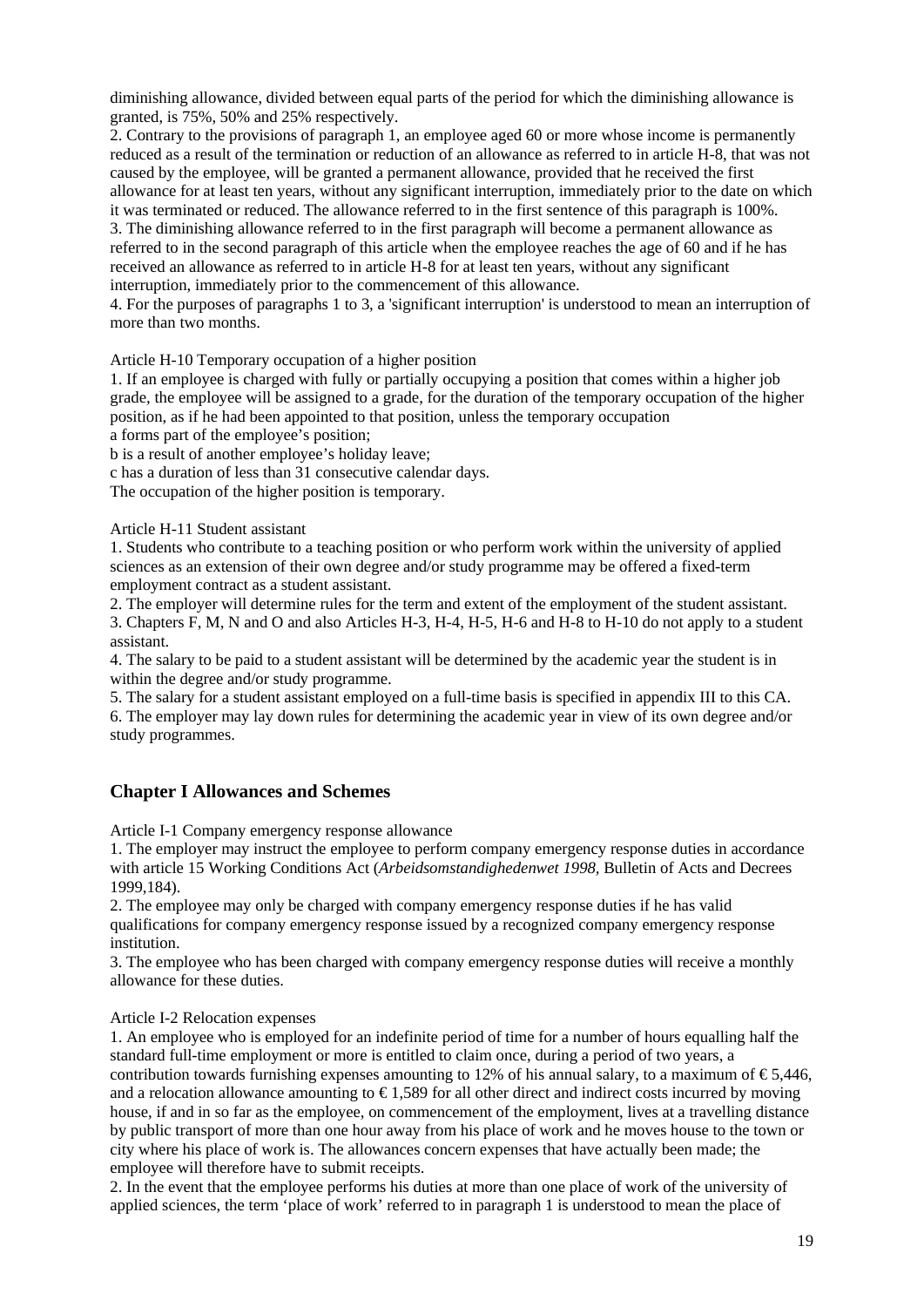diminishing allowance, divided between equal parts of the period for which the diminishing allowance is granted, is 75%, 50% and 25% respectively.

2. Contrary to the provisions of paragraph 1, an employee aged 60 or more whose income is permanently reduced as a result of the termination or reduction of an allowance as referred to in article H-8, that was not caused by the employee, will be granted a permanent allowance, provided that he received the first allowance for at least ten years, without any significant interruption, immediately prior to the date on which it was terminated or reduced. The allowance referred to in the first sentence of this paragraph is 100%.

3. The diminishing allowance referred to in the first paragraph will become a permanent allowance as referred to in the second paragraph of this article when the employee reaches the age of 60 and if he has received an allowance as referred to in article H-8 for at least ten years, without any significant interruption, immediately prior to the commencement of this allowance.

4. For the purposes of paragraphs 1 to 3, a 'significant interruption' is understood to mean an interruption of more than two months.

Article H-10 Temporary occupation of a higher position

1. If an employee is charged with fully or partially occupying a position that comes within a higher job grade, the employee will be assigned to a grade, for the duration of the temporary occupation of the higher position, as if he had been appointed to that position, unless the temporary occupation

a forms part of the employee's position;

b is a result of another employee's holiday leave;

c has a duration of less than 31 consecutive calendar days.

The occupation of the higher position is temporary.

Article H-11 Student assistant

1. Students who contribute to a teaching position or who perform work within the university of applied sciences as an extension of their own degree and/or study programme may be offered a fixed-term employment contract as a student assistant.

2. The employer will determine rules for the term and extent of the employment of the student assistant.

3. Chapters F, M, N and O and also Articles H-3, H-4, H-5, H-6 and H-8 to H-10 do not apply to a student assistant.

4. The salary to be paid to a student assistant will be determined by the academic year the student is in within the degree and/or study programme.

5. The salary for a student assistant employed on a full-time basis is specified in appendix III to this CA.

6. The employer may lay down rules for determining the academic year in view of its own degree and/or study programmes.

## Chapter I Allowances and Schemes

Article I-1 Company emergency response allowance

1. The employer may instruct the employee to perform company emergency response duties in accordance with article 15 Working Conditions Act (*Arbeidsomstandighedenwet 1998*, Bulletin of Acts and Decrees 1999,184).

2. The employee may only be charged with company emergency response duties if he has valid qualifications for company emergency response issued by a recognized company emergency response institution.

3. The employee who has been charged with company emergency response duties will receive a monthly allowance for these duties.

Article I-2 Relocation expenses

1. An employee who is employed for an indefinite period of time for a number of hours equalling half the standard full-time employment or more is entitled to claim once, during a period of two years, a contribution towards furnishing expenses amounting to 12% of his annual salary, to a maximum of € 5,446, and a relocation allowance amounting to € 1,589 for all other direct and indirect costs incurred by moving house, if and in so far as the employee, on commencement of the employment, lives at a travelling distance by public transport of more than one hour away from his place of work and he moves house to the town or city where his place of work is. The allowances concern expenses that have actually been made; the employee will therefore have to submit receipts.

2. In the event that the employee performs his duties at more than one place of work of the university of applied sciences, the term 'place of work' referred to in paragraph 1 is understood to mean the place of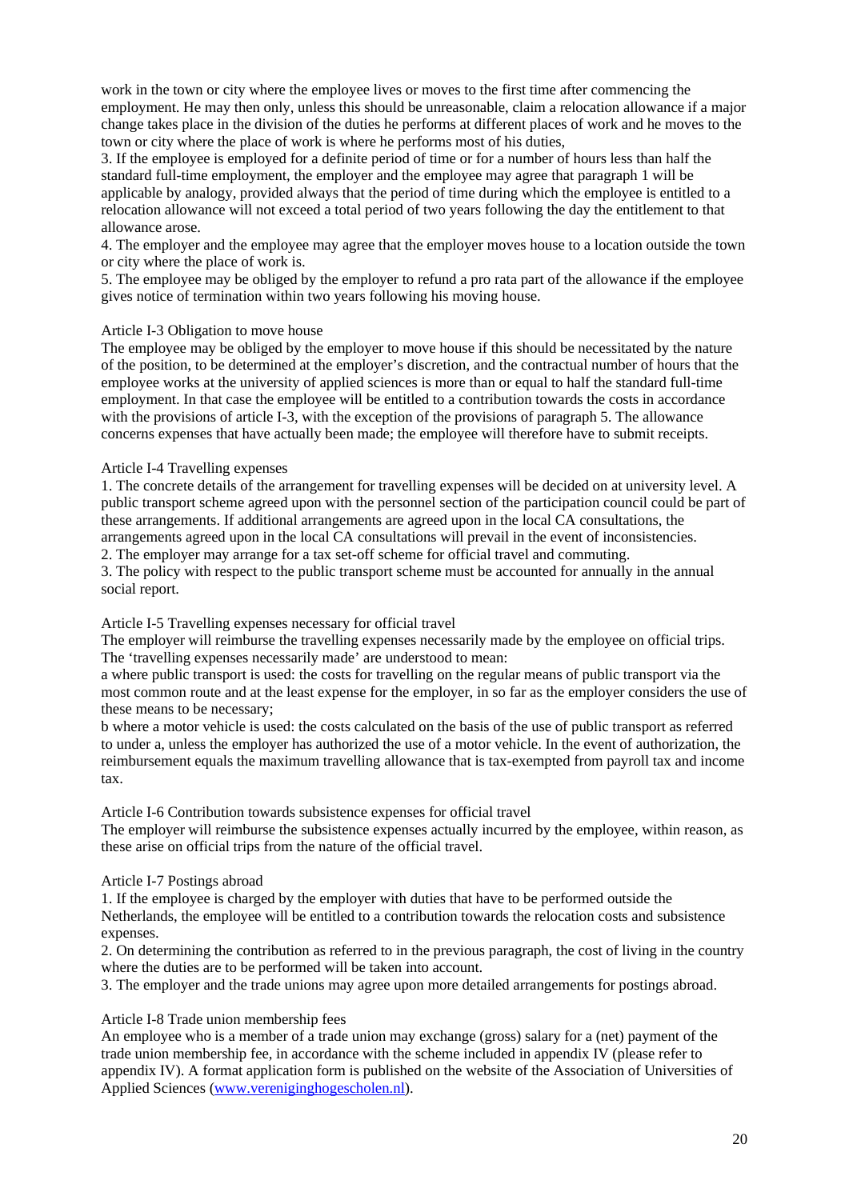work in the town or city where the employee lives or moves to the first time after commencing the employment. He may then only, unless this should be unreasonable, claim a relocation allowance if a major change takes place in the division of the duties he performs at different places of work and he moves to the town or city where the place of work is where he performs most of his duties,

3. If the employee is employed for a definite period of time or for a number of hours less than half the standard full-time employment, the employer and the employee may agree that paragraph 1 will be applicable by analogy, provided always that the period of time during which the employee is entitled to a relocation allowance will not exceed a total period of two years following the day the entitlement to that allowance arose.

4. The employer and the employee may agree that the employer moves house to a location outside the town or city where the place of work is.

5. The employee may be obliged by the employer to refund a pro rata part of the allowance if the employee gives notice of termination within two years following his moving house.

Article I-3 Obligation to move house

The employee may be obliged by the employer to move house if this should be necessitated by the nature of the position, to be determined at the employer's discretion, and the contractual number of hours that the employee works at the university of applied sciences is more than or equal to half the standard full-time employment. In that case the employee will be entitled to a contribution towards the costs in accordance with the provisions of article I-3, with the exception of the provisions of paragraph 5. The allowance concerns expenses that have actually been made; the employee will therefore have to submit receipts.

Article I-4 Travelling expenses

1. The concrete details of the arrangement for travelling expenses will be decided on at university level. A public transport scheme agreed upon with the personnel section of the participation council could be part of these arrangements. If additional arrangements are agreed upon in the local CA consultations, the arrangements agreed upon in the local CA consultations will prevail in the event of inconsistencies.
2. The employer may arrange for a tax set-off scheme for official travel and commuting.
3. The policy with respect to the public transport scheme must be accounted for annually in the annual social report.

Article I-5 Travelling expenses necessary for official travel

The employer will reimburse the travelling expenses necessarily made by the employee on official trips. The 'travelling expenses necessarily made' are understood to mean:

a where public transport is used: the costs for travelling on the regular means of public transport via the most common route and at the least expense for the employer, in so far as the employer considers the use of these means to be necessary;

b where a motor vehicle is used: the costs calculated on the basis of the use of public transport as referred to under a, unless the employer has authorized the use of a motor vehicle. In the event of authorization, the reimbursement equals the maximum travelling allowance that is tax-exempted from payroll tax and income tax.

Article I-6 Contribution towards subsistence expenses for official travel

The employer will reimburse the subsistence expenses actually incurred by the employee, within reason, as these arise on official trips from the nature of the official travel.

Article I-7 Postings abroad

1. If the employee is charged by the employer with duties that have to be performed outside the Netherlands, the employee will be entitled to a contribution towards the relocation costs and subsistence expenses.
2. On determining the contribution as referred to in the previous paragraph, the cost of living in the country where the duties are to be performed will be taken into account.
3. The employer and the trade unions may agree upon more detailed arrangements for postings abroad.

Article I-8 Trade union membership fees

An employee who is a member of a trade union may exchange (gross) salary for a (net) payment of the trade union membership fee, in accordance with the scheme included in appendix IV (please refer to appendix IV). A format application form is published on the website of the Association of Universities of Applied Sciences (www.vereniginghogescholen.nl).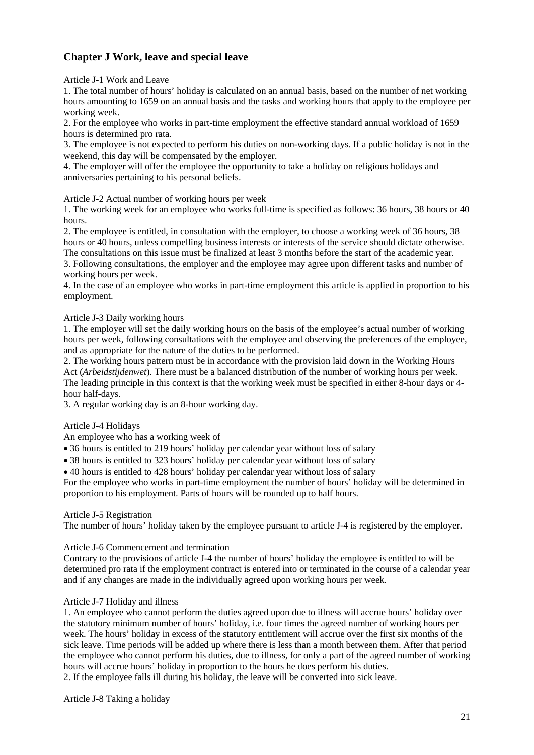## Chapter J Work, leave and special leave

Article J-1 Work and Leave

1. The total number of hours' holiday is calculated on an annual basis, based on the number of net working hours amounting to 1659 on an annual basis and the tasks and working hours that apply to the employee per working week.
2. For the employee who works in part-time employment the effective standard annual workload of 1659 hours is determined pro rata.
3. The employee is not expected to perform his duties on non-working days. If a public holiday is not in the weekend, this day will be compensated by the employer.
4. The employer will offer the employee the opportunity to take a holiday on religious holidays and anniversaries pertaining to his personal beliefs.

Article J-2 Actual number of working hours per week

1. The working week for an employee who works full-time is specified as follows: 36 hours, 38 hours or 40 hours.
2. The employee is entitled, in consultation with the employer, to choose a working week of 36 hours, 38 hours or 40 hours, unless compelling business interests or interests of the service should dictate otherwise. The consultations on this issue must be finalized at least 3 months before the start of the academic year.
3. Following consultations, the employer and the employee may agree upon different tasks and number of working hours per week.
4. In the case of an employee who works in part-time employment this article is applied in proportion to his employment.

Article J-3 Daily working hours

1. The employer will set the daily working hours on the basis of the employee's actual number of working hours per week, following consultations with the employee and observing the preferences of the employee, and as appropriate for the nature of the duties to be performed.
2. The working hours pattern must be in accordance with the provision laid down in the Working Hours Act (*Arbeidstijdenwet*). There must be a balanced distribution of the number of working hours per week. The leading principle in this context is that the working week must be specified in either 8-hour days or 4-hour half-days.
3. A regular working day is an 8-hour working day.

Article J-4 Holidays

An employee who has a working week of

- 36 hours is entitled to 219 hours' holiday per calendar year without loss of salary
- 38 hours is entitled to 323 hours' holiday per calendar year without loss of salary
- 40 hours is entitled to 428 hours' holiday per calendar year without loss of salary

For the employee who works in part-time employment the number of hours' holiday will be determined in proportion to his employment. Parts of hours will be rounded up to half hours.

Article J-5 Registration

The number of hours' holiday taken by the employee pursuant to article J-4 is registered by the employer.

Article J-6 Commencement and termination

Contrary to the provisions of article J-4 the number of hours' holiday the employee is entitled to will be determined pro rata if the employment contract is entered into or terminated in the course of a calendar year and if any changes are made in the individually agreed upon working hours per week.

Article J-7 Holiday and illness

1. An employee who cannot perform the duties agreed upon due to illness will accrue hours' holiday over the statutory minimum number of hours' holiday, i.e. four times the agreed number of working hours per week. The hours' holiday in excess of the statutory entitlement will accrue over the first six months of the sick leave. Time periods will be added up where there is less than a month between them. After that period the employee who cannot perform his duties, due to illness, for only a part of the agreed number of working hours will accrue hours' holiday in proportion to the hours he does perform his duties.
2. If the employee falls ill during his holiday, the leave will be converted into sick leave.

Article J-8 Taking a holiday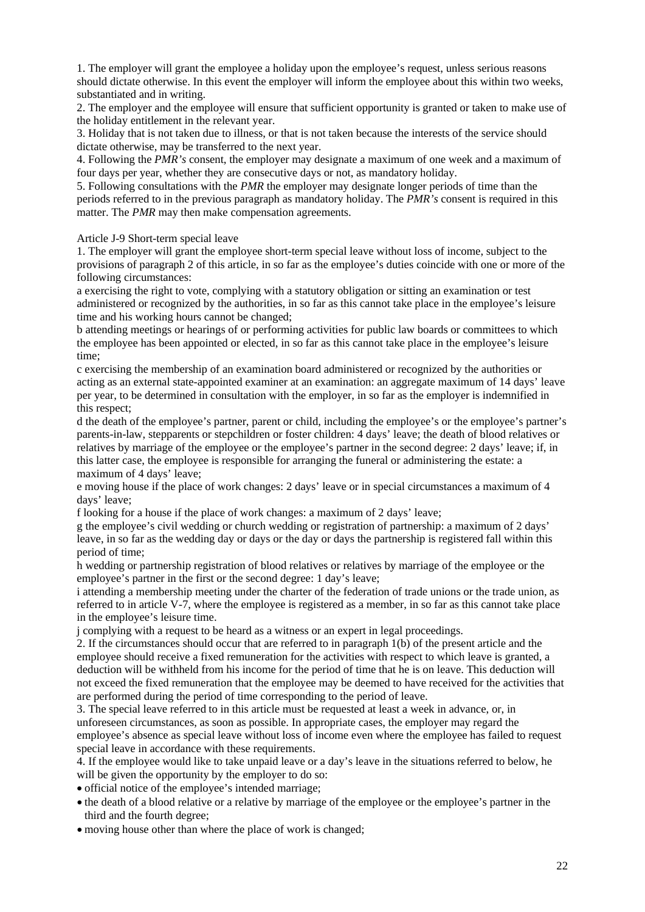1. The employer will grant the employee a holiday upon the employee's request, unless serious reasons should dictate otherwise. In this event the employer will inform the employee about this within two weeks, substantiated and in writing.
2. The employer and the employee will ensure that sufficient opportunity is granted or taken to make use of the holiday entitlement in the relevant year.
3. Holiday that is not taken due to illness, or that is not taken because the interests of the service should dictate otherwise, may be transferred to the next year.
4. Following the *PMR's* consent, the employer may designate a maximum of one week and a maximum of four days per year, whether they are consecutive days or not, as mandatory holiday.
5. Following consultations with the *PMR* the employer may designate longer periods of time than the periods referred to in the previous paragraph as mandatory holiday. The *PMR's* consent is required in this matter. The *PMR* may then make compensation agreements.

Article J-9 Short-term special leave

1. The employer will grant the employee short-term special leave without loss of income, subject to the provisions of paragraph 2 of this article, in so far as the employee's duties coincide with one or more of the following circumstances:

a exercising the right to vote, complying with a statutory obligation or sitting an examination or test administered or recognized by the authorities, in so far as this cannot take place in the employee's leisure time and his working hours cannot be changed;

b attending meetings or hearings of or performing activities for public law boards or committees to which the employee has been appointed or elected, in so far as this cannot take place in the employee's leisure time;

c exercising the membership of an examination board administered or recognized by the authorities or acting as an external state-appointed examiner at an examination: an aggregate maximum of 14 days' leave per year, to be determined in consultation with the employer, in so far as the employer is indemnified in this respect;

d the death of the employee's partner, parent or child, including the employee's or the employee's partner's parents-in-law, stepparents or stepchildren or foster children: 4 days' leave; the death of blood relatives or relatives by marriage of the employee or the employee's partner in the second degree: 2 days' leave; if, in this latter case, the employee is responsible for arranging the funeral or administering the estate: a maximum of 4 days' leave;

e moving house if the place of work changes: 2 days' leave or in special circumstances a maximum of 4 days' leave;

f looking for a house if the place of work changes: a maximum of 2 days' leave;

g the employee's civil wedding or church wedding or registration of partnership: a maximum of 2 days' leave, in so far as the wedding day or days or the day or days the partnership is registered fall within this period of time;

h wedding or partnership registration of blood relatives or relatives by marriage of the employee or the employee's partner in the first or the second degree: 1 day's leave;

i attending a membership meeting under the charter of the federation of trade unions or the trade union, as referred to in article V-7, where the employee is registered as a member, in so far as this cannot take place in the employee's leisure time.

j complying with a request to be heard as a witness or an expert in legal proceedings.

2. If the circumstances should occur that are referred to in paragraph 1(b) of the present article and the employee should receive a fixed remuneration for the activities with respect to which leave is granted, a deduction will be withheld from his income for the period of time that he is on leave. This deduction will not exceed the fixed remuneration that the employee may be deemed to have received for the activities that are performed during the period of time corresponding to the period of leave.
3. The special leave referred to in this article must be requested at least a week in advance, or, in unforeseen circumstances, as soon as possible. In appropriate cases, the employer may regard the employee's absence as special leave without loss of income even where the employee has failed to request special leave in accordance with these requirements.
4. If the employee would like to take unpaid leave or a day's leave in the situations referred to below, he will be given the opportunity by the employer to do so:

- official notice of the employee's intended marriage;
- the death of a blood relative or a relative by marriage of the employee or the employee's partner in the third and the fourth degree;
- moving house other than where the place of work is changed;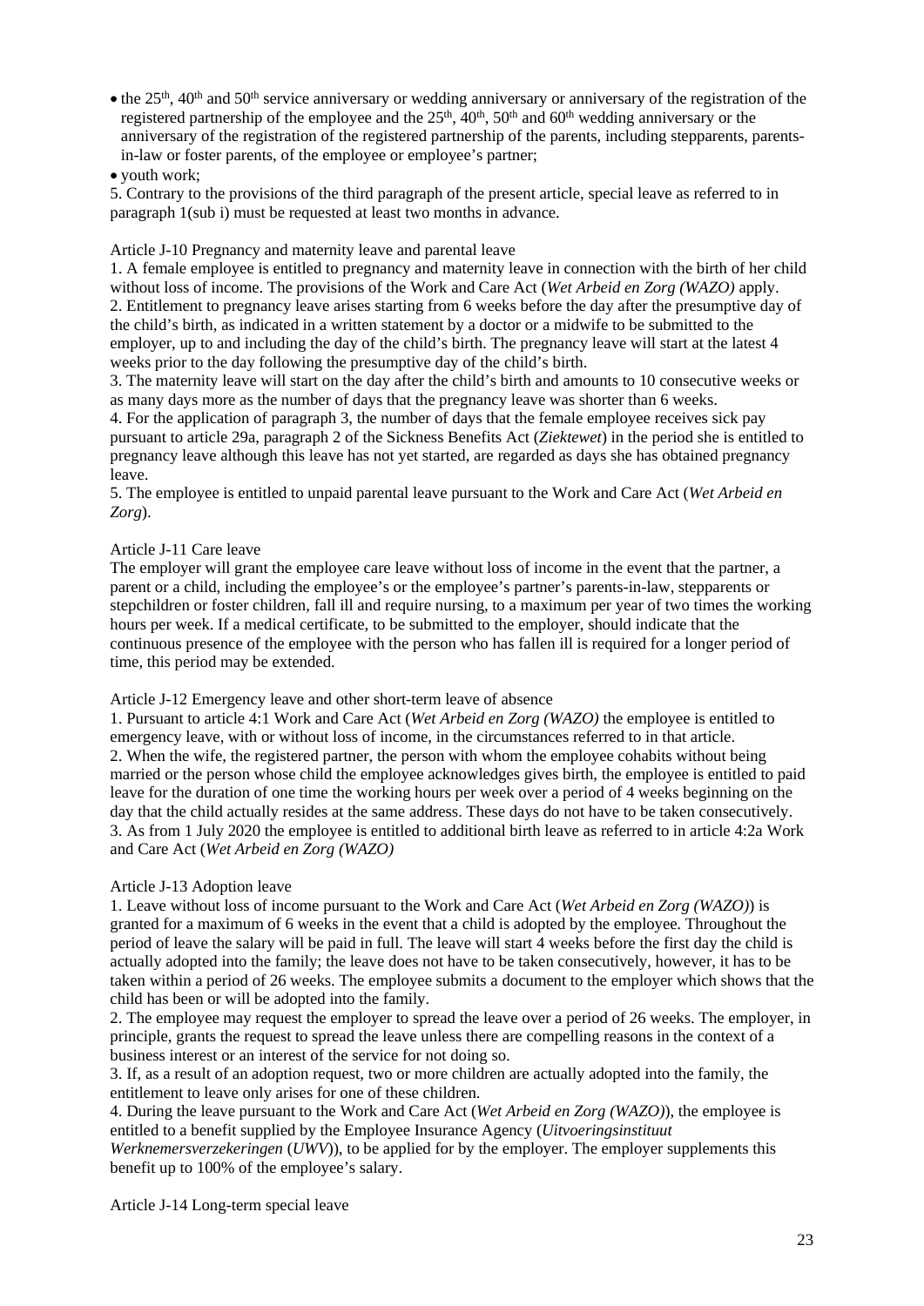- the 25th, 40th and 50th service anniversary or wedding anniversary or anniversary of the registration of the registered partnership of the employee and the 25th, 40th, 50th and 60th wedding anniversary or the anniversary of the registration of the registered partnership of the parents, including stepparents, parents-in-law or foster parents, of the employee or employee's partner;
- youth work;

5. Contrary to the provisions of the third paragraph of the present article, special leave as referred to in paragraph 1(sub i) must be requested at least two months in advance.

Article J-10 Pregnancy and maternity leave and parental leave

1. A female employee is entitled to pregnancy and maternity leave in connection with the birth of her child without loss of income. The provisions of the Work and Care Act (*Wet Arbeid en Zorg (WAZO)* apply.
2. Entitlement to pregnancy leave arises starting from 6 weeks before the day after the presumptive day of the child's birth, as indicated in a written statement by a doctor or a midwife to be submitted to the employer, up to and including the day of the child's birth. The pregnancy leave will start at the latest 4 weeks prior to the day following the presumptive day of the child's birth.
3. The maternity leave will start on the day after the child's birth and amounts to 10 consecutive weeks or as many days more as the number of days that the pregnancy leave was shorter than 6 weeks.
4. For the application of paragraph 3, the number of days that the female employee receives sick pay pursuant to article 29a, paragraph 2 of the Sickness Benefits Act (*Ziektewet*) in the period she is entitled to pregnancy leave although this leave has not yet started, are regarded as days she has obtained pregnancy leave.
5. The employee is entitled to unpaid parental leave pursuant to the Work and Care Act (*Wet Arbeid en Zorg*).

Article J-11 Care leave

The employer will grant the employee care leave without loss of income in the event that the partner, a parent or a child, including the employee's or the employee's partner's parents-in-law, stepparents or stepchildren or foster children, fall ill and require nursing, to a maximum per year of two times the working hours per week. If a medical certificate, to be submitted to the employer, should indicate that the continuous presence of the employee with the person who has fallen ill is required for a longer period of time, this period may be extended.

Article J-12 Emergency leave and other short-term leave of absence

1. Pursuant to article 4:1 Work and Care Act (*Wet Arbeid en Zorg (WAZO)* the employee is entitled to emergency leave, with or without loss of income, in the circumstances referred to in that article.
2. When the wife, the registered partner, the person with whom the employee cohabits without being married or the person whose child the employee acknowledges gives birth, the employee is entitled to paid leave for the duration of one time the working hours per week over a period of 4 weeks beginning on the day that the child actually resides at the same address. These days do not have to be taken consecutively.
3. As from 1 July 2020 the employee is entitled to additional birth leave as referred to in article 4:2a Work and Care Act (*Wet Arbeid en Zorg (WAZO)*

Article J-13 Adoption leave

1. Leave without loss of income pursuant to the Work and Care Act (*Wet Arbeid en Zorg (WAZO)*) is granted for a maximum of 6 weeks in the event that a child is adopted by the employee. Throughout the period of leave the salary will be paid in full. The leave will start 4 weeks before the first day the child is actually adopted into the family; the leave does not have to be taken consecutively, however, it has to be taken within a period of 26 weeks. The employee submits a document to the employer which shows that the child has been or will be adopted into the family.
2. The employee may request the employer to spread the leave over a period of 26 weeks. The employer, in principle, grants the request to spread the leave unless there are compelling reasons in the context of a business interest or an interest of the service for not doing so.
3. If, as a result of an adoption request, two or more children are actually adopted into the family, the entitlement to leave only arises for one of these children.
4. During the leave pursuant to the Work and Care Act (*Wet Arbeid en Zorg (WAZO)*), the employee is entitled to a benefit supplied by the Employee Insurance Agency (*Uitvoeringsinstituut Werknemersverzekeringen* (*UWV*)), to be applied for by the employer. The employer supplements this benefit up to 100% of the employee's salary.

Article J-14 Long-term special leave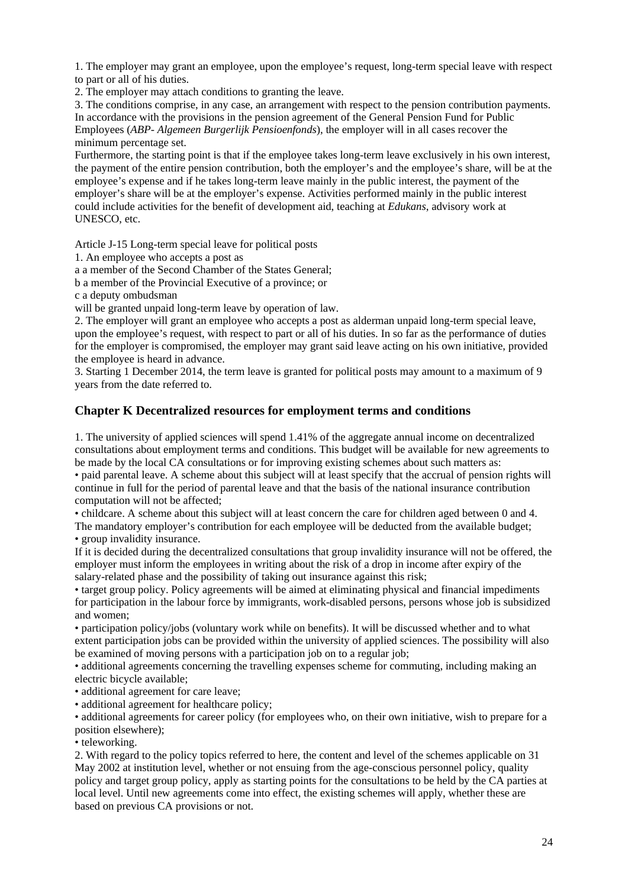1. The employer may grant an employee, upon the employee's request, long-term special leave with respect to part or all of his duties.
2. The employer may attach conditions to granting the leave.
3. The conditions comprise, in any case, an arrangement with respect to the pension contribution payments. In accordance with the provisions in the pension agreement of the General Pension Fund for Public Employees (*ABP- Algemeen Burgerlijk Pensioenfonds*), the employer will in all cases recover the minimum percentage set.
Furthermore, the starting point is that if the employee takes long-term leave exclusively in his own interest, the payment of the entire pension contribution, both the employer's and the employee's share, will be at the employee's expense and if he takes long-term leave mainly in the public interest, the payment of the employer's share will be at the employer's expense. Activities performed mainly in the public interest could include activities for the benefit of development aid, teaching at *Edukans*, advisory work at UNESCO, etc.

Article J-15 Long-term special leave for political posts
1. An employee who accepts a post as
a a member of the Second Chamber of the States General;
b a member of the Provincial Executive of a province; or
c a deputy ombudsman
will be granted unpaid long-term leave by operation of law.
2. The employer will grant an employee who accepts a post as alderman unpaid long-term special leave, upon the employee's request, with respect to part or all of his duties. In so far as the performance of duties for the employer is compromised, the employer may grant said leave acting on his own initiative, provided the employee is heard in advance.
3. Starting 1 December 2014, the term leave is granted for political posts may amount to a maximum of 9 years from the date referred to.

## Chapter K Decentralized resources for employment terms and conditions

1. The university of applied sciences will spend 1.41% of the aggregate annual income on decentralized consultations about employment terms and conditions. This budget will be available for new agreements to be made by the local CA consultations or for improving existing schemes about such matters as:
• paid parental leave. A scheme about this subject will at least specify that the accrual of pension rights will continue in full for the period of parental leave and that the basis of the national insurance contribution computation will not be affected;
• childcare. A scheme about this subject will at least concern the care for children aged between 0 and 4. The mandatory employer's contribution for each employee will be deducted from the available budget;
• group invalidity insurance.
If it is decided during the decentralized consultations that group invalidity insurance will not be offered, the employer must inform the employees in writing about the risk of a drop in income after expiry of the salary-related phase and the possibility of taking out insurance against this risk;
• target group policy. Policy agreements will be aimed at eliminating physical and financial impediments for participation in the labour force by immigrants, work-disabled persons, persons whose job is subsidized and women;
• participation policy/jobs (voluntary work while on benefits). It will be discussed whether and to what extent participation jobs can be provided within the university of applied sciences. The possibility will also be examined of moving persons with a participation job on to a regular job;
• additional agreements concerning the travelling expenses scheme for commuting, including making an electric bicycle available;
• additional agreement for care leave;
• additional agreement for healthcare policy;
• additional agreements for career policy (for employees who, on their own initiative, wish to prepare for a position elsewhere);
• teleworking.
2. With regard to the policy topics referred to here, the content and level of the schemes applicable on 31 May 2002 at institution level, whether or not ensuing from the age-conscious personnel policy, quality policy and target group policy, apply as starting points for the consultations to be held by the CA parties at local level. Until new agreements come into effect, the existing schemes will apply, whether these are based on previous CA provisions or not.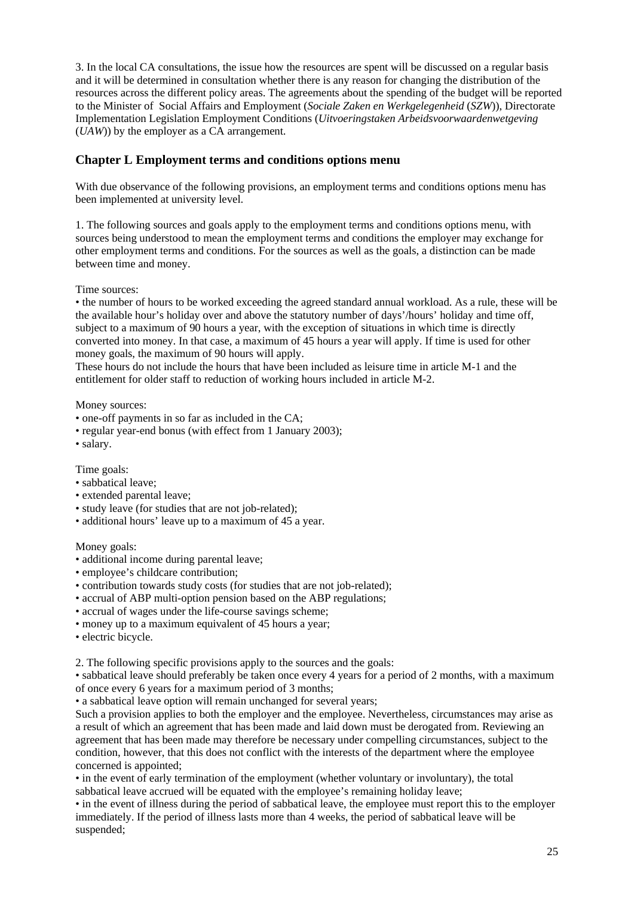3. In the local CA consultations, the issue how the resources are spent will be discussed on a regular basis and it will be determined in consultation whether there is any reason for changing the distribution of the resources across the different policy areas. The agreements about the spending of the budget will be reported to the Minister of Social Affairs and Employment (*Sociale Zaken en Werkgelegenheid* (*SZW*)), Directorate Implementation Legislation Employment Conditions (*Uitvoeringstaken Arbeidsvoorwaardenwetgeving* (*UAW*)) by the employer as a CA arrangement.

## Chapter L Employment terms and conditions options menu

With due observance of the following provisions, an employment terms and conditions options menu has been implemented at university level.

1. The following sources and goals apply to the employment terms and conditions options menu, with sources being understood to mean the employment terms and conditions the employer may exchange for other employment terms and conditions. For the sources as well as the goals, a distinction can be made between time and money.

Time sources:

• the number of hours to be worked exceeding the agreed standard annual workload. As a rule, these will be the available hour's holiday over and above the statutory number of days'/hours' holiday and time off, subject to a maximum of 90 hours a year, with the exception of situations in which time is directly converted into money. In that case, a maximum of 45 hours a year will apply. If time is used for other money goals, the maximum of 90 hours will apply.
These hours do not include the hours that have been included as leisure time in article M-1 and the entitlement for older staff to reduction of working hours included in article M-2.

Money sources:

• one-off payments in so far as included in the CA;
• regular year-end bonus (with effect from 1 January 2003);
• salary.

Time goals:

• sabbatical leave;
• extended parental leave;
• study leave (for studies that are not job-related);
• additional hours' leave up to a maximum of 45 a year.

Money goals:

• additional income during parental leave;
• employee's childcare contribution;
• contribution towards study costs (for studies that are not job-related);
• accrual of ABP multi-option pension based on the ABP regulations;
• accrual of wages under the life-course savings scheme;
• money up to a maximum equivalent of 45 hours a year;
• electric bicycle.

2. The following specific provisions apply to the sources and the goals:

• sabbatical leave should preferably be taken once every 4 years for a period of 2 months, with a maximum of once every 6 years for a maximum period of 3 months;
• a sabbatical leave option will remain unchanged for several years;
Such a provision applies to both the employer and the employee. Nevertheless, circumstances may arise as a result of which an agreement that has been made and laid down must be derogated from. Reviewing an agreement that has been made may therefore be necessary under compelling circumstances, subject to the condition, however, that this does not conflict with the interests of the department where the employee concerned is appointed;
• in the event of early termination of the employment (whether voluntary or involuntary), the total sabbatical leave accrued will be equated with the employee's remaining holiday leave;
• in the event of illness during the period of sabbatical leave, the employee must report this to the employer immediately. If the period of illness lasts more than 4 weeks, the period of sabbatical leave will be suspended;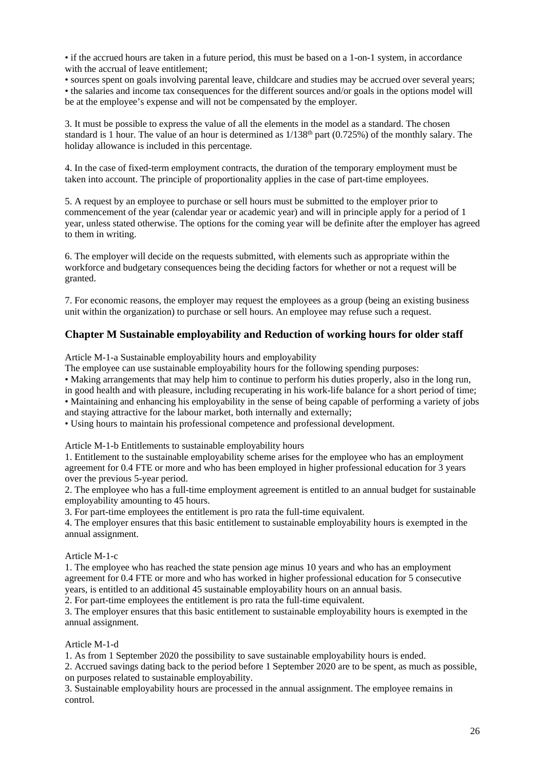- if the accrued hours are taken in a future period, this must be based on a 1-on-1 system, in accordance with the accrual of leave entitlement;
- sources spent on goals involving parental leave, childcare and studies may be accrued over several years;
- the salaries and income tax consequences for the different sources and/or goals in the options model will be at the employee's expense and will not be compensated by the employer.

3. It must be possible to express the value of all the elements in the model as a standard. The chosen standard is 1 hour. The value of an hour is determined as $1/138^{th}$ part (0.725%) of the monthly salary. The holiday allowance is included in this percentage.

4. In the case of fixed-term employment contracts, the duration of the temporary employment must be taken into account. The principle of proportionality applies in the case of part-time employees.

5. A request by an employee to purchase or sell hours must be submitted to the employer prior to commencement of the year (calendar year or academic year) and will in principle apply for a period of 1 year, unless stated otherwise. The options for the coming year will be definite after the employer has agreed to them in writing.

6. The employer will decide on the requests submitted, with elements such as appropriate within the workforce and budgetary consequences being the deciding factors for whether or not a request will be granted.

7. For economic reasons, the employer may request the employees as a group (being an existing business unit within the organization) to purchase or sell hours. An employee may refuse such a request.

## Chapter M Sustainable employability and Reduction of working hours for older staff

Article M-1-a Sustainable employability hours and employability

The employee can use sustainable employability hours for the following spending purposes:

- Making arrangements that may help him to continue to perform his duties properly, also in the long run, in good health and with pleasure, including recuperating in his work-life balance for a short period of time;
- Maintaining and enhancing his employability in the sense of being capable of performing a variety of jobs and staying attractive for the labour market, both internally and externally;
- Using hours to maintain his professional competence and professional development.

Article M-1-b Entitlements to sustainable employability hours

1. Entitlement to the sustainable employability scheme arises for the employee who has an employment agreement for 0.4 FTE or more and who has been employed in higher professional education for 3 years over the previous 5-year period.
2. The employee who has a full-time employment agreement is entitled to an annual budget for sustainable employability amounting to 45 hours.
3. For part-time employees the entitlement is pro rata the full-time equivalent.
4. The employer ensures that this basic entitlement to sustainable employability hours is exempted in the annual assignment.

Article M-1-c

1. The employee who has reached the state pension age minus 10 years and who has an employment agreement for 0.4 FTE or more and who has worked in higher professional education for 5 consecutive years, is entitled to an additional 45 sustainable employability hours on an annual basis.
2. For part-time employees the entitlement is pro rata the full-time equivalent.
3. The employer ensures that this basic entitlement to sustainable employability hours is exempted in the annual assignment.

Article M-1-d

1. As from 1 September 2020 the possibility to save sustainable employability hours is ended.
2. Accrued savings dating back to the period before 1 September 2020 are to be spent, as much as possible, on purposes related to sustainable employability.
3. Sustainable employability hours are processed in the annual assignment. The employee remains in control.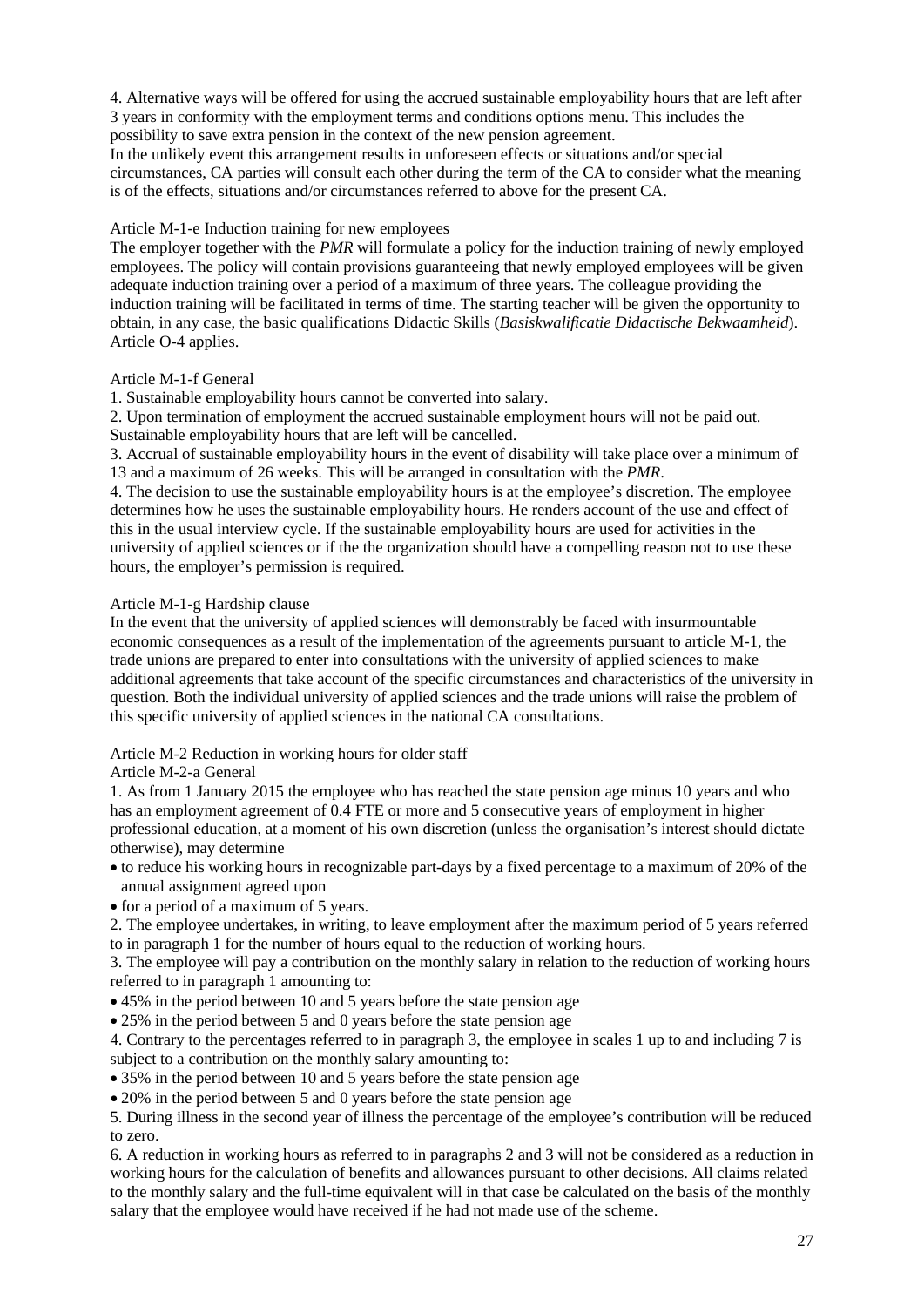4. Alternative ways will be offered for using the accrued sustainable employability hours that are left after 3 years in conformity with the employment terms and conditions options menu. This includes the possibility to save extra pension in the context of the new pension agreement.
In the unlikely event this arrangement results in unforeseen effects or situations and/or special circumstances, CA parties will consult each other during the term of the CA to consider what the meaning is of the effects, situations and/or circumstances referred to above for the present CA.

Article M-1-e Induction training for new employees

The employer together with the *PMR* will formulate a policy for the induction training of newly employed employees. The policy will contain provisions guaranteeing that newly employed employees will be given adequate induction training over a period of a maximum of three years. The colleague providing the induction training will be facilitated in terms of time. The starting teacher will be given the opportunity to obtain, in any case, the basic qualifications Didactic Skills (*Basiskwalificatie Didactische Bekwaamheid*). Article O-4 applies.

Article M-1-f General

1. Sustainable employability hours cannot be converted into salary.
2. Upon termination of employment the accrued sustainable employment hours will not be paid out. Sustainable employability hours that are left will be cancelled.
3. Accrual of sustainable employability hours in the event of disability will take place over a minimum of 13 and a maximum of 26 weeks. This will be arranged in consultation with the *PMR*.
4. The decision to use the sustainable employability hours is at the employee's discretion. The employee determines how he uses the sustainable employability hours. He renders account of the use and effect of this in the usual interview cycle. If the sustainable employability hours are used for activities in the university of applied sciences or if the the organization should have a compelling reason not to use these hours, the employer's permission is required.

Article M-1-g Hardship clause

In the event that the university of applied sciences will demonstrably be faced with insurmountable economic consequences as a result of the implementation of the agreements pursuant to article M-1, the trade unions are prepared to enter into consultations with the university of applied sciences to make additional agreements that take account of the specific circumstances and characteristics of the university in question. Both the individual university of applied sciences and the trade unions will raise the problem of this specific university of applied sciences in the national CA consultations.

Article M-2 Reduction in working hours for older staff

Article M-2-a General

1. As from 1 January 2015 the employee who has reached the state pension age minus 10 years and who has an employment agreement of 0.4 FTE or more and 5 consecutive years of employment in higher professional education, at a moment of his own discretion (unless the organisation's interest should dictate otherwise), may determine
   - to reduce his working hours in recognizable part-days by a fixed percentage to a maximum of 20% of the annual assignment agreed upon
   - for a period of a maximum of 5 years.
2. The employee undertakes, in writing, to leave employment after the maximum period of 5 years referred to in paragraph 1 for the number of hours equal to the reduction of working hours.
3. The employee will pay a contribution on the monthly salary in relation to the reduction of working hours referred to in paragraph 1 amounting to:
   - 45% in the period between 10 and 5 years before the state pension age
   - 25% in the period between 5 and 0 years before the state pension age
4. Contrary to the percentages referred to in paragraph 3, the employee in scales 1 up to and including 7 is subject to a contribution on the monthly salary amounting to:
   - 35% in the period between 10 and 5 years before the state pension age
   - 20% in the period between 5 and 0 years before the state pension age
5. During illness in the second year of illness the percentage of the employee's contribution will be reduced to zero.
6. A reduction in working hours as referred to in paragraphs 2 and 3 will not be considered as a reduction in working hours for the calculation of benefits and allowances pursuant to other decisions. All claims related to the monthly salary and the full-time equivalent will in that case be calculated on the basis of the monthly salary that the employee would have received if he had not made use of the scheme.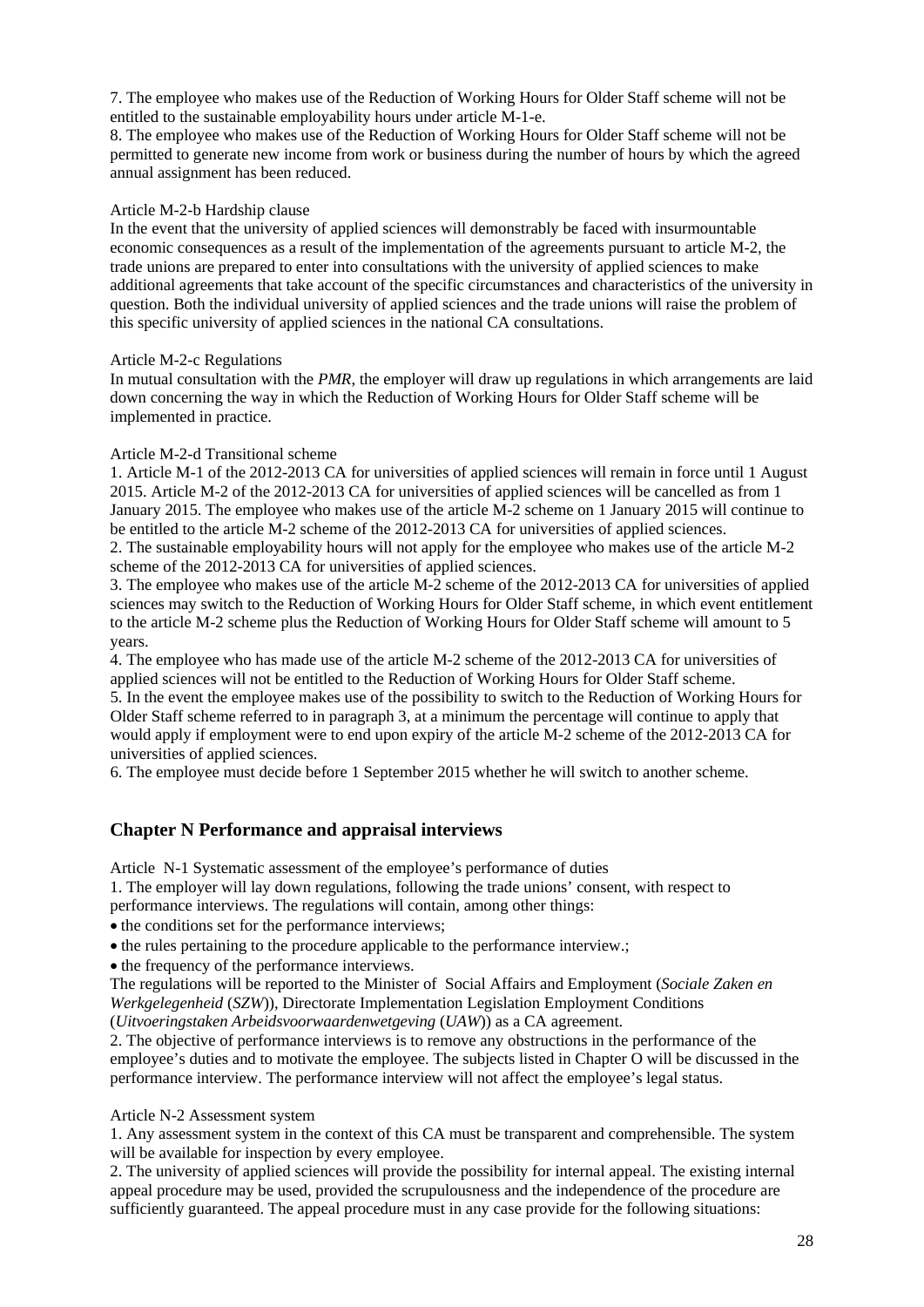7. The employee who makes use of the Reduction of Working Hours for Older Staff scheme will not be entitled to the sustainable employability hours under article M-1-e.
8. The employee who makes use of the Reduction of Working Hours for Older Staff scheme will not be permitted to generate new income from work or business during the number of hours by which the agreed annual assignment has been reduced.

Article M-2-b Hardship clause

In the event that the university of applied sciences will demonstrably be faced with insurmountable economic consequences as a result of the implementation of the agreements pursuant to article M-2, the trade unions are prepared to enter into consultations with the university of applied sciences to make additional agreements that take account of the specific circumstances and characteristics of the university in question. Both the individual university of applied sciences and the trade unions will raise the problem of this specific university of applied sciences in the national CA consultations.

Article M-2-c Regulations

In mutual consultation with the *PMR*, the employer will draw up regulations in which arrangements are laid down concerning the way in which the Reduction of Working Hours for Older Staff scheme will be implemented in practice.

Article M-2-d Transitional scheme

1. Article M-1 of the 2012-2013 CA for universities of applied sciences will remain in force until 1 August 2015. Article M-2 of the 2012-2013 CA for universities of applied sciences will be cancelled as from 1 January 2015. The employee who makes use of the article M-2 scheme on 1 January 2015 will continue to be entitled to the article M-2 scheme of the 2012-2013 CA for universities of applied sciences.
2. The sustainable employability hours will not apply for the employee who makes use of the article M-2 scheme of the 2012-2013 CA for universities of applied sciences.
3. The employee who makes use of the article M-2 scheme of the 2012-2013 CA for universities of applied sciences may switch to the Reduction of Working Hours for Older Staff scheme, in which event entitlement to the article M-2 scheme plus the Reduction of Working Hours for Older Staff scheme will amount to 5 years.
4. The employee who has made use of the article M-2 scheme of the 2012-2013 CA for universities of applied sciences will not be entitled to the Reduction of Working Hours for Older Staff scheme.
5. In the event the employee makes use of the possibility to switch to the Reduction of Working Hours for Older Staff scheme referred to in paragraph 3, at a minimum the percentage will continue to apply that would apply if employment were to end upon expiry of the article M-2 scheme of the 2012-2013 CA for universities of applied sciences.
6. The employee must decide before 1 September 2015 whether he will switch to another scheme.

## Chapter N Performance and appraisal interviews

Article N-1 Systematic assessment of the employee's performance of duties

1. The employer will lay down regulations, following the trade unions' consent, with respect to performance interviews. The regulations will contain, among other things:

- the conditions set for the performance interviews;
- the rules pertaining to the procedure applicable to the performance interview.;
- the frequency of the performance interviews.

The regulations will be reported to the Minister of Social Affairs and Employment (*Sociale Zaken en Werkgelegenheid* (*SZW*)), Directorate Implementation Legislation Employment Conditions (*Uitvoeringstaken Arbeidsvoorwaardenwetgeving* (*UAW*)) as a CA agreement.

2. The objective of performance interviews is to remove any obstructions in the performance of the employee's duties and to motivate the employee. The subjects listed in Chapter O will be discussed in the performance interview. The performance interview will not affect the employee's legal status.

Article N-2 Assessment system

1. Any assessment system in the context of this CA must be transparent and comprehensible. The system will be available for inspection by every employee.
2. The university of applied sciences will provide the possibility for internal appeal. The existing internal appeal procedure may be used, provided the scrupulousness and the independence of the procedure are sufficiently guaranteed. The appeal procedure must in any case provide for the following situations: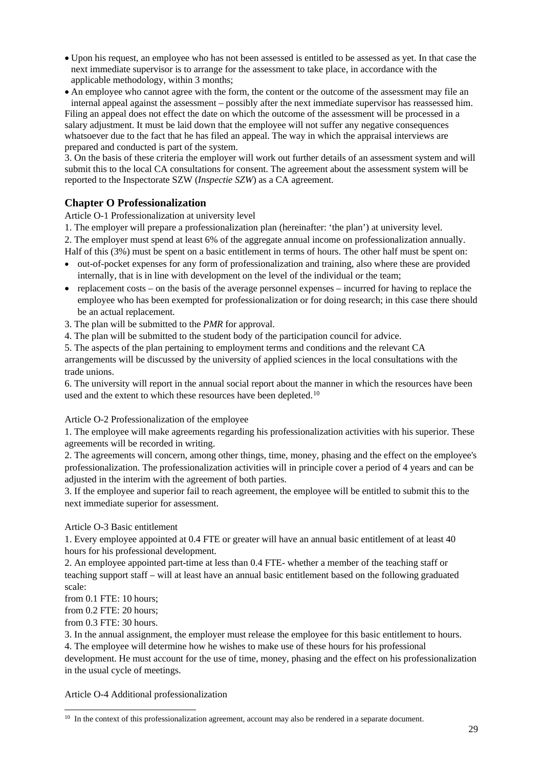- Upon his request, an employee who has not been assessed is entitled to be assessed as yet. In that case the next immediate supervisor is to arrange for the assessment to take place, in accordance with the applicable methodology, within 3 months;
- An employee who cannot agree with the form, the content or the outcome of the assessment may file an internal appeal against the assessment – possibly after the next immediate supervisor has reassessed him.

Filing an appeal does not effect the date on which the outcome of the assessment will be processed in a salary adjustment. It must be laid down that the employee will not suffer any negative consequences whatsoever due to the fact that he has filed an appeal. The way in which the appraisal interviews are prepared and conducted is part of the system.

3. On the basis of these criteria the employer will work out further details of an assessment system and will submit this to the local CA consultations for consent. The agreement about the assessment system will be reported to the Inspectorate SZW (*Inspectie SZW*) as a CA agreement.

## Chapter O Professionalization

Article O-1 Professionalization at university level

1. The employer will prepare a professionalization plan (hereinafter: 'the plan') at university level.
2. The employer must spend at least 6% of the aggregate annual income on professionalization annually. Half of this (3%) must be spent on a basic entitlement in terms of hours. The other half must be spent on:
   - out-of-pocket expenses for any form of professionalization and training, also where these are provided internally, that is in line with development on the level of the individual or the team;
   - replacement costs – on the basis of the average personnel expenses – incurred for having to replace the employee who has been exempted for professionalization or for doing research; in this case there should be an actual replacement.
3. The plan will be submitted to the *PMR* for approval.
4. The plan will be submitted to the student body of the participation council for advice.
5. The aspects of the plan pertaining to employment terms and conditions and the relevant CA arrangements will be discussed by the university of applied sciences in the local consultations with the trade unions.
6. The university will report in the annual social report about the manner in which the resources have been used and the extent to which these resources have been depleted.[10]

Article O-2 Professionalization of the employee

1. The employee will make agreements regarding his professionalization activities with his superior. These agreements will be recorded in writing.
2. The agreements will concern, among other things, time, money, phasing and the effect on the employee's professionalization. The professionalization activities will in principle cover a period of 4 years and can be adjusted in the interim with the agreement of both parties.
3. If the employee and superior fail to reach agreement, the employee will be entitled to submit this to the next immediate superior for assessment.

Article O-3 Basic entitlement

1. Every employee appointed at 0.4 FTE or greater will have an annual basic entitlement of at least 40 hours for his professional development.
2. An employee appointed part-time at less than 0.4 FTE- whether a member of the teaching staff or teaching support staff – will at least have an annual basic entitlement based on the following graduated scale:

from 0.1 FTE: 10 hours;
from 0.2 FTE: 20 hours;
from 0.3 FTE: 30 hours.

3. In the annual assignment, the employer must release the employee for this basic entitlement to hours.
4. The employee will determine how he wishes to make use of these hours for his professional development. He must account for the use of time, money, phasing and the effect on his professionalization in the usual cycle of meetings.

Article O-4 Additional professionalization

[10] In the context of this professionalization agreement, account may also be rendered in a separate document.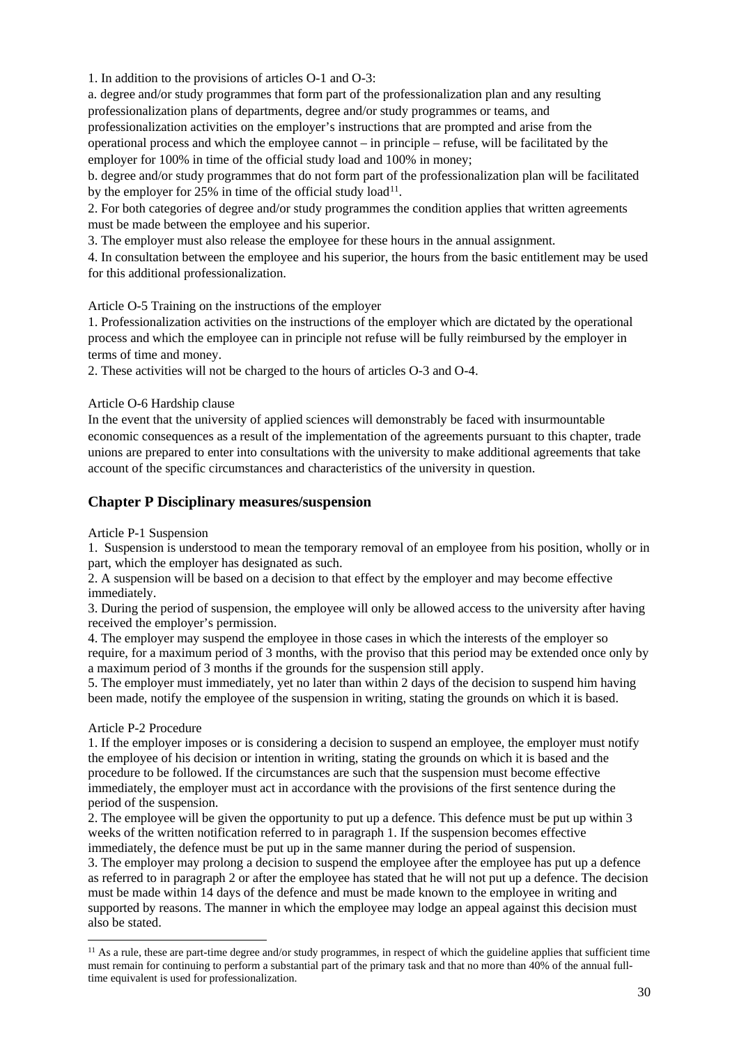1. In addition to the provisions of articles O-1 and O-3:
a. degree and/or study programmes that form part of the professionalization plan and any resulting professionalization plans of departments, degree and/or study programmes or teams, and professionalization activities on the employer's instructions that are prompted and arise from the operational process and which the employee cannot – in principle – refuse, will be facilitated by the employer for 100% in time of the official study load and 100% in money;
b. degree and/or study programmes that do not form part of the professionalization plan will be facilitated by the employer for 25% in time of the official study load[11].
2. For both categories of degree and/or study programmes the condition applies that written agreements must be made between the employee and his superior.
3. The employer must also release the employee for these hours in the annual assignment.
4. In consultation between the employee and his superior, the hours from the basic entitlement may be used for this additional professionalization.

Article O-5 Training on the instructions of the employer
1. Professionalization activities on the instructions of the employer which are dictated by the operational process and which the employee can in principle not refuse will be fully reimbursed by the employer in terms of time and money.
2. These activities will not be charged to the hours of articles O-3 and O-4.

Article O-6 Hardship clause
In the event that the university of applied sciences will demonstrably be faced with insurmountable economic consequences as a result of the implementation of the agreements pursuant to this chapter, trade unions are prepared to enter into consultations with the university to make additional agreements that take account of the specific circumstances and characteristics of the university in question.

## Chapter P Disciplinary measures/suspension

Article P-1 Suspension
1. Suspension is understood to mean the temporary removal of an employee from his position, wholly or in part, which the employer has designated as such.
2. A suspension will be based on a decision to that effect by the employer and may become effective immediately.
3. During the period of suspension, the employee will only be allowed access to the university after having received the employer's permission.
4. The employer may suspend the employee in those cases in which the interests of the employer so require, for a maximum period of 3 months, with the proviso that this period may be extended once only by a maximum period of 3 months if the grounds for the suspension still apply.
5. The employer must immediately, yet no later than within 2 days of the decision to suspend him having been made, notify the employee of the suspension in writing, stating the grounds on which it is based.

Article P-2 Procedure
1. If the employer imposes or is considering a decision to suspend an employee, the employer must notify the employee of his decision or intention in writing, stating the grounds on which it is based and the procedure to be followed. If the circumstances are such that the suspension must become effective immediately, the employer must act in accordance with the provisions of the first sentence during the period of the suspension.
2. The employee will be given the opportunity to put up a defence. This defence must be put up within 3 weeks of the written notification referred to in paragraph 1. If the suspension becomes effective immediately, the defence must be put up in the same manner during the period of suspension.
3. The employer may prolong a decision to suspend the employee after the employee has put up a defence as referred to in paragraph 2 or after the employee has stated that he will not put up a defence. The decision must be made within 14 days of the defence and must be made known to the employee in writing and supported by reasons. The manner in which the employee may lodge an appeal against this decision must also be stated.

[11] As a rule, these are part-time degree and/or study programmes, in respect of which the guideline applies that sufficient time must remain for continuing to perform a substantial part of the primary task and that no more than 40% of the annual full-time equivalent is used for professionalization.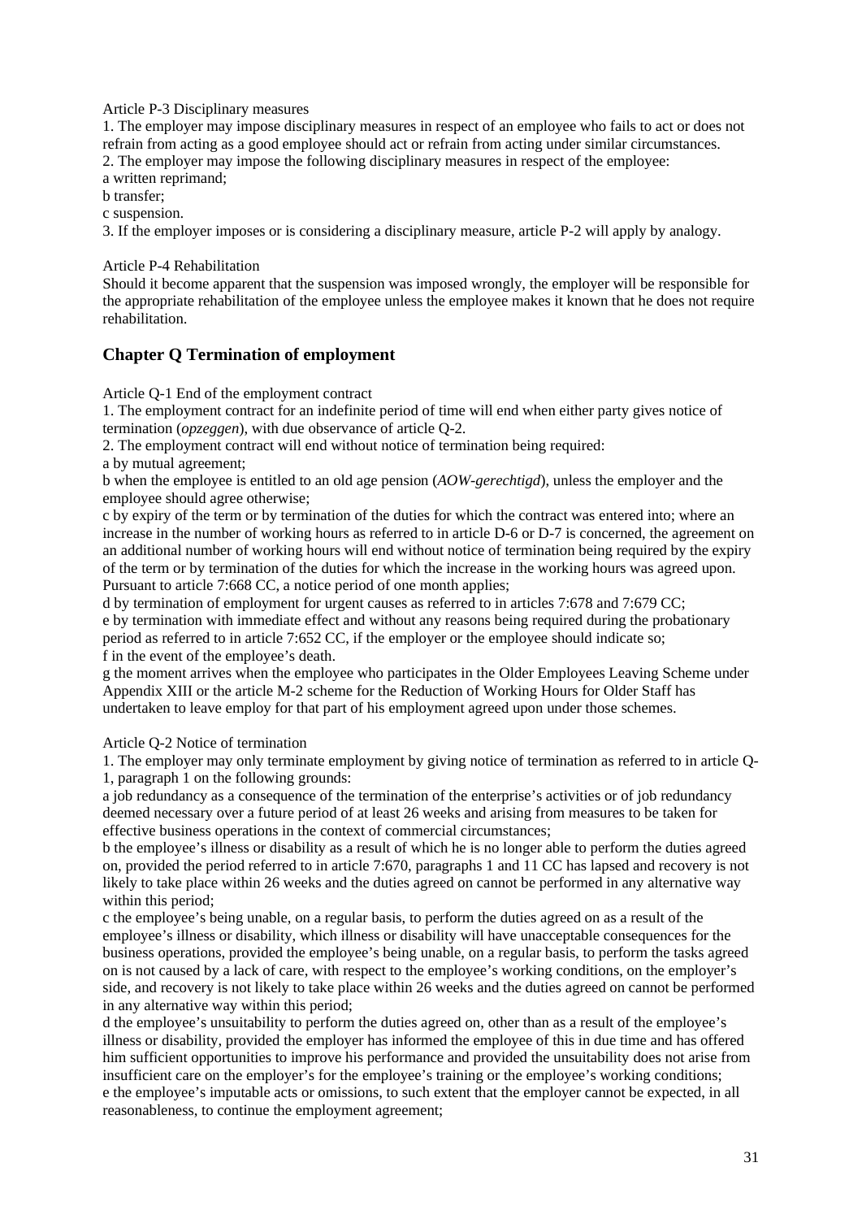Article P-3 Disciplinary measures

1. The employer may impose disciplinary measures in respect of an employee who fails to act or does not refrain from acting as a good employee should act or refrain from acting under similar circumstances.
2. The employer may impose the following disciplinary measures in respect of the employee:
a written reprimand;
b transfer;
c suspension.
3. If the employer imposes or is considering a disciplinary measure, article P-2 will apply by analogy.

Article P-4 Rehabilitation

Should it become apparent that the suspension was imposed wrongly, the employer will be responsible for the appropriate rehabilitation of the employee unless the employee makes it known that he does not require rehabilitation.

## Chapter Q Termination of employment

Article Q-1 End of the employment contract

1. The employment contract for an indefinite period of time will end when either party gives notice of termination (*opzeggen*), with due observance of article Q-2.
2. The employment contract will end without notice of termination being required:
a by mutual agreement;
b when the employee is entitled to an old age pension (*AOW-gerechtigd*), unless the employer and the employee should agree otherwise;
c by expiry of the term or by termination of the duties for which the contract was entered into; where an increase in the number of working hours as referred to in article D-6 or D-7 is concerned, the agreement on an additional number of working hours will end without notice of termination being required by the expiry of the term or by termination of the duties for which the increase in the working hours was agreed upon. Pursuant to article 7:668 CC, a notice period of one month applies;
d by termination of employment for urgent causes as referred to in articles 7:678 and 7:679 CC;
e by termination with immediate effect and without any reasons being required during the probationary period as referred to in article 7:652 CC, if the employer or the employee should indicate so;
f in the event of the employee's death.
g the moment arrives when the employee who participates in the Older Employees Leaving Scheme under Appendix XIII or the article M-2 scheme for the Reduction of Working Hours for Older Staff has undertaken to leave employ for that part of his employment agreed upon under those schemes.

Article Q-2 Notice of termination

1. The employer may only terminate employment by giving notice of termination as referred to in article Q-1, paragraph 1 on the following grounds:
a job redundancy as a consequence of the termination of the enterprise's activities or of job redundancy deemed necessary over a future period of at least 26 weeks and arising from measures to be taken for effective business operations in the context of commercial circumstances;
b the employee's illness or disability as a result of which he is no longer able to perform the duties agreed on, provided the period referred to in article 7:670, paragraphs 1 and 11 CC has lapsed and recovery is not likely to take place within 26 weeks and the duties agreed on cannot be performed in any alternative way within this period;
c the employee's being unable, on a regular basis, to perform the duties agreed on as a result of the employee's illness or disability, which illness or disability will have unacceptable consequences for the business operations, provided the employee's being unable, on a regular basis, to perform the tasks agreed on is not caused by a lack of care, with respect to the employee's working conditions, on the employer's side, and recovery is not likely to take place within 26 weeks and the duties agreed on cannot be performed in any alternative way within this period;
d the employee's unsuitability to perform the duties agreed on, other than as a result of the employee's illness or disability, provided the employer has informed the employee of this in due time and has offered him sufficient opportunities to improve his performance and provided the unsuitability does not arise from insufficient care on the employer's for the employee's training or the employee's working conditions;
e the employee's imputable acts or omissions, to such extent that the employer cannot be expected, in all reasonableness, to continue the employment agreement;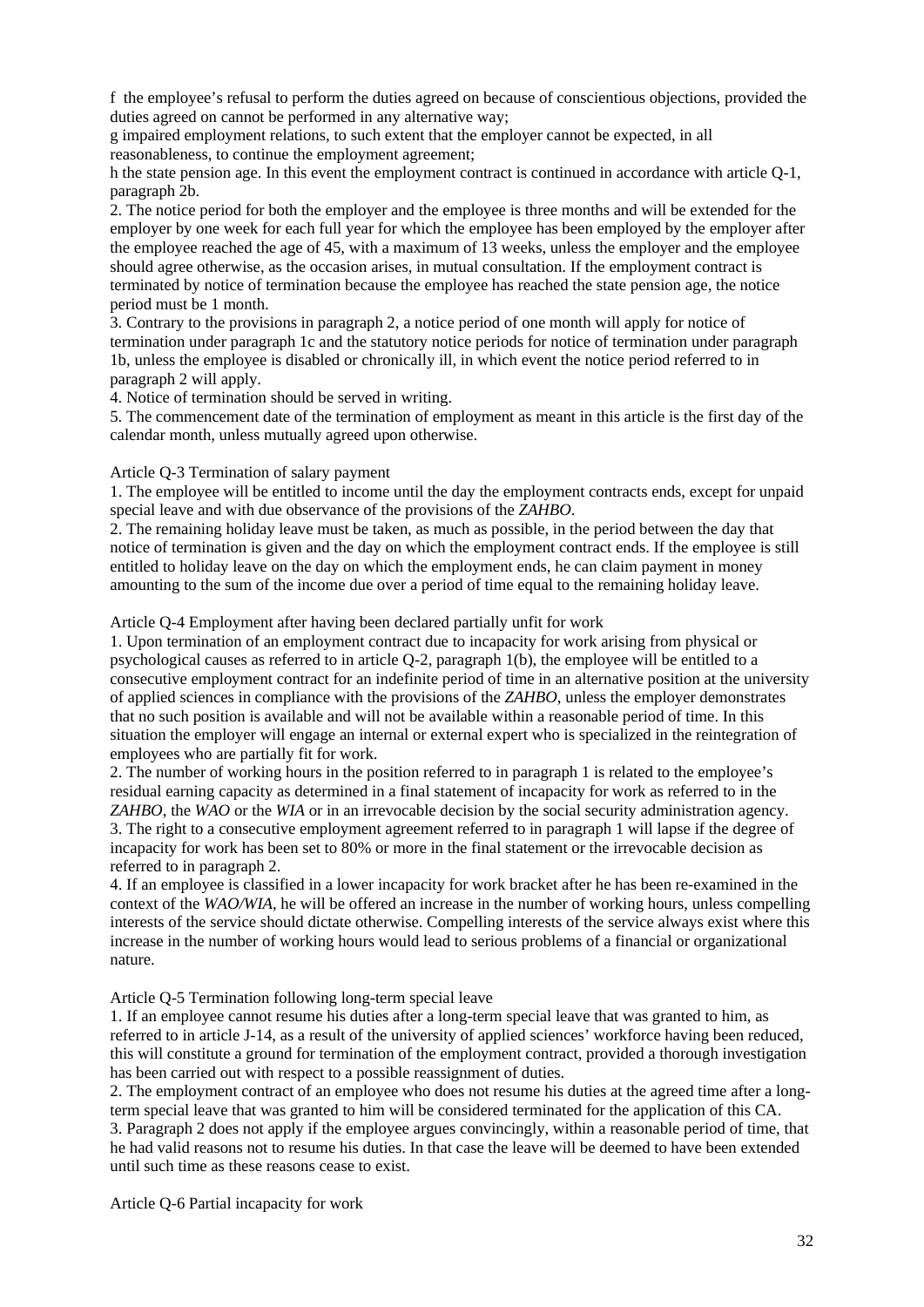f the employee's refusal to perform the duties agreed on because of conscientious objections, provided the duties agreed on cannot be performed in any alternative way;

g impaired employment relations, to such extent that the employer cannot be expected, in all reasonableness, to continue the employment agreement;

h the state pension age. In this event the employment contract is continued in accordance with article Q-1, paragraph 2b.

2. The notice period for both the employer and the employee is three months and will be extended for the employer by one week for each full year for which the employee has been employed by the employer after the employee reached the age of 45, with a maximum of 13 weeks, unless the employer and the employee should agree otherwise, as the occasion arises, in mutual consultation. If the employment contract is terminated by notice of termination because the employee has reached the state pension age, the notice period must be 1 month.

3. Contrary to the provisions in paragraph 2, a notice period of one month will apply for notice of termination under paragraph 1c and the statutory notice periods for notice of termination under paragraph 1b, unless the employee is disabled or chronically ill, in which event the notice period referred to in paragraph 2 will apply.

4. Notice of termination should be served in writing.

5. The commencement date of the termination of employment as meant in this article is the first day of the calendar month, unless mutually agreed upon otherwise.

Article Q-3 Termination of salary payment

1. The employee will be entitled to income until the day the employment contracts ends, except for unpaid special leave and with due observance of the provisions of the *ZAHBO*.

2. The remaining holiday leave must be taken, as much as possible, in the period between the day that notice of termination is given and the day on which the employment contract ends. If the employee is still entitled to holiday leave on the day on which the employment ends, he can claim payment in money amounting to the sum of the income due over a period of time equal to the remaining holiday leave.

Article Q-4 Employment after having been declared partially unfit for work

1. Upon termination of an employment contract due to incapacity for work arising from physical or psychological causes as referred to in article Q-2, paragraph 1(b), the employee will be entitled to a consecutive employment contract for an indefinite period of time in an alternative position at the university of applied sciences in compliance with the provisions of the *ZAHBO*, unless the employer demonstrates that no such position is available and will not be available within a reasonable period of time. In this situation the employer will engage an internal or external expert who is specialized in the reintegration of employees who are partially fit for work.

2. The number of working hours in the position referred to in paragraph 1 is related to the employee's residual earning capacity as determined in a final statement of incapacity for work as referred to in the *ZAHBO*, the *WAO* or the *WIA* or in an irrevocable decision by the social security administration agency.

3. The right to a consecutive employment agreement referred to in paragraph 1 will lapse if the degree of incapacity for work has been set to 80% or more in the final statement or the irrevocable decision as referred to in paragraph 2.

4. If an employee is classified in a lower incapacity for work bracket after he has been re-examined in the context of the *WAO/WIA*, he will be offered an increase in the number of working hours, unless compelling interests of the service should dictate otherwise. Compelling interests of the service always exist where this increase in the number of working hours would lead to serious problems of a financial or organizational nature.

Article Q-5 Termination following long-term special leave

1. If an employee cannot resume his duties after a long-term special leave that was granted to him, as referred to in article J-14, as a result of the university of applied sciences' workforce having been reduced, this will constitute a ground for termination of the employment contract, provided a thorough investigation has been carried out with respect to a possible reassignment of duties.

2. The employment contract of an employee who does not resume his duties at the agreed time after a long-term special leave that was granted to him will be considered terminated for the application of this CA.

3. Paragraph 2 does not apply if the employee argues convincingly, within a reasonable period of time, that he had valid reasons not to resume his duties. In that case the leave will be deemed to have been extended until such time as these reasons cease to exist.

Article Q-6 Partial incapacity for work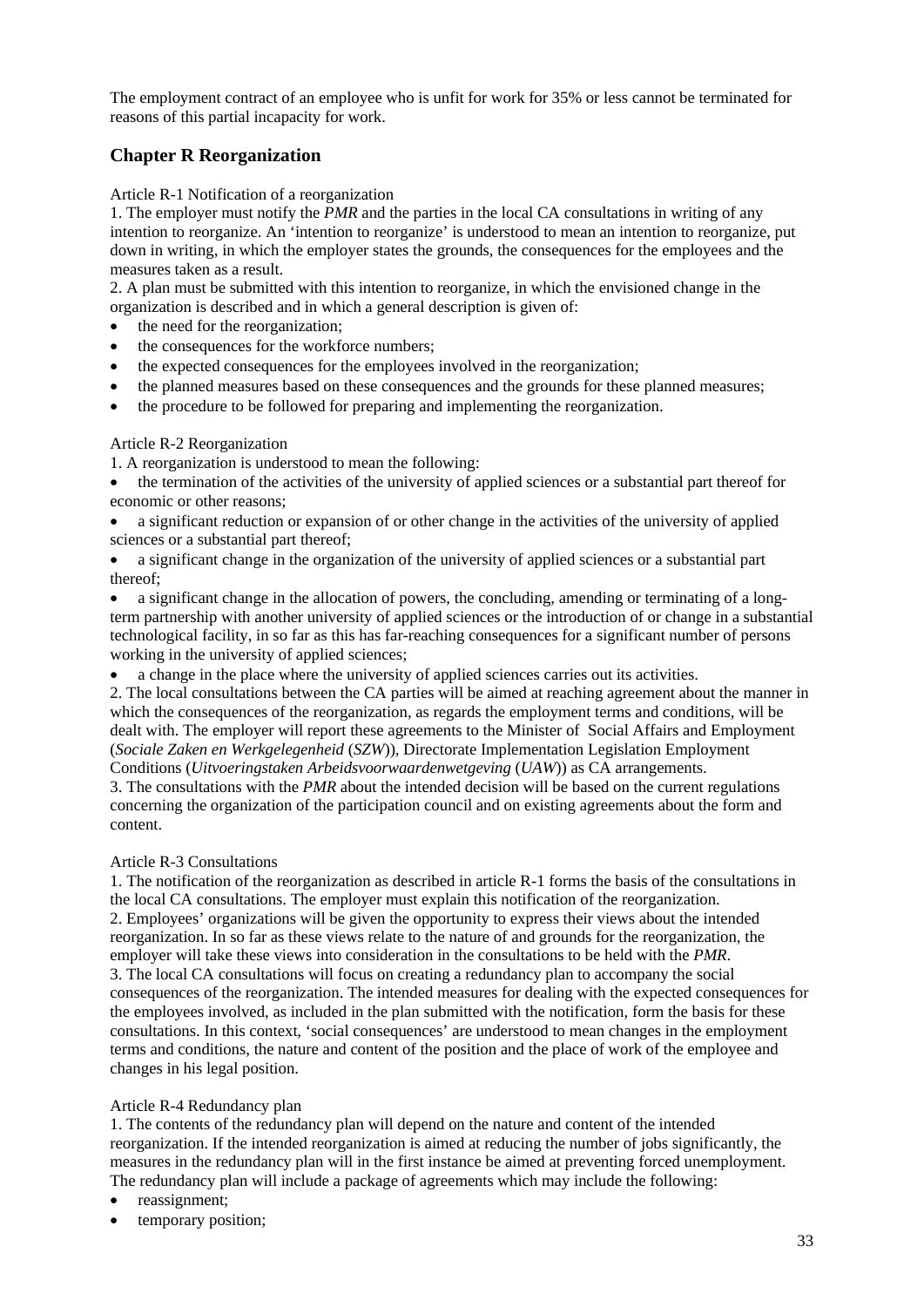The employment contract of an employee who is unfit for work for 35% or less cannot be terminated for reasons of this partial incapacity for work.

## Chapter R Reorganization

Article R-1 Notification of a reorganization

1. The employer must notify the *PMR* and the parties in the local CA consultations in writing of any intention to reorganize. An 'intention to reorganize' is understood to mean an intention to reorganize, put down in writing, in which the employer states the grounds, the consequences for the employees and the measures taken as a result.
2. A plan must be submitted with this intention to reorganize, in which the envisioned change in the organization is described and in which a general description is given of:

- the need for the reorganization;
- the consequences for the workforce numbers;
- the expected consequences for the employees involved in the reorganization;
- the planned measures based on these consequences and the grounds for these planned measures;
- the procedure to be followed for preparing and implementing the reorganization.

Article R-2 Reorganization

1. A reorganization is understood to mean the following:

- the termination of the activities of the university of applied sciences or a substantial part thereof for economic or other reasons;
- a significant reduction or expansion of or other change in the activities of the university of applied sciences or a substantial part thereof;
- a significant change in the organization of the university of applied sciences or a substantial part thereof;
- a significant change in the allocation of powers, the concluding, amending or terminating of a long-term partnership with another university of applied sciences or the introduction of or change in a substantial technological facility, in so far as this has far-reaching consequences for a significant number of persons working in the university of applied sciences;
- a change in the place where the university of applied sciences carries out its activities.

2. The local consultations between the CA parties will be aimed at reaching agreement about the manner in which the consequences of the reorganization, as regards the employment terms and conditions, will be dealt with. The employer will report these agreements to the Minister of Social Affairs and Employment (*Sociale Zaken en Werkgelegenheid* (*SZW*)), Directorate Implementation Legislation Employment Conditions (*Uitvoeringstaken Arbeidsvoorwaardenwetgeving* (*UAW*)) as CA arrangements.
3. The consultations with the *PMR* about the intended decision will be based on the current regulations concerning the organization of the participation council and on existing agreements about the form and content.

Article R-3 Consultations

1. The notification of the reorganization as described in article R-1 forms the basis of the consultations in the local CA consultations. The employer must explain this notification of the reorganization.
2. Employees' organizations will be given the opportunity to express their views about the intended reorganization. In so far as these views relate to the nature of and grounds for the reorganization, the employer will take these views into consideration in the consultations to be held with the *PMR*.
3. The local CA consultations will focus on creating a redundancy plan to accompany the social consequences of the reorganization. The intended measures for dealing with the expected consequences for the employees involved, as included in the plan submitted with the notification, form the basis for these consultations. In this context, 'social consequences' are understood to mean changes in the employment terms and conditions, the nature and content of the position and the place of work of the employee and changes in his legal position.

Article R-4 Redundancy plan

1. The contents of the redundancy plan will depend on the nature and content of the intended reorganization. If the intended reorganization is aimed at reducing the number of jobs significantly, the measures in the redundancy plan will in the first instance be aimed at preventing forced unemployment. The redundancy plan will include a package of agreements which may include the following:

- reassignment;
- temporary position;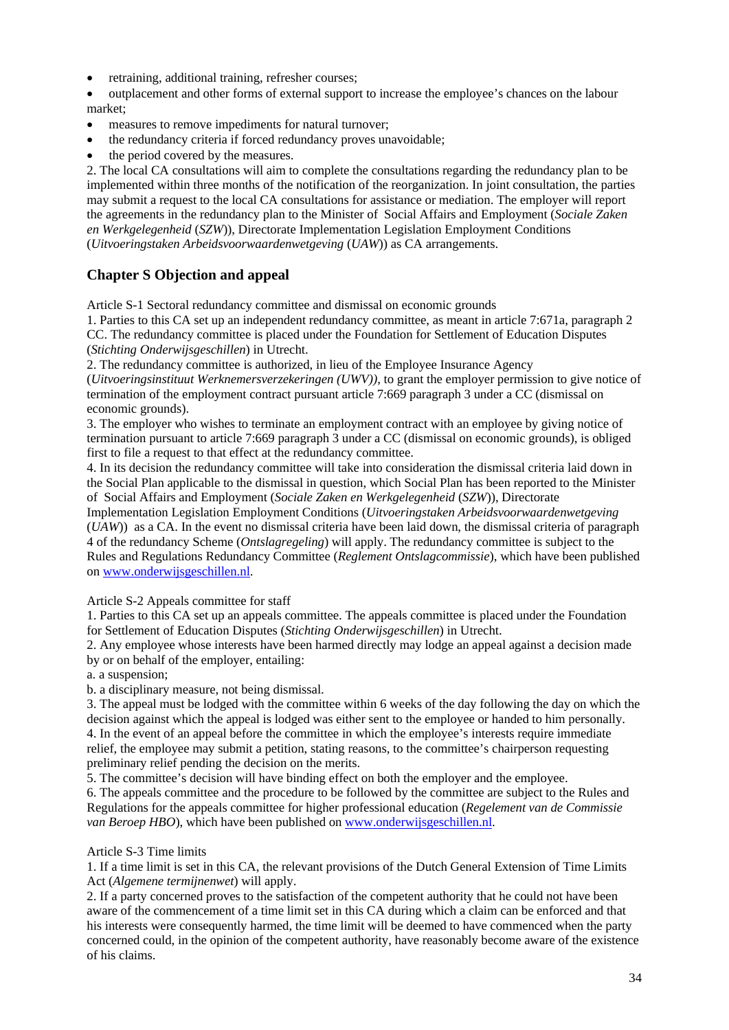- retraining, additional training, refresher courses;
- outplacement and other forms of external support to increase the employee's chances on the labour market;
- measures to remove impediments for natural turnover;
- the redundancy criteria if forced redundancy proves unavoidable;
- the period covered by the measures.

2. The local CA consultations will aim to complete the consultations regarding the redundancy plan to be implemented within three months of the notification of the reorganization. In joint consultation, the parties may submit a request to the local CA consultations for assistance or mediation. The employer will report the agreements in the redundancy plan to the Minister of Social Affairs and Employment (*Sociale Zaken en Werkgelegenheid* (*SZW*)), Directorate Implementation Legislation Employment Conditions (*Uitvoeringstaken Arbeidsvoorwaardenwetgeving* (*UAW*)) as CA arrangements.

## Chapter S Objection and appeal

Article S-1 Sectoral redundancy committee and dismissal on economic grounds

1. Parties to this CA set up an independent redundancy committee, as meant in article 7:671a, paragraph 2 CC. The redundancy committee is placed under the Foundation for Settlement of Education Disputes (*Stichting Onderwijsgeschillen*) in Utrecht.
2. The redundancy committee is authorized, in lieu of the Employee Insurance Agency (*Uitvoeringsinstituut Werknemersverzekeringen (UWV))*, to grant the employer permission to give notice of termination of the employment contract pursuant article 7:669 paragraph 3 under a CC (dismissal on economic grounds).
3. The employer who wishes to terminate an employment contract with an employee by giving notice of termination pursuant to article 7:669 paragraph 3 under a CC (dismissal on economic grounds), is obliged first to file a request to that effect at the redundancy committee.
4. In its decision the redundancy committee will take into consideration the dismissal criteria laid down in the Social Plan applicable to the dismissal in question, which Social Plan has been reported to the Minister of Social Affairs and Employment (*Sociale Zaken en Werkgelegenheid* (*SZW*)), Directorate Implementation Legislation Employment Conditions (*Uitvoeringstaken Arbeidsvoorwaardenwetgeving* (*UAW*)) as a CA. In the event no dismissal criteria have been laid down, the dismissal criteria of paragraph 4 of the redundancy Scheme (*Ontslagregeling*) will apply. The redundancy committee is subject to the Rules and Regulations Redundancy Committee (*Reglement Ontslagcommissie*), which have been published on www.onderwijsgeschillen.nl.

Article S-2 Appeals committee for staff

1. Parties to this CA set up an appeals committee. The appeals committee is placed under the Foundation for Settlement of Education Disputes (*Stichting Onderwijsgeschillen*) in Utrecht.
2. Any employee whose interests have been harmed directly may lodge an appeal against a decision made by or on behalf of the employer, entailing:
   a. a suspension;
   b. a disciplinary measure, not being dismissal.
3. The appeal must be lodged with the committee within 6 weeks of the day following the day on which the decision against which the appeal is lodged was either sent to the employee or handed to him personally.
4. In the event of an appeal before the committee in which the employee's interests require immediate relief, the employee may submit a petition, stating reasons, to the committee's chairperson requesting preliminary relief pending the decision on the merits.
5. The committee's decision will have binding effect on both the employer and the employee.
6. The appeals committee and the procedure to be followed by the committee are subject to the Rules and Regulations for the appeals committee for higher professional education (*Regelement van de Commissie van Beroep HBO*), which have been published on www.onderwijsgeschillen.nl.

Article S-3 Time limits

1. If a time limit is set in this CA, the relevant provisions of the Dutch General Extension of Time Limits Act (*Algemene termijnenwet*) will apply.
2. If a party concerned proves to the satisfaction of the competent authority that he could not have been aware of the commencement of a time limit set in this CA during which a claim can be enforced and that his interests were consequently harmed, the time limit will be deemed to have commenced when the party concerned could, in the opinion of the competent authority, have reasonably become aware of the existence of his claims.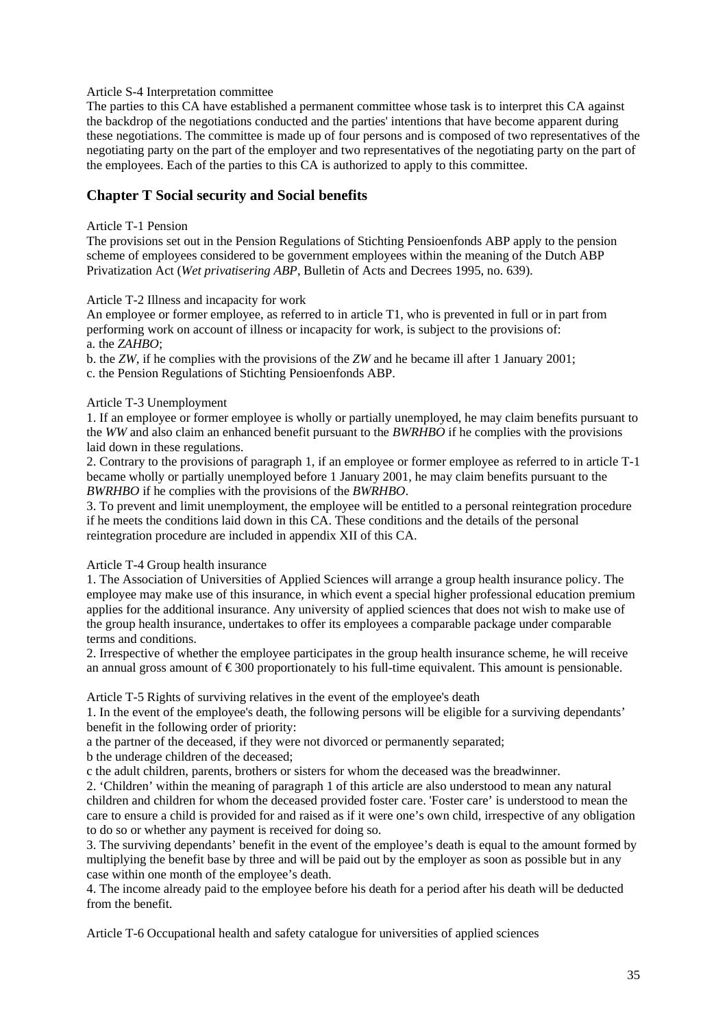Article S-4 Interpretation committee

The parties to this CA have established a permanent committee whose task is to interpret this CA against the backdrop of the negotiations conducted and the parties' intentions that have become apparent during these negotiations. The committee is made up of four persons and is composed of two representatives of the negotiating party on the part of the employer and two representatives of the negotiating party on the part of the employees. Each of the parties to this CA is authorized to apply to this committee.

## Chapter T Social security and Social benefits

Article T-1 Pension

The provisions set out in the Pension Regulations of Stichting Pensioenfonds ABP apply to the pension scheme of employees considered to be government employees within the meaning of the Dutch ABP Privatization Act (*Wet privatisering ABP*, Bulletin of Acts and Decrees 1995, no. 639).

Article T-2 Illness and incapacity for work

An employee or former employee, as referred to in article T1, who is prevented in full or in part from performing work on account of illness or incapacity for work, is subject to the provisions of:

a. the *ZAHBO*;

b. the *ZW*, if he complies with the provisions of the *ZW* and he became ill after 1 January 2001;

c. the Pension Regulations of Stichting Pensioenfonds ABP.

Article T-3 Unemployment

1. If an employee or former employee is wholly or partially unemployed, he may claim benefits pursuant to the *WW* and also claim an enhanced benefit pursuant to the *BWRHBO* if he complies with the provisions laid down in these regulations.

2. Contrary to the provisions of paragraph 1, if an employee or former employee as referred to in article T-1 became wholly or partially unemployed before 1 January 2001, he may claim benefits pursuant to the *BWRHBO* if he complies with the provisions of the *BWRHBO*.

3. To prevent and limit unemployment, the employee will be entitled to a personal reintegration procedure if he meets the conditions laid down in this CA. These conditions and the details of the personal reintegration procedure are included in appendix XII of this CA.

Article T-4 Group health insurance

1. The Association of Universities of Applied Sciences will arrange a group health insurance policy. The employee may make use of this insurance, in which event a special higher professional education premium applies for the additional insurance. Any university of applied sciences that does not wish to make use of the group health insurance, undertakes to offer its employees a comparable package under comparable terms and conditions.

2. Irrespective of whether the employee participates in the group health insurance scheme, he will receive an annual gross amount of € 300 proportionately to his full-time equivalent. This amount is pensionable.

Article T-5 Rights of surviving relatives in the event of the employee's death

1. In the event of the employee's death, the following persons will be eligible for a surviving dependants' benefit in the following order of priority:

a the partner of the deceased, if they were not divorced or permanently separated;

b the underage children of the deceased;

c the adult children, parents, brothers or sisters for whom the deceased was the breadwinner.

2. 'Children' within the meaning of paragraph 1 of this article are also understood to mean any natural children and children for whom the deceased provided foster care. 'Foster care' is understood to mean the care to ensure a child is provided for and raised as if it were one's own child, irrespective of any obligation to do so or whether any payment is received for doing so.

3. The surviving dependants' benefit in the event of the employee's death is equal to the amount formed by multiplying the benefit base by three and will be paid out by the employer as soon as possible but in any case within one month of the employee's death.

4. The income already paid to the employee before his death for a period after his death will be deducted from the benefit.

Article T-6 Occupational health and safety catalogue for universities of applied sciences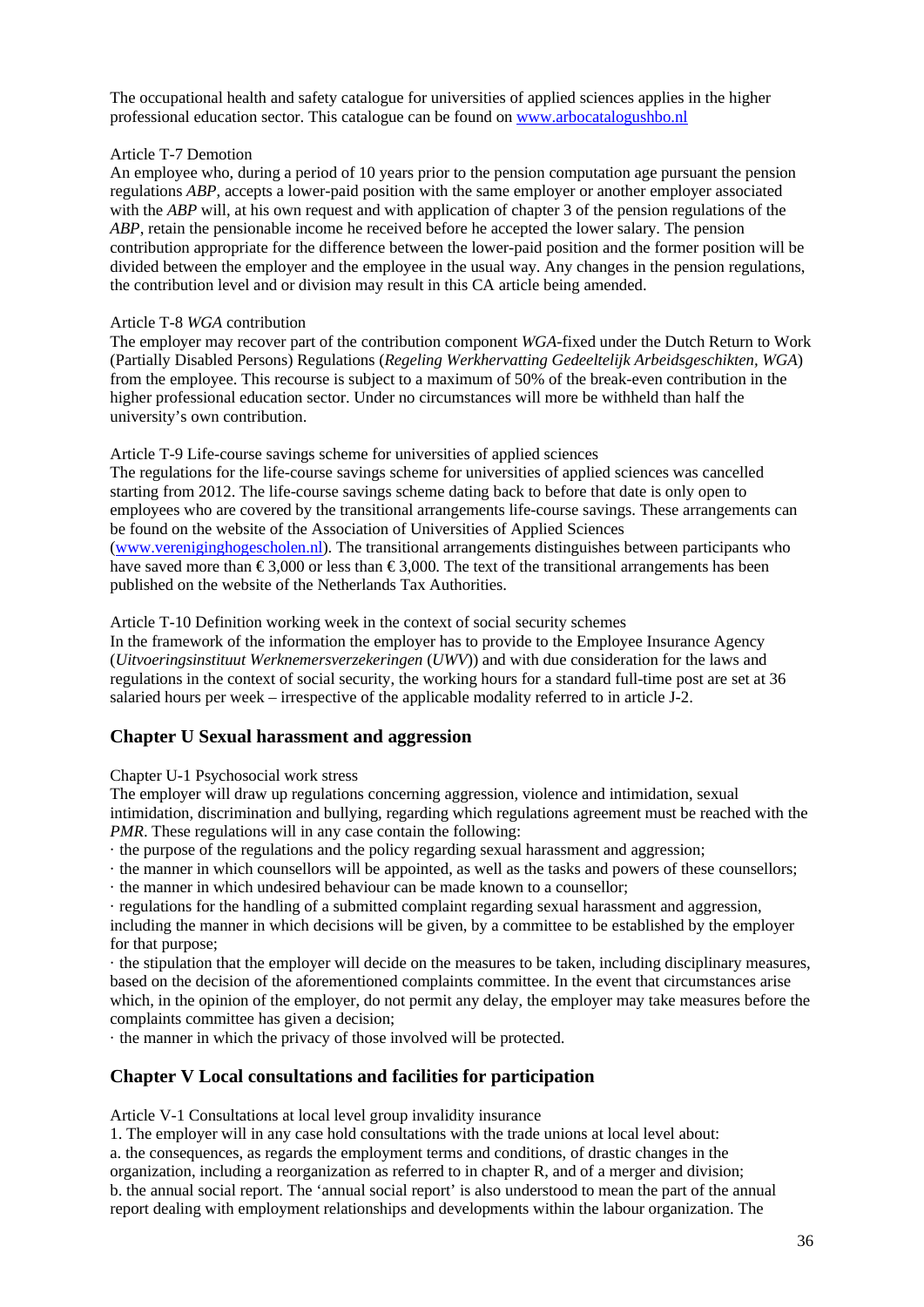The occupational health and safety catalogue for universities of applied sciences applies in the higher professional education sector. This catalogue can be found on [www.arbocatalogushbo.nl](www.arbocatalogushbo.nl)

Article T-7 Demotion

An employee who, during a period of 10 years prior to the pension computation age pursuant the pension regulations *ABP*, accepts a lower-paid position with the same employer or another employer associated with the *ABP* will, at his own request and with application of chapter 3 of the pension regulations of the *ABP*, retain the pensionable income he received before he accepted the lower salary. The pension contribution appropriate for the difference between the lower-paid position and the former position will be divided between the employer and the employee in the usual way. Any changes in the pension regulations, the contribution level and or division may result in this CA article being amended.

Article T-8 *WGA* contribution

The employer may recover part of the contribution component *WGA*-fixed under the Dutch Return to Work (Partially Disabled Persons) Regulations (*Regeling Werkhervatting Gedeeltelijk Arbeidsgeschikten, WGA*) from the employee. This recourse is subject to a maximum of 50% of the break-even contribution in the higher professional education sector. Under no circumstances will more be withheld than half the university's own contribution.

Article T-9 Life-course savings scheme for universities of applied sciences

The regulations for the life-course savings scheme for universities of applied sciences was cancelled starting from 2012. The life-course savings scheme dating back to before that date is only open to employees who are covered by the transitional arrangements life-course savings. These arrangements can be found on the website of the Association of Universities of Applied Sciences ([www.vereniginghogescholen.nl](www.vereniginghogescholen.nl)). The transitional arrangements distinguishes between participants who have saved more than € 3,000 or less than € 3,000. The text of the transitional arrangements has been published on the website of the Netherlands Tax Authorities.

Article T-10 Definition working week in the context of social security schemes

In the framework of the information the employer has to provide to the Employee Insurance Agency (*Uitvoeringsinstituut Werknemersverzekeringen* (*UWV*)) and with due consideration for the laws and regulations in the context of social security, the working hours for a standard full-time post are set at 36 salaried hours per week – irrespective of the applicable modality referred to in article J-2.

## Chapter U Sexual harassment and aggression

Chapter U-1 Psychosocial work stress

The employer will draw up regulations concerning aggression, violence and intimidation, sexual intimidation, discrimination and bullying, regarding which regulations agreement must be reached with the *PMR*. These regulations will in any case contain the following:

· the purpose of the regulations and the policy regarding sexual harassment and aggression;
· the manner in which counsellors will be appointed, as well as the tasks and powers of these counsellors;
· the manner in which undesired behaviour can be made known to a counsellor;
· regulations for the handling of a submitted complaint regarding sexual harassment and aggression, including the manner in which decisions will be given, by a committee to be established by the employer for that purpose;
· the stipulation that the employer will decide on the measures to be taken, including disciplinary measures, based on the decision of the aforementioned complaints committee. In the event that circumstances arise which, in the opinion of the employer, do not permit any delay, the employer may take measures before the complaints committee has given a decision;
· the manner in which the privacy of those involved will be protected.

## Chapter V Local consultations and facilities for participation

Article V-1 Consultations at local level group invalidity insurance

1. The employer will in any case hold consultations with the trade unions at local level about:
a. the consequences, as regards the employment terms and conditions, of drastic changes in the organization, including a reorganization as referred to in chapter R, and of a merger and division;
b. the annual social report. The 'annual social report' is also understood to mean the part of the annual report dealing with employment relationships and developments within the labour organization. The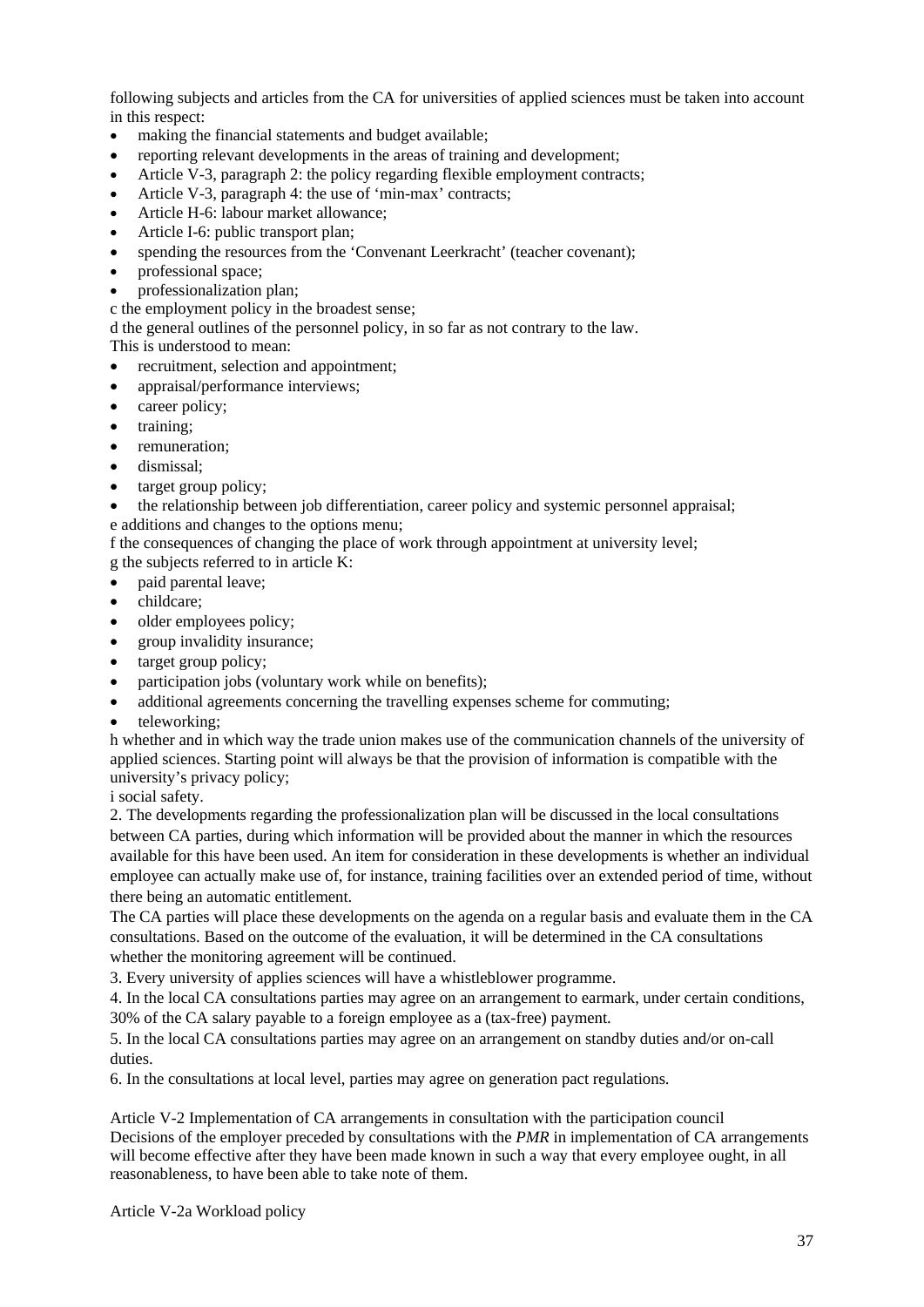following subjects and articles from the CA for universities of applied sciences must be taken into account in this respect:

- making the financial statements and budget available;
- reporting relevant developments in the areas of training and development;
- Article V-3, paragraph 2: the policy regarding flexible employment contracts;
- Article V-3, paragraph 4: the use of 'min-max' contracts;
- Article H-6: labour market allowance;
- Article I-6: public transport plan;
- spending the resources from the 'Convenant Leerkracht' (teacher covenant);
- professional space;
- professionalization plan;

c the employment policy in the broadest sense;

d the general outlines of the personnel policy, in so far as not contrary to the law.
This is understood to mean:

- recruitment, selection and appointment;
- appraisal/performance interviews;
- career policy;
- training;
- remuneration;
- dismissal;
- target group policy;
- the relationship between job differentiation, career policy and systemic personnel appraisal;

e additions and changes to the options menu;

f the consequences of changing the place of work through appointment at university level;

g the subjects referred to in article K:

- paid parental leave;
- childcare;
- older employees policy;
- group invalidity insurance;
- target group policy;
- participation jobs (voluntary work while on benefits);
- additional agreements concerning the travelling expenses scheme for commuting;
- teleworking;

h whether and in which way the trade union makes use of the communication channels of the university of applied sciences. Starting point will always be that the provision of information is compatible with the university's privacy policy;

i social safety.

2. The developments regarding the professionalization plan will be discussed in the local consultations between CA parties, during which information will be provided about the manner in which the resources available for this have been used. An item for consideration in these developments is whether an individual employee can actually make use of, for instance, training facilities over an extended period of time, without there being an automatic entitlement.
The CA parties will place these developments on the agenda on a regular basis and evaluate them in the CA consultations. Based on the outcome of the evaluation, it will be determined in the CA consultations whether the monitoring agreement will be continued.

3. Every university of applies sciences will have a whistleblower programme.

4. In the local CA consultations parties may agree on an arrangement to earmark, under certain conditions, 30% of the CA salary payable to a foreign employee as a (tax-free) payment.

5. In the local CA consultations parties may agree on an arrangement on standby duties and/or on-call duties.

6. In the consultations at local level, parties may agree on generation pact regulations.

Article V-2 Implementation of CA arrangements in consultation with the participation council
Decisions of the employer preceded by consultations with the *PMR* in implementation of CA arrangements will become effective after they have been made known in such a way that every employee ought, in all reasonableness, to have been able to take note of them.

Article V-2a Workload policy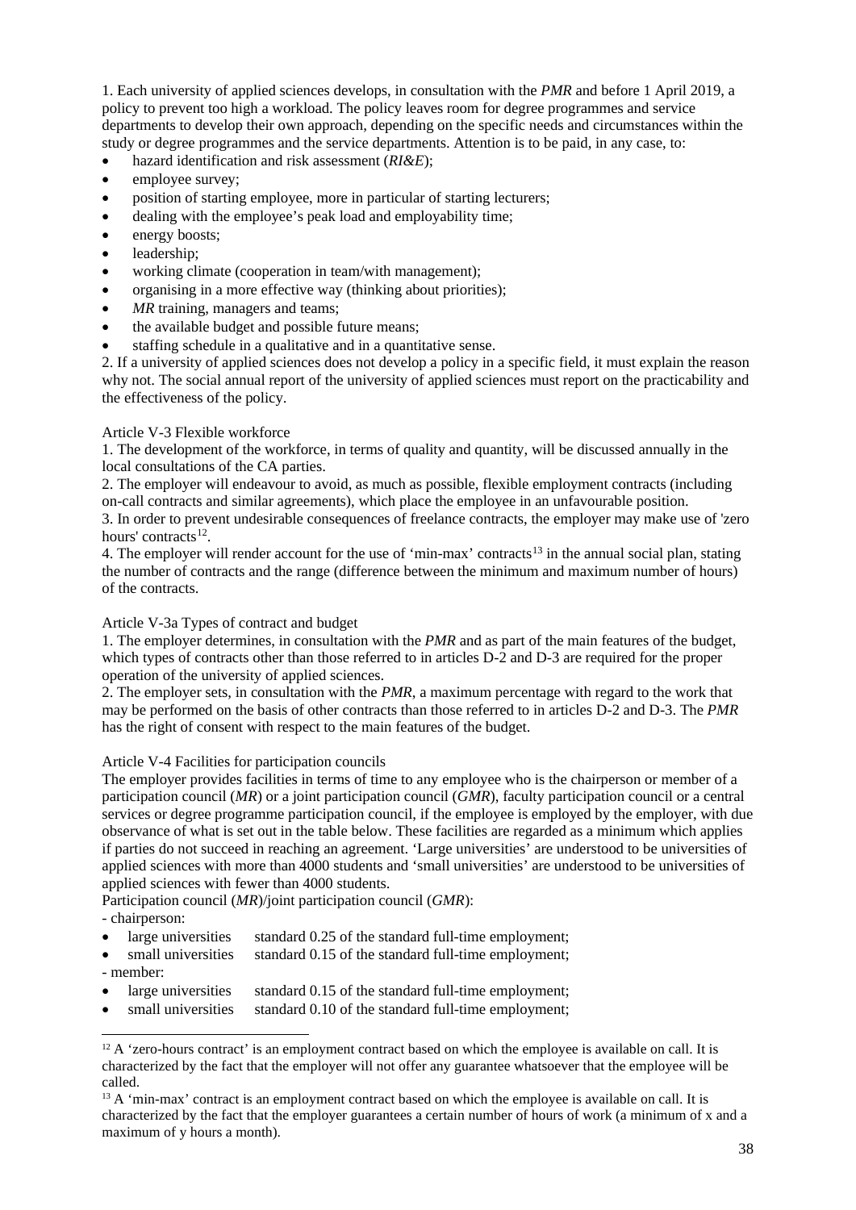1. Each university of applied sciences develops, in consultation with the *PMR* and before 1 April 2019, a policy to prevent too high a workload. The policy leaves room for degree programmes and service departments to develop their own approach, depending on the specific needs and circumstances within the study or degree programmes and the service departments. Attention is to be paid, in any case, to:

- hazard identification and risk assessment (*RI&E*);
- employee survey;
- position of starting employee, more in particular of starting lecturers;
- dealing with the employee's peak load and employability time;
- energy boosts;
- leadership;
- working climate (cooperation in team/with management);
- organising in a more effective way (thinking about priorities);
- *MR* training, managers and teams;
- the available budget and possible future means;
- staffing schedule in a qualitative and in a quantitative sense.

2. If a university of applied sciences does not develop a policy in a specific field, it must explain the reason why not. The social annual report of the university of applied sciences must report on the practicability and the effectiveness of the policy.

Article V-3 Flexible workforce

1. The development of the workforce, in terms of quality and quantity, will be discussed annually in the local consultations of the CA parties.
2. The employer will endeavour to avoid, as much as possible, flexible employment contracts (including on-call contracts and similar agreements), which place the employee in an unfavourable position.
3. In order to prevent undesirable consequences of freelance contracts, the employer may make use of 'zero hours' contracts[12].
4. The employer will render account for the use of 'min-max' contracts[13] in the annual social plan, stating the number of contracts and the range (difference between the minimum and maximum number of hours) of the contracts.

Article V-3a Types of contract and budget

1. The employer determines, in consultation with the *PMR* and as part of the main features of the budget, which types of contracts other than those referred to in articles D-2 and D-3 are required for the proper operation of the university of applied sciences.
2. The employer sets, in consultation with the *PMR*, a maximum percentage with regard to the work that may be performed on the basis of other contracts than those referred to in articles D-2 and D-3. The *PMR* has the right of consent with respect to the main features of the budget.

Article V-4 Facilities for participation councils

The employer provides facilities in terms of time to any employee who is the chairperson or member of a participation council (*MR*) or a joint participation council (*GMR*), faculty participation council or a central services or degree programme participation council, if the employee is employed by the employer, with due observance of what is set out in the table below. These facilities are regarded as a minimum which applies if parties do not succeed in reaching an agreement. 'Large universities' are understood to be universities of applied sciences with more than 4000 students and 'small universities' are understood to be universities of applied sciences with fewer than 4000 students.

Participation council (*MR*)/joint participation council (*GMR*):

- chairperson:
  - large universities standard 0.25 of the standard full-time employment;
  - small universities standard 0.15 of the standard full-time employment;
- member:
  - large universities standard 0.15 of the standard full-time employment;
  - small universities standard 0.10 of the standard full-time employment;

[12] A 'zero-hours contract' is an employment contract based on which the employee is available on call. It is characterized by the fact that the employer will not offer any guarantee whatsoever that the employee will be called.

[13] A 'min-max' contract is an employment contract based on which the employee is available on call. It is characterized by the fact that the employer guarantees a certain number of hours of work (a minimum of x and a maximum of y hours a month).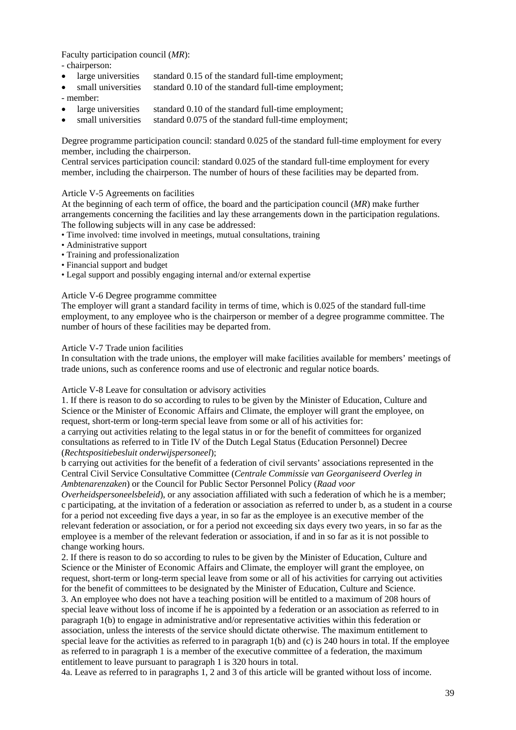Faculty participation council (*MR*):

- chairperson:
  - large universities standard 0.15 of the standard full-time employment;
  - small universities standard 0.10 of the standard full-time employment;
- member:
  - large universities standard 0.10 of the standard full-time employment;
  - small universities standard 0.075 of the standard full-time employment;

Degree programme participation council: standard 0.025 of the standard full-time employment for every member, including the chairperson.
Central services participation council: standard 0.025 of the standard full-time employment for every member, including the chairperson. The number of hours of these facilities may be departed from.

Article V-5 Agreements on facilities
At the beginning of each term of office, the board and the participation council (*MR*) make further arrangements concerning the facilities and lay these arrangements down in the participation regulations. The following subjects will in any case be addressed:

- Time involved: time involved in meetings, mutual consultations, training
- Administrative support
- Training and professionalization
- Financial support and budget
- Legal support and possibly engaging internal and/or external expertise

Article V-6 Degree programme committee
The employer will grant a standard facility in terms of time, which is 0.025 of the standard full-time employment, to any employee who is the chairperson or member of a degree programme committee. The number of hours of these facilities may be departed from.

Article V-7 Trade union facilities
In consultation with the trade unions, the employer will make facilities available for members' meetings of trade unions, such as conference rooms and use of electronic and regular notice boards.

Article V-8 Leave for consultation or advisory activities
1. If there is reason to do so according to rules to be given by the Minister of Education, Culture and Science or the Minister of Economic Affairs and Climate, the employer will grant the employee, on request, short-term or long-term special leave from some or all of his activities for:
a carrying out activities relating to the legal status in or for the benefit of committees for organized consultations as referred to in Title IV of the Dutch Legal Status (Education Personnel) Decree (*Rechtspositiebesluit onderwijspersoneel*);
b carrying out activities for the benefit of a federation of civil servants' associations represented in the Central Civil Service Consultative Committee (*Centrale Commissie van Georganiseerd Overleg in Ambtenarenzaken*) or the Council for Public Sector Personnel Policy (*Raad voor Overheidspersoneelsbeleid*), or any association affiliated with such a federation of which he is a member;
c participating, at the invitation of a federation or association as referred to under b, as a student in a course for a period not exceeding five days a year, in so far as the employee is an executive member of the relevant federation or association, or for a period not exceeding six days every two years, in so far as the employee is a member of the relevant federation or association, if and in so far as it is not possible to change working hours.
2. If there is reason to do so according to rules to be given by the Minister of Education, Culture and Science or the Minister of Economic Affairs and Climate, the employer will grant the employee, on request, short-term or long-term special leave from some or all of his activities for carrying out activities for the benefit of committees to be designated by the Minister of Education, Culture and Science.
3. An employee who does not have a teaching position will be entitled to a maximum of 208 hours of special leave without loss of income if he is appointed by a federation or an association as referred to in paragraph 1(b) to engage in administrative and/or representative activities within this federation or association, unless the interests of the service should dictate otherwise. The maximum entitlement to special leave for the activities as referred to in paragraph 1(b) and (c) is 240 hours in total. If the employee as referred to in paragraph 1 is a member of the executive committee of a federation, the maximum entitlement to leave pursuant to paragraph 1 is 320 hours in total.
4a. Leave as referred to in paragraphs 1, 2 and 3 of this article will be granted without loss of income.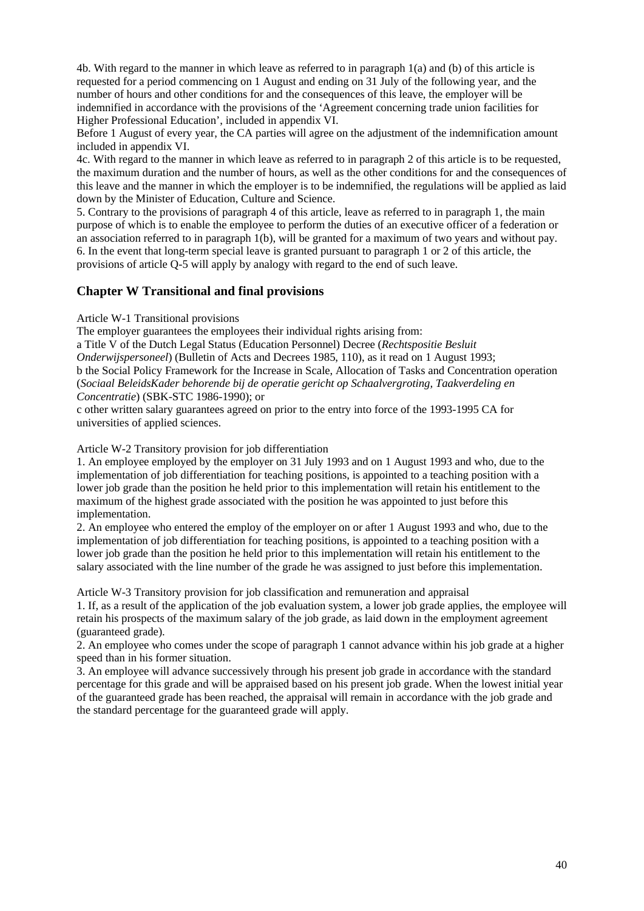4b. With regard to the manner in which leave as referred to in paragraph 1(a) and (b) of this article is requested for a period commencing on 1 August and ending on 31 July of the following year, and the number of hours and other conditions for and the consequences of this leave, the employer will be indemnified in accordance with the provisions of the 'Agreement concerning trade union facilities for Higher Professional Education', included in appendix VI.

Before 1 August of every year, the CA parties will agree on the adjustment of the indemnification amount included in appendix VI.

4c. With regard to the manner in which leave as referred to in paragraph 2 of this article is to be requested, the maximum duration and the number of hours, as well as the other conditions for and the consequences of this leave and the manner in which the employer is to be indemnified, the regulations will be applied as laid down by the Minister of Education, Culture and Science.

5. Contrary to the provisions of paragraph 4 of this article, leave as referred to in paragraph 1, the main purpose of which is to enable the employee to perform the duties of an executive officer of a federation or an association referred to in paragraph 1(b), will be granted for a maximum of two years and without pay.

6. In the event that long-term special leave is granted pursuant to paragraph 1 or 2 of this article, the provisions of article Q-5 will apply by analogy with regard to the end of such leave.

## Chapter W Transitional and final provisions

Article W-1 Transitional provisions

The employer guarantees the employees their individual rights arising from:

a Title V of the Dutch Legal Status (Education Personnel) Decree (*Rechtspositie Besluit Onderwijspersoneel*) (Bulletin of Acts and Decrees 1985, 110), as it read on 1 August 1993;

b the Social Policy Framework for the Increase in Scale, Allocation of Tasks and Concentration operation (*Sociaal BeleidsKader behorende bij de operatie gericht op Schaalvergroting, Taakverdeling en Concentratie*) (SBK-STC 1986-1990); or

c other written salary guarantees agreed on prior to the entry into force of the 1993-1995 CA for universities of applied sciences.

Article W-2 Transitory provision for job differentiation

1. An employee employed by the employer on 31 July 1993 and on 1 August 1993 and who, due to the implementation of job differentiation for teaching positions, is appointed to a teaching position with a lower job grade than the position he held prior to this implementation will retain his entitlement to the maximum of the highest grade associated with the position he was appointed to just before this implementation.
2. An employee who entered the employ of the employer on or after 1 August 1993 and who, due to the implementation of job differentiation for teaching positions, is appointed to a teaching position with a lower job grade than the position he held prior to this implementation will retain his entitlement to the salary associated with the line number of the grade he was assigned to just before this implementation.

Article W-3 Transitory provision for job classification and remuneration and appraisal

1. If, as a result of the application of the job evaluation system, a lower job grade applies, the employee will retain his prospects of the maximum salary of the job grade, as laid down in the employment agreement (guaranteed grade).
2. An employee who comes under the scope of paragraph 1 cannot advance within his job grade at a higher speed than in his former situation.
3. An employee will advance successively through his present job grade in accordance with the standard percentage for this grade and will be appraised based on his present job grade. When the lowest initial year of the guaranteed grade has been reached, the appraisal will remain in accordance with the job grade and the standard percentage for the guaranteed grade will apply.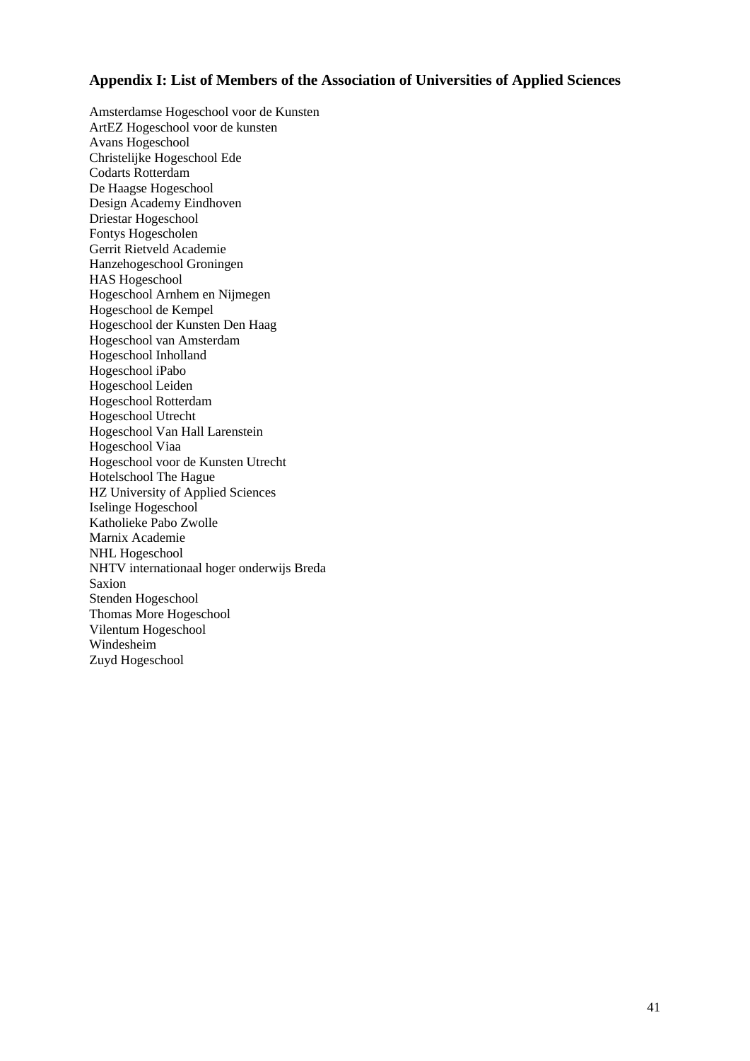## Appendix I: List of Members of the Association of Universities of Applied Sciences

Amsterdamse Hogeschool voor de Kunsten
ArtEZ Hogeschool voor de kunsten
Avans Hogeschool
Christelijke Hogeschool Ede
Codarts Rotterdam
De Haagse Hogeschool
Design Academy Eindhoven
Driestar Hogeschool
Fontys Hogescholen
Gerrit Rietveld Academie
Hanzehogeschool Groningen
HAS Hogeschool
Hogeschool Arnhem en Nijmegen
Hogeschool de Kempel
Hogeschool der Kunsten Den Haag
Hogeschool van Amsterdam
Hogeschool Inholland
Hogeschool iPabo
Hogeschool Leiden
Hogeschool Rotterdam
Hogeschool Utrecht
Hogeschool Van Hall Larenstein
Hogeschool Viaa
Hogeschool voor de Kunsten Utrecht
Hotelschool The Hague
HZ University of Applied Sciences
Iselinge Hogeschool
Katholieke Pabo Zwolle
Marnix Academie
NHL Hogeschool
NHTV internationaal hoger onderwijs Breda
Saxion
Stenden Hogeschool
Thomas More Hogeschool
Vilentum Hogeschool
Windesheim
Zuyd Hogeschool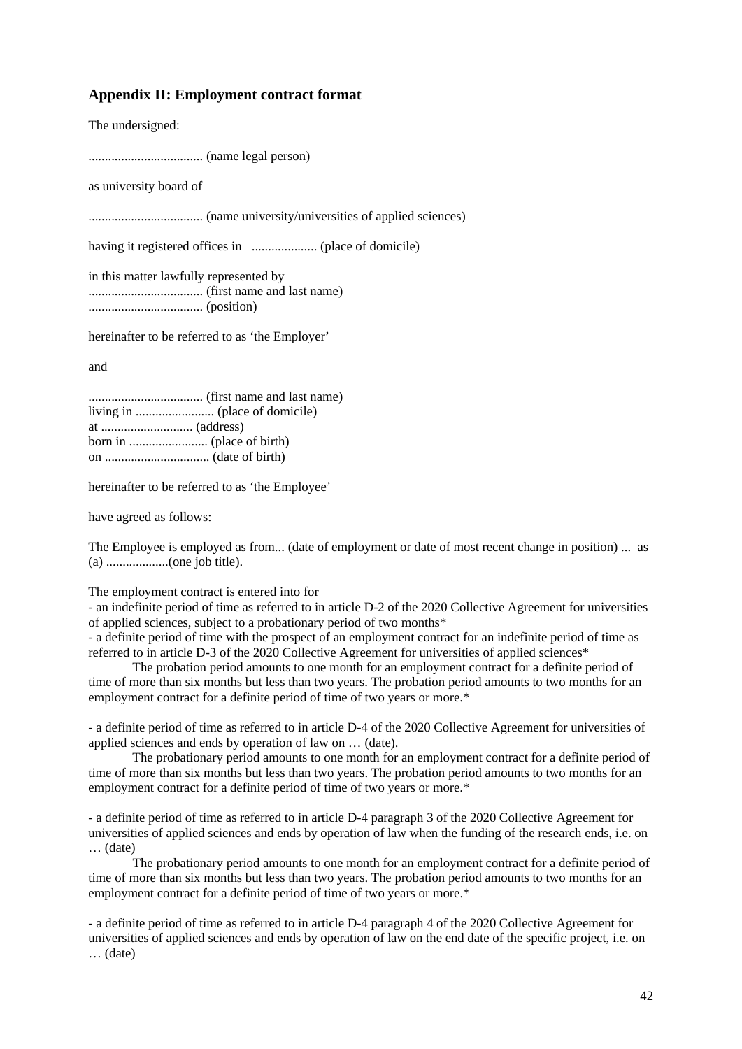## Appendix II: Employment contract format

The undersigned:

.................................. (name legal person)

as university board of

.................................. (name university/universities of applied sciences)

having it registered offices in .................... (place of domicile)

in this matter lawfully represented by
.................................. (first name and last name)
.................................. (position)

hereinafter to be referred to as 'the Employer'

and

.................................. (first name and last name)
living in ........................ (place of domicile)
at ............................ (address)
born in ........................ (place of birth)
on ................................ (date of birth)

hereinafter to be referred to as 'the Employee'

have agreed as follows:

The Employee is employed as from... (date of employment or date of most recent change in position) ... as (a) ...................(one job title).

The employment contract is entered into for
- an indefinite period of time as referred to in article D-2 of the 2020 Collective Agreement for universities of applied sciences, subject to a probationary period of two months*
- a definite period of time with the prospect of an employment contract for an indefinite period of time as referred to in article D-3 of the 2020 Collective Agreement for universities of applied sciences*

    The probation period amounts to one month for an employment contract for a definite period of time of more than six months but less than two years. The probation period amounts to two months for an employment contract for a definite period of time of two years or more.*

- a definite period of time as referred to in article D-4 of the 2020 Collective Agreement for universities of applied sciences and ends by operation of law on … (date).

    The probationary period amounts to one month for an employment contract for a definite period of time of more than six months but less than two years. The probation period amounts to two months for an employment contract for a definite period of time of two years or more.*

- a definite period of time as referred to in article D-4 paragraph 3 of the 2020 Collective Agreement for universities of applied sciences and ends by operation of law when the funding of the research ends, i.e. on … (date)

    The probationary period amounts to one month for an employment contract for a definite period of time of more than six months but less than two years. The probation period amounts to two months for an employment contract for a definite period of time of two years or more.*

- a definite period of time as referred to in article D-4 paragraph 4 of the 2020 Collective Agreement for universities of applied sciences and ends by operation of law on the end date of the specific project, i.e. on … (date)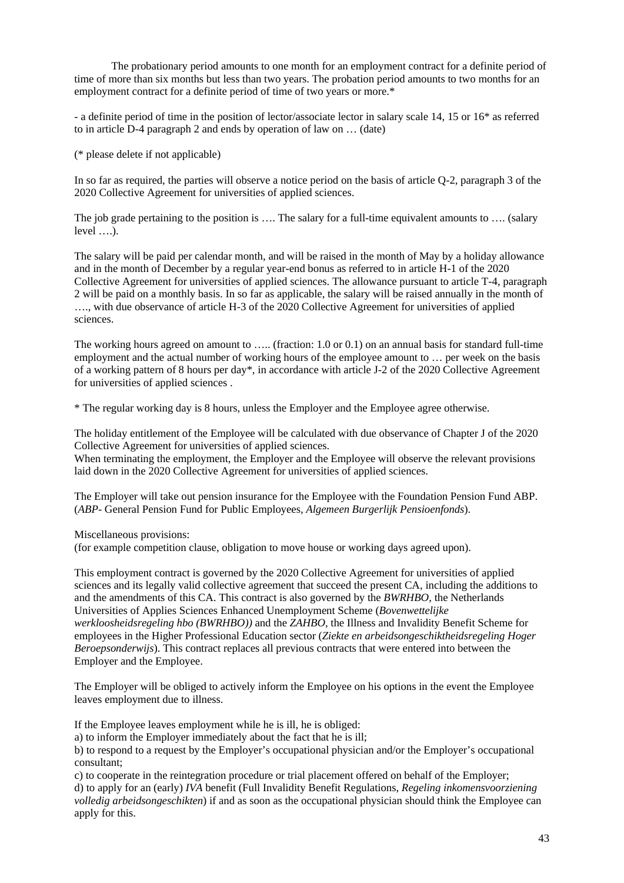The probationary period amounts to one month for an employment contract for a definite period of time of more than six months but less than two years. The probation period amounts to two months for an employment contract for a definite period of time of two years or more.*

- a definite period of time in the position of lector/associate lector in salary scale 14, 15 or 16* as referred to in article D-4 paragraph 2 and ends by operation of law on … (date)

(* please delete if not applicable)

In so far as required, the parties will observe a notice period on the basis of article Q-2, paragraph 3 of the 2020 Collective Agreement for universities of applied sciences.

The job grade pertaining to the position is …. The salary for a full-time equivalent amounts to …. (salary level ….).

The salary will be paid per calendar month, and will be raised in the month of May by a holiday allowance and in the month of December by a regular year-end bonus as referred to in article H-1 of the 2020 Collective Agreement for universities of applied sciences. The allowance pursuant to article T-4, paragraph 2 will be paid on a monthly basis. In so far as applicable, the salary will be raised annually in the month of …., with due observance of article H-3 of the 2020 Collective Agreement for universities of applied sciences.

The working hours agreed on amount to ….. (fraction: 1.0 or 0.1) on an annual basis for standard full-time employment and the actual number of working hours of the employee amount to … per week on the basis of a working pattern of 8 hours per day*, in accordance with article J-2 of the 2020 Collective Agreement for universities of applied sciences .

* The regular working day is 8 hours, unless the Employer and the Employee agree otherwise.

The holiday entitlement of the Employee will be calculated with due observance of Chapter J of the 2020 Collective Agreement for universities of applied sciences.
When terminating the employment, the Employer and the Employee will observe the relevant provisions laid down in the 2020 Collective Agreement for universities of applied sciences.

The Employer will take out pension insurance for the Employee with the Foundation Pension Fund ABP. (*ABP*- General Pension Fund for Public Employees, *Algemeen Burgerlijk Pensioenfonds*).

Miscellaneous provisions:
(for example competition clause, obligation to move house or working days agreed upon).

This employment contract is governed by the 2020 Collective Agreement for universities of applied sciences and its legally valid collective agreement that succeed the present CA, including the additions to and the amendments of this CA. This contract is also governed by the *BWRHBO*, the Netherlands Universities of Applies Sciences Enhanced Unemployment Scheme (*Bovenwettelijke werkloosheidsregeling hbo (BWRHBO))* and the *ZAHBO*, the Illness and Invalidity Benefit Scheme for employees in the Higher Professional Education sector (*Ziekte en arbeidsongeschiktheidsregeling Hoger Beroepsonderwijs*). This contract replaces all previous contracts that were entered into between the Employer and the Employee.

The Employer will be obliged to actively inform the Employee on his options in the event the Employee leaves employment due to illness.

If the Employee leaves employment while he is ill, he is obliged:
a) to inform the Employer immediately about the fact that he is ill;
b) to respond to a request by the Employer's occupational physician and/or the Employer's occupational consultant;
c) to cooperate in the reintegration procedure or trial placement offered on behalf of the Employer;
d) to apply for an (early) *IVA* benefit (Full Invalidity Benefit Regulations, *Regeling inkomensvoorziening volledig arbeidsongeschikten*) if and as soon as the occupational physician should think the Employee can apply for this.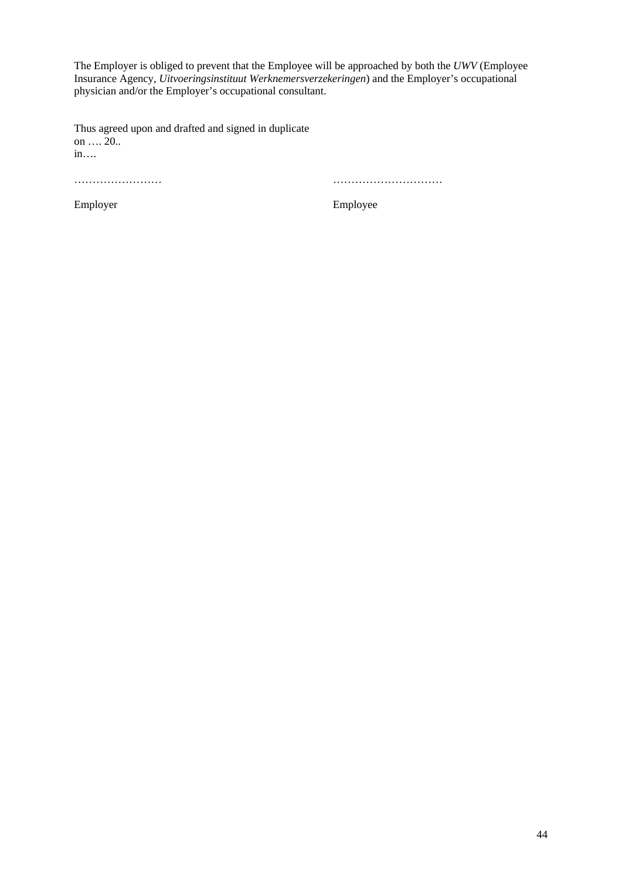The Employer is obliged to prevent that the Employee will be approached by both the *UWV* (Employee Insurance Agency, *Uitvoeringsinstituut Werknemersverzekeringen*) and the Employer's occupational physician and/or the Employer's occupational consultant.

Thus agreed upon and drafted and signed in duplicate
on …. 20..
in….

| …………………… | ………………………… |
|---|---|
| Employer | Employee |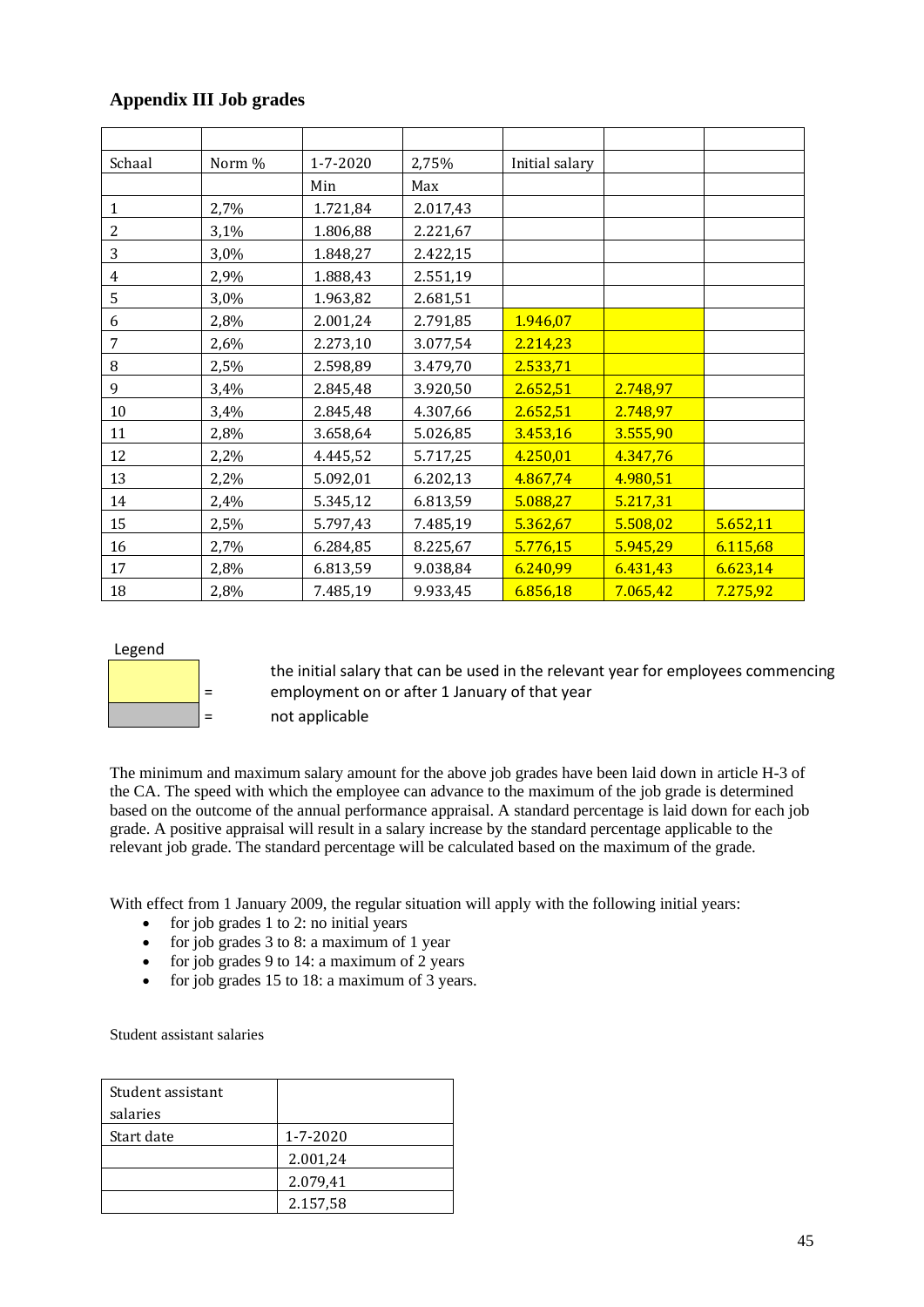## Appendix III Job grades

| | | | | | | |
|---|---|---|---|---|---|---|
| Schaal | Norm % | 1-7-2020 | 2,75% | Initial salary | | |
| | | Min | Max | | | |
| 1 | 2,7% | 1.721,84 | 2.017,43 | | | |
| 2 | 3,1% | 1.806,88 | 2.221,67 | | | |
| 3 | 3,0% | 1.848,27 | 2.422,15 | | | |
| 4 | 2,9% | 1.888,43 | 2.551,19 | | | |
| 5 | 3,0% | 1.963,82 | 2.681,51 | | | |
| 6 | 2,8% | 2.001,24 | 2.791,85 | 1.946,07 | | |
| 7 | 2,6% | 2.273,10 | 3.077,54 | 2.214,23 | | |
| 8 | 2,5% | 2.598,89 | 3.479,70 | 2.533,71 | | |
| 9 | 3,4% | 2.845,48 | 3.920,50 | 2.652,51 | 2.748,97 | |
| 10 | 3,4% | 2.845,48 | 4.307,66 | 2.652,51 | 2.748,97 | |
| 11 | 2,8% | 3.658,64 | 5.026,85 | 3.453,16 | 3.555,90 | |
| 12 | 2,2% | 4.445,52 | 5.717,25 | 4.250,01 | 4.347,76 | |
| 13 | 2,2% | 5.092,01 | 6.202,13 | 4.867,74 | 4.980,51 | |
| 14 | 2,4% | 5.345,12 | 6.813,59 | 5.088,27 | 5.217,31 | |
| 15 | 2,5% | 5.797,43 | 7.485,19 | 5.362,67 | 5.508,02 | 5.652,11 |
| 16 | 2,7% | 6.284,85 | 8.225,67 | 5.776,15 | 5.945,29 | 6.115,68 |
| 17 | 2,8% | 6.813,59 | 9.038,84 | 6.240,99 | 6.431,43 | 6.623,14 |
| 18 | 2,8% | 7.485,19 | 9.933,45 | 6.856,18 | 7.065,42 | 7.275,92 |

Legend

| | | |
|---|---|---|
| (yellow) | = | the initial salary that can be used in the relevant year for employees commencing employment on or after 1 January of that year |
| (grey) | = | not applicable |

The minimum and maximum salary amount for the above job grades have been laid down in article H-3 of the CA. The speed with which the employee can advance to the maximum of the job grade is determined based on the outcome of the annual performance appraisal. A standard percentage is laid down for each job grade. A positive appraisal will result in a salary increase by the standard percentage applicable to the relevant job grade. The standard percentage will be calculated based on the maximum of the grade.

With effect from 1 January 2009, the regular situation will apply with the following initial years:

- for job grades 1 to 2: no initial years
- for job grades 3 to 8: a maximum of 1 year
- for job grades 9 to 14: a maximum of 2 years
- for job grades 15 to 18: a maximum of 3 years.

Student assistant salaries

| Student assistant salaries | |
|---|---|
| Start date | 1-7-2020 |
| | 2.001,24 |
| | 2.079,41 |
| | 2.157,58 |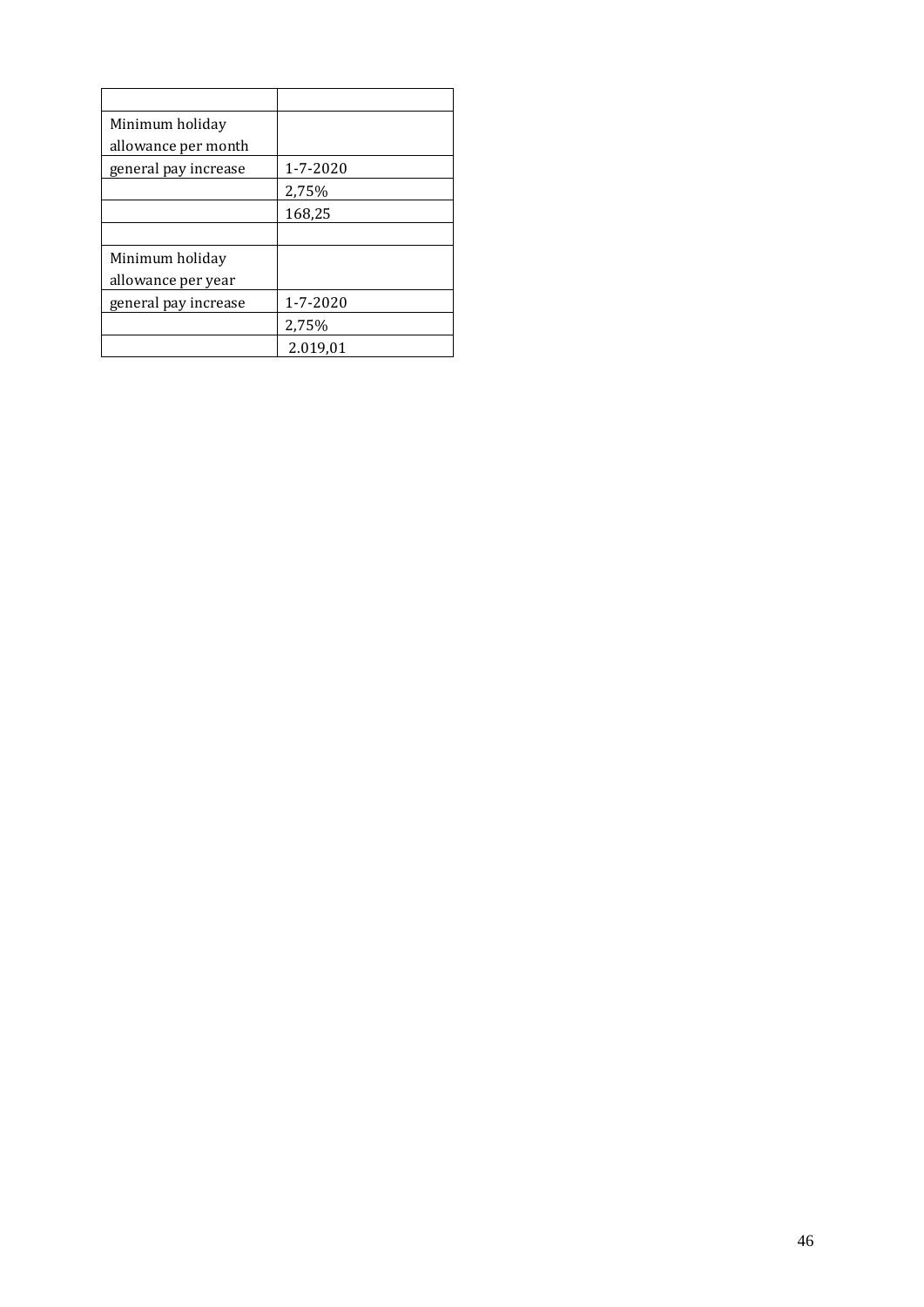| | |
|---|---|
| Minimum holiday allowance per month | |
| general pay increase | 1-7-2020 |
| | 2,75% |
| | 168,25 |
| | |
| Minimum holiday allowance per year | |
| general pay increase | 1-7-2020 |
| | 2,75% |
| | 2.019,01 |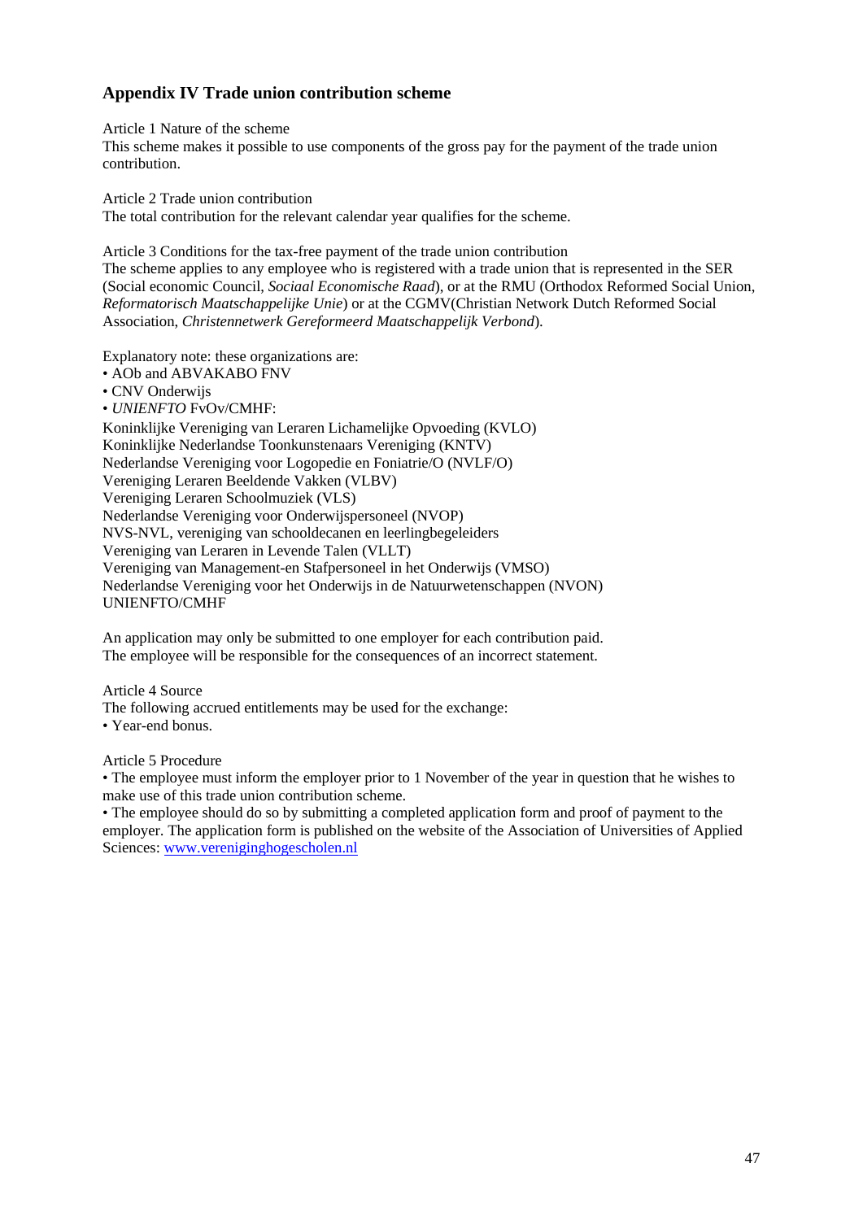## Appendix IV Trade union contribution scheme

Article 1 Nature of the scheme
This scheme makes it possible to use components of the gross pay for the payment of the trade union contribution.

Article 2 Trade union contribution
The total contribution for the relevant calendar year qualifies for the scheme.

Article 3 Conditions for the tax-free payment of the trade union contribution
The scheme applies to any employee who is registered with a trade union that is represented in the SER (Social economic Council, *Sociaal Economische Raad*), or at the RMU (Orthodox Reformed Social Union, *Reformatorisch Maatschappelijke Unie*) or at the CGMV(Christian Network Dutch Reformed Social Association, *Christennetwerk Gereformeerd Maatschappelijk Verbond*).

Explanatory note: these organizations are:

- AOb and ABVAKABO FNV
- CNV Onderwijs
- *UNIENFTO* FvOv/CMHF:

Koninklijke Vereniging van Leraren Lichamelijke Opvoeding (KVLO)
Koninklijke Nederlandse Toonkunstenaars Vereniging (KNTV)
Nederlandse Vereniging voor Logopedie en Foniatrie/O (NVLF/O)
Vereniging Leraren Beeldende Vakken (VLBV)
Vereniging Leraren Schoolmuziek (VLS)
Nederlandse Vereniging voor Onderwijspersoneel (NVOP)
NVS-NVL, vereniging van schooldecanen en leerlingbegeleiders
Vereniging van Leraren in Levende Talen (VLLT)
Vereniging van Management-en Stafpersoneel in het Onderwijs (VMSO)
Nederlandse Vereniging voor het Onderwijs in de Natuurwetenschappen (NVON)
UNIENFTO/CMHF

An application may only be submitted to one employer for each contribution paid.
The employee will be responsible for the consequences of an incorrect statement.

Article 4 Source
The following accrued entitlements may be used for the exchange:

- Year-end bonus.

Article 5 Procedure

- The employee must inform the employer prior to 1 November of the year in question that he wishes to make use of this trade union contribution scheme.
- The employee should do so by submitting a completed application form and proof of payment to the employer. The application form is published on the website of the Association of Universities of Applied Sciences: [www.verenigingHogescholen.nl](http://www.vereniginghogescholen.nl)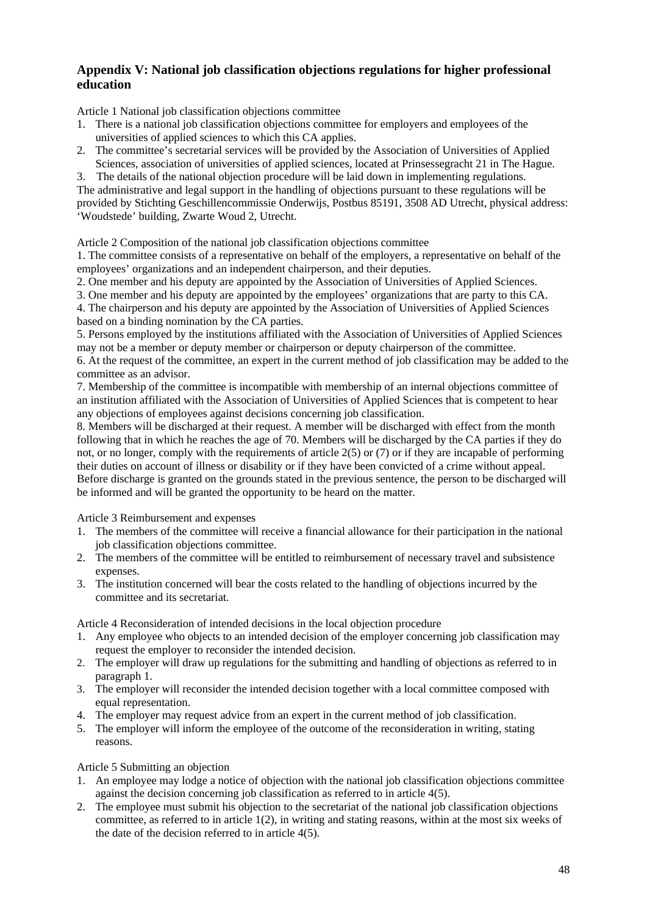## Appendix V: National job classification objections regulations for higher professional education

Article 1 National job classification objections committee

1. There is a national job classification objections committee for employers and employees of the universities of applied sciences to which this CA applies.
2. The committee's secretarial services will be provided by the Association of Universities of Applied Sciences, association of universities of applied sciences, located at Prinsessegracht 21 in The Hague.
3. The details of the national objection procedure will be laid down in implementing regulations.

The administrative and legal support in the handling of objections pursuant to these regulations will be provided by Stichting Geschillencommissie Onderwijs, Postbus 85191, 3508 AD Utrecht, physical address: 'Woudstede' building, Zwarte Woud 2, Utrecht.

Article 2 Composition of the national job classification objections committee

1. The committee consists of a representative on behalf of the employers, a representative on behalf of the employees' organizations and an independent chairperson, and their deputies.
2. One member and his deputy are appointed by the Association of Universities of Applied Sciences.
3. One member and his deputy are appointed by the employees' organizations that are party to this CA.
4. The chairperson and his deputy are appointed by the Association of Universities of Applied Sciences based on a binding nomination by the CA parties.
5. Persons employed by the institutions affiliated with the Association of Universities of Applied Sciences may not be a member or deputy member or chairperson or deputy chairperson of the committee.
6. At the request of the committee, an expert in the current method of job classification may be added to the committee as an advisor.
7. Membership of the committee is incompatible with membership of an internal objections committee of an institution affiliated with the Association of Universities of Applied Sciences that is competent to hear any objections of employees against decisions concerning job classification.
8. Members will be discharged at their request. A member will be discharged with effect from the month following that in which he reaches the age of 70. Members will be discharged by the CA parties if they do not, or no longer, comply with the requirements of article 2(5) or (7) or if they are incapable of performing their duties on account of illness or disability or if they have been convicted of a crime without appeal. Before discharge is granted on the grounds stated in the previous sentence, the person to be discharged will be informed and will be granted the opportunity to be heard on the matter.

Article 3 Reimbursement and expenses

1. The members of the committee will receive a financial allowance for their participation in the national job classification objections committee.
2. The members of the committee will be entitled to reimbursement of necessary travel and subsistence expenses.
3. The institution concerned will bear the costs related to the handling of objections incurred by the committee and its secretariat.

Article 4 Reconsideration of intended decisions in the local objection procedure

1. Any employee who objects to an intended decision of the employer concerning job classification may request the employer to reconsider the intended decision.
2. The employer will draw up regulations for the submitting and handling of objections as referred to in paragraph 1.
3. The employer will reconsider the intended decision together with a local committee composed with equal representation.
4. The employer may request advice from an expert in the current method of job classification.
5. The employer will inform the employee of the outcome of the reconsideration in writing, stating reasons.

Article 5 Submitting an objection

1. An employee may lodge a notice of objection with the national job classification objections committee against the decision concerning job classification as referred to in article 4(5).
2. The employee must submit his objection to the secretariat of the national job classification objections committee, as referred to in article 1(2), in writing and stating reasons, within at the most six weeks of the date of the decision referred to in article 4(5).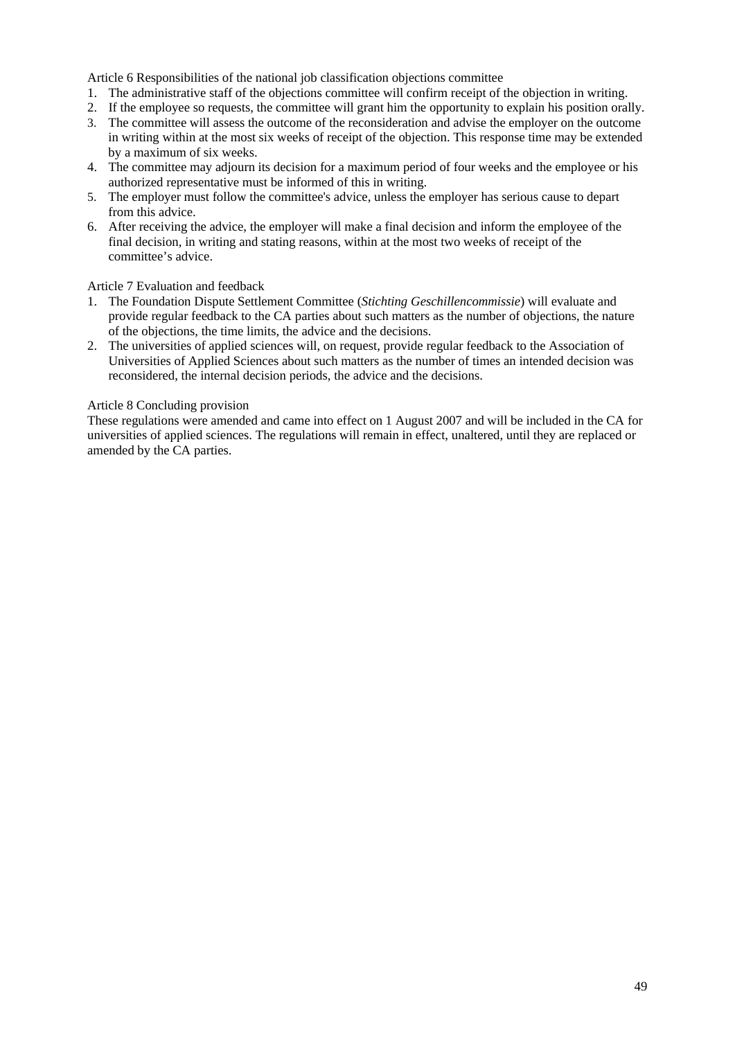Article 6 Responsibilities of the national job classification objections committee

1. The administrative staff of the objections committee will confirm receipt of the objection in writing.
2. If the employee so requests, the committee will grant him the opportunity to explain his position orally.
3. The committee will assess the outcome of the reconsideration and advise the employer on the outcome in writing within at the most six weeks of receipt of the objection. This response time may be extended by a maximum of six weeks.
4. The committee may adjourn its decision for a maximum period of four weeks and the employee or his authorized representative must be informed of this in writing.
5. The employer must follow the committee's advice, unless the employer has serious cause to depart from this advice.
6. After receiving the advice, the employer will make a final decision and inform the employee of the final decision, in writing and stating reasons, within at the most two weeks of receipt of the committee's advice.

Article 7 Evaluation and feedback

1. The Foundation Dispute Settlement Committee (*Stichting Geschillencommissie*) will evaluate and provide regular feedback to the CA parties about such matters as the number of objections, the nature of the objections, the time limits, the advice and the decisions.
2. The universities of applied sciences will, on request, provide regular feedback to the Association of Universities of Applied Sciences about such matters as the number of times an intended decision was reconsidered, the internal decision periods, the advice and the decisions.

Article 8 Concluding provision

These regulations were amended and came into effect on 1 August 2007 and will be included in the CA for universities of applied sciences. The regulations will remain in effect, unaltered, until they are replaced or amended by the CA parties.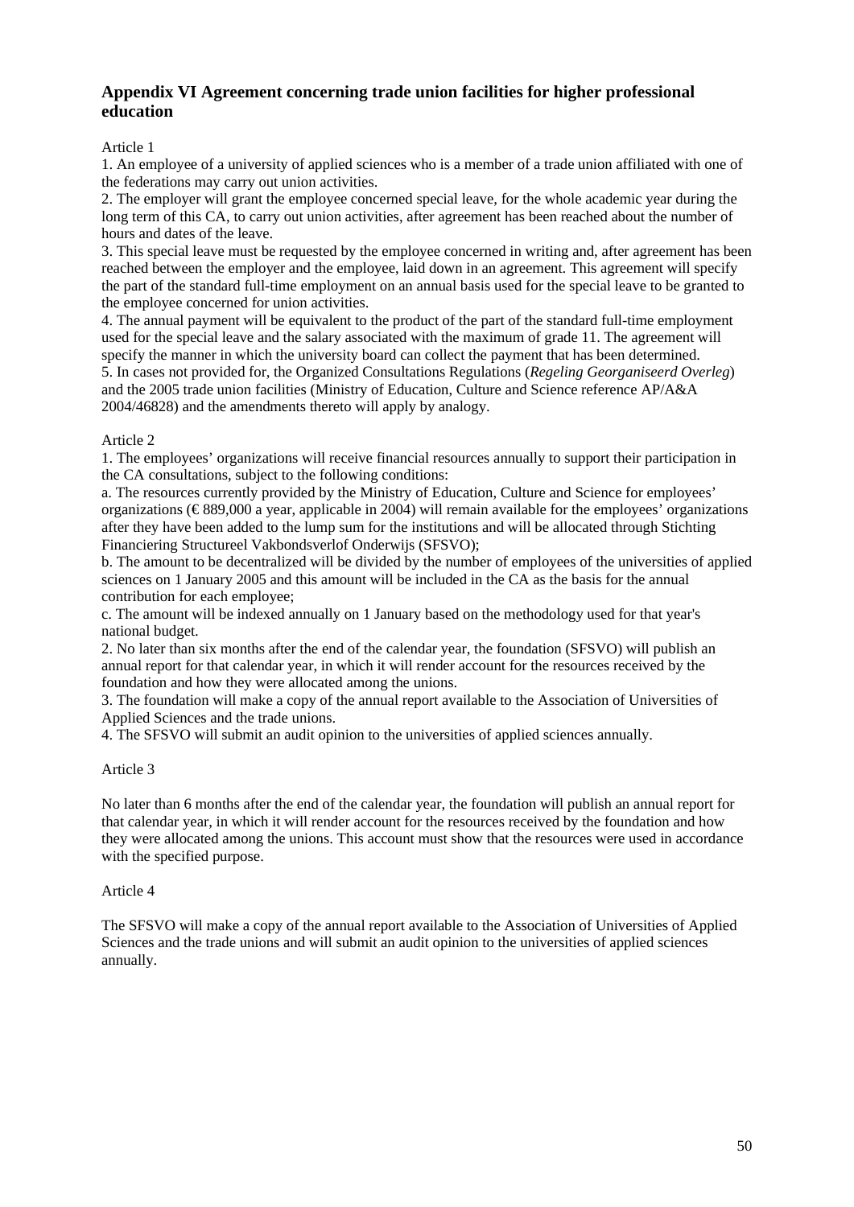## Appendix VI Agreement concerning trade union facilities for higher professional education

Article 1

1. An employee of a university of applied sciences who is a member of a trade union affiliated with one of the federations may carry out union activities.
2. The employer will grant the employee concerned special leave, for the whole academic year during the long term of this CA, to carry out union activities, after agreement has been reached about the number of hours and dates of the leave.
3. This special leave must be requested by the employee concerned in writing and, after agreement has been reached between the employer and the employee, laid down in an agreement. This agreement will specify the part of the standard full-time employment on an annual basis used for the special leave to be granted to the employee concerned for union activities.
4. The annual payment will be equivalent to the product of the part of the standard full-time employment used for the special leave and the salary associated with the maximum of grade 11. The agreement will specify the manner in which the university board can collect the payment that has been determined.
5. In cases not provided for, the Organized Consultations Regulations (*Regeling Georganiseerd Overleg*) and the 2005 trade union facilities (Ministry of Education, Culture and Science reference AP/A&A 2004/46828) and the amendments thereto will apply by analogy.

Article 2

1. The employees' organizations will receive financial resources annually to support their participation in the CA consultations, subject to the following conditions:
a. The resources currently provided by the Ministry of Education, Culture and Science for employees' organizations (€ 889,000 a year, applicable in 2004) will remain available for the employees' organizations after they have been added to the lump sum for the institutions and will be allocated through Stichting Financiering Structureel Vakbondsverlof Onderwijs (SFSVO);
b. The amount to be decentralized will be divided by the number of employees of the universities of applied sciences on 1 January 2005 and this amount will be included in the CA as the basis for the annual contribution for each employee;
c. The amount will be indexed annually on 1 January based on the methodology used for that year's national budget.
2. No later than six months after the end of the calendar year, the foundation (SFSVO) will publish an annual report for that calendar year, in which it will render account for the resources received by the foundation and how they were allocated among the unions.
3. The foundation will make a copy of the annual report available to the Association of Universities of Applied Sciences and the trade unions.
4. The SFSVO will submit an audit opinion to the universities of applied sciences annually.

Article 3

No later than 6 months after the end of the calendar year, the foundation will publish an annual report for that calendar year, in which it will render account for the resources received by the foundation and how they were allocated among the unions. This account must show that the resources were used in accordance with the specified purpose.

Article 4

The SFSVO will make a copy of the annual report available to the Association of Universities of Applied Sciences and the trade unions and will submit an audit opinion to the universities of applied sciences annually.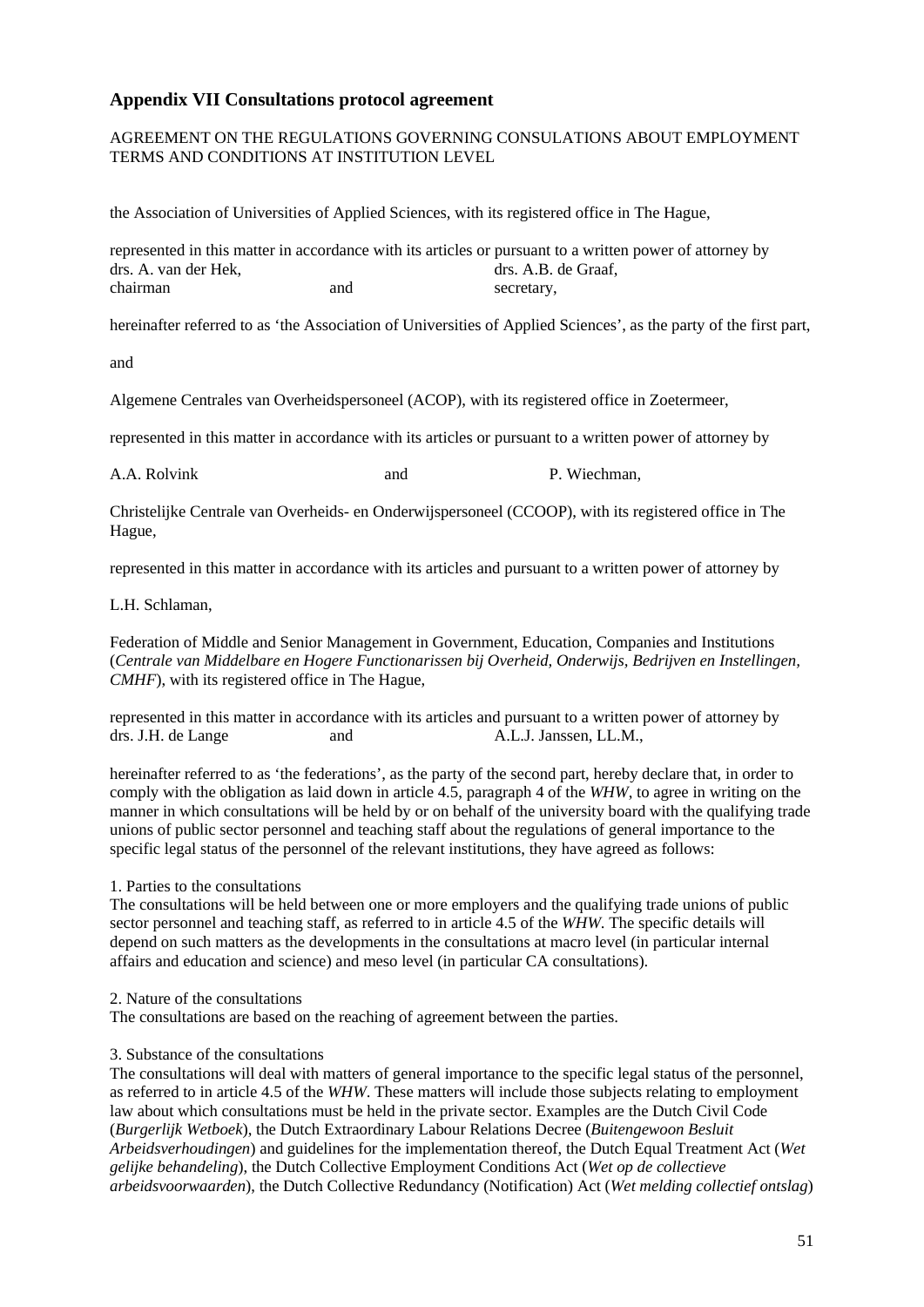## Appendix VII Consultations protocol agreement

AGREEMENT ON THE REGULATIONS GOVERNING CONSULATIONS ABOUT EMPLOYMENT TERMS AND CONDITIONS AT INSTITUTION LEVEL

the Association of Universities of Applied Sciences, with its registered office in The Hague,

represented in this matter in accordance with its articles or pursuant to a written power of attorney by
drs. A. van der Hek, chairman and drs. A.B. de Graaf, secretary,

hereinafter referred to as 'the Association of Universities of Applied Sciences', as the party of the first part,

and

Algemene Centrales van Overheidspersoneel (ACOP), with its registered office in Zoetermeer,

represented in this matter in accordance with its articles or pursuant to a written power of attorney by

A.A. Rolvink and P. Wiechman,

Christelijke Centrale van Overheids- en Onderwijspersoneel (CCOOP), with its registered office in The Hague,

represented in this matter in accordance with its articles and pursuant to a written power of attorney by

L.H. Schlaman,

Federation of Middle and Senior Management in Government, Education, Companies and Institutions (*Centrale van Middelbare en Hogere Functionarissen bij Overheid, Onderwijs, Bedrijven en Instellingen, CMHF*), with its registered office in The Hague,

represented in this matter in accordance with its articles and pursuant to a written power of attorney by
drs. J.H. de Lange and A.L.J. Janssen, LL.M.,

hereinafter referred to as 'the federations', as the party of the second part, hereby declare that, in order to comply with the obligation as laid down in article 4.5, paragraph 4 of the *WHW*, to agree in writing on the manner in which consultations will be held by or on behalf of the university board with the qualifying trade unions of public sector personnel and teaching staff about the regulations of general importance to the specific legal status of the personnel of the relevant institutions, they have agreed as follows:

1. Parties to the consultations
The consultations will be held between one or more employers and the qualifying trade unions of public sector personnel and teaching staff, as referred to in article 4.5 of the *WHW*. The specific details will depend on such matters as the developments in the consultations at macro level (in particular internal affairs and education and science) and meso level (in particular CA consultations).

2. Nature of the consultations
The consultations are based on the reaching of agreement between the parties.

3. Substance of the consultations
The consultations will deal with matters of general importance to the specific legal status of the personnel, as referred to in article 4.5 of the *WHW*. These matters will include those subjects relating to employment law about which consultations must be held in the private sector. Examples are the Dutch Civil Code (*Burgerlijk Wetboek*), the Dutch Extraordinary Labour Relations Decree (*Buitengewoon Besluit Arbeidsverhoudingen*) and guidelines for the implementation thereof, the Dutch Equal Treatment Act (*Wet gelijke behandeling*), the Dutch Collective Employment Conditions Act (*Wet op de collectieve arbeidsvoorwaarden*), the Dutch Collective Redundancy (Notification) Act (*Wet melding collectief ontslag*)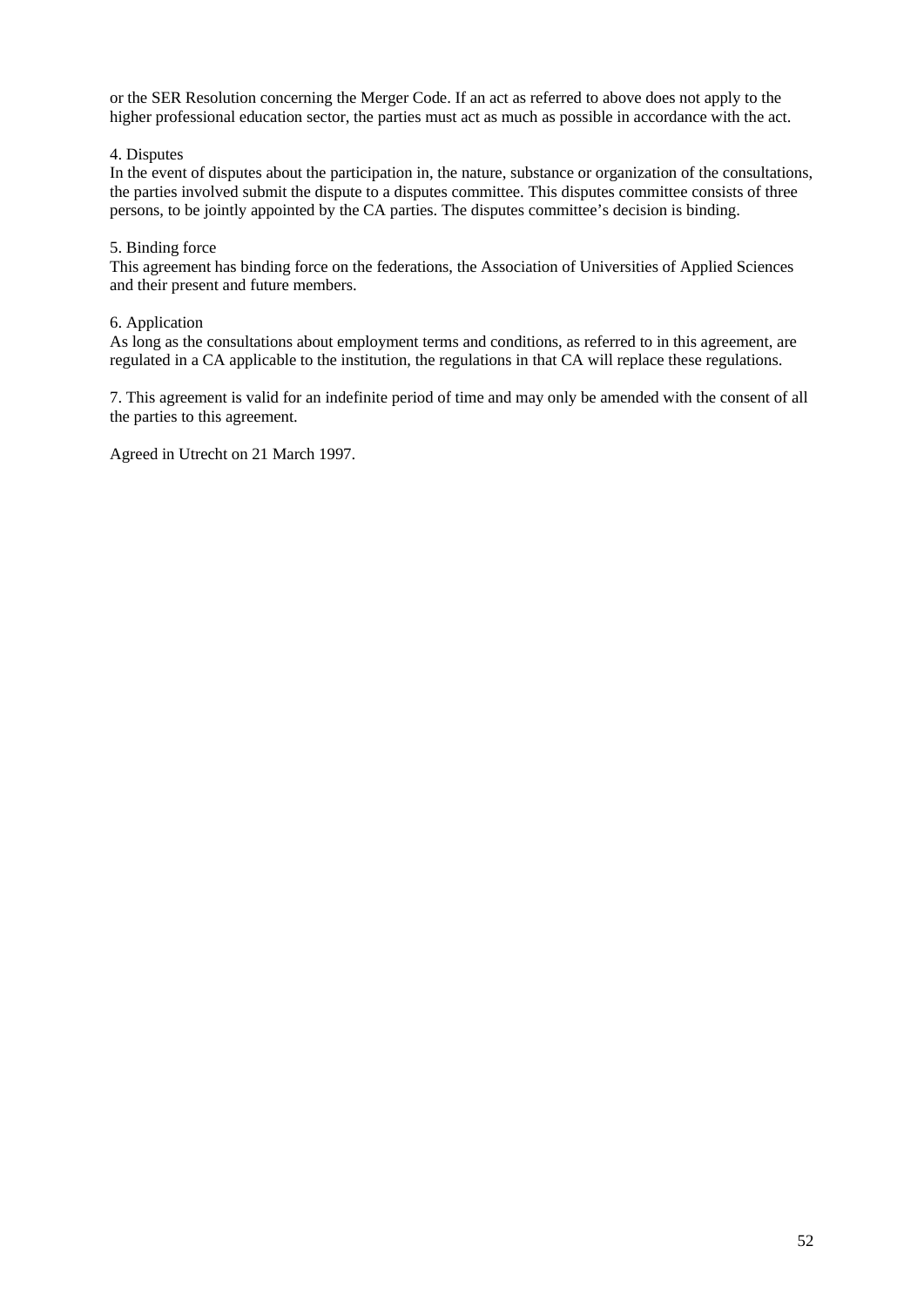or the SER Resolution concerning the Merger Code. If an act as referred to above does not apply to the higher professional education sector, the parties must act as much as possible in accordance with the act.

4. Disputes

In the event of disputes about the participation in, the nature, substance or organization of the consultations, the parties involved submit the dispute to a disputes committee. This disputes committee consists of three persons, to be jointly appointed by the CA parties. The disputes committee's decision is binding.

5. Binding force

This agreement has binding force on the federations, the Association of Universities of Applied Sciences and their present and future members.

6. Application

As long as the consultations about employment terms and conditions, as referred to in this agreement, are regulated in a CA applicable to the institution, the regulations in that CA will replace these regulations.

7. This agreement is valid for an indefinite period of time and may only be amended with the consent of all the parties to this agreement.

Agreed in Utrecht on 21 March 1997.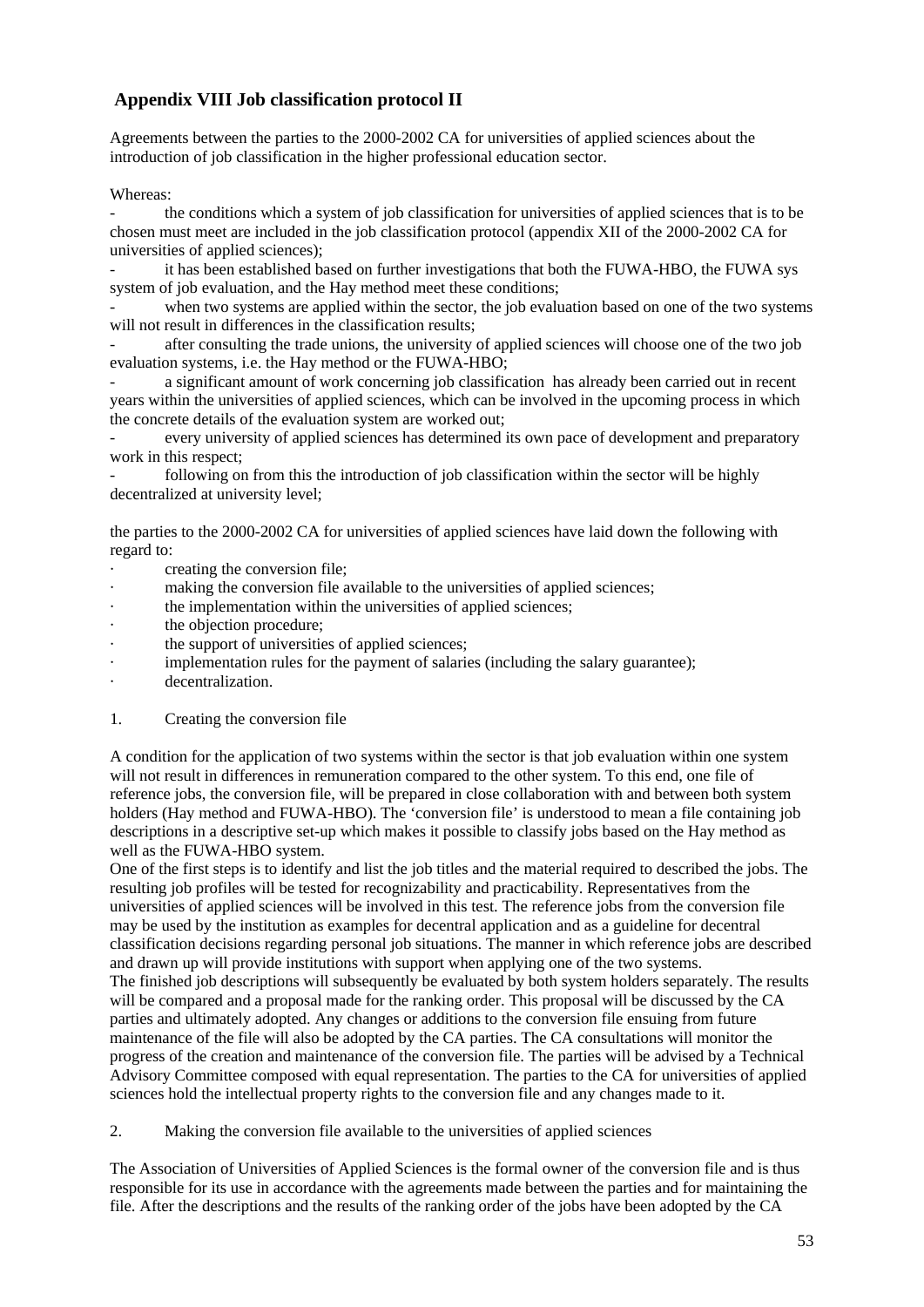## Appendix VIII Job classification protocol II

Agreements between the parties to the 2000-2002 CA for universities of applied sciences about the introduction of job classification in the higher professional education sector.

Whereas:

- the conditions which a system of job classification for universities of applied sciences that is to be chosen must meet are included in the job classification protocol (appendix XII of the 2000-2002 CA for universities of applied sciences);
- it has been established based on further investigations that both the FUWA-HBO, the FUWA sys system of job evaluation, and the Hay method meet these conditions;
- when two systems are applied within the sector, the job evaluation based on one of the two systems will not result in differences in the classification results;
- after consulting the trade unions, the university of applied sciences will choose one of the two job evaluation systems, i.e. the Hay method or the FUWA-HBO;
- a significant amount of work concerning job classification has already been carried out in recent years within the universities of applied sciences, which can be involved in the upcoming process in which the concrete details of the evaluation system are worked out;
- every university of applied sciences has determined its own pace of development and preparatory work in this respect;
- following on from this the introduction of job classification within the sector will be highly decentralized at university level;

the parties to the 2000-2002 CA for universities of applied sciences have laid down the following with regard to:

- creating the conversion file;
- making the conversion file available to the universities of applied sciences;
- the implementation within the universities of applied sciences;
- the objection procedure;
- the support of universities of applied sciences;
- implementation rules for the payment of salaries (including the salary guarantee);
- decentralization.

1. Creating the conversion file

A condition for the application of two systems within the sector is that job evaluation within one system will not result in differences in remuneration compared to the other system. To this end, one file of reference jobs, the conversion file, will be prepared in close collaboration with and between both system holders (Hay method and FUWA-HBO). The 'conversion file' is understood to mean a file containing job descriptions in a descriptive set-up which makes it possible to classify jobs based on the Hay method as well as the FUWA-HBO system.
One of the first steps is to identify and list the job titles and the material required to described the jobs. The resulting job profiles will be tested for recognizability and practicability. Representatives from the universities of applied sciences will be involved in this test. The reference jobs from the conversion file may be used by the institution as examples for decentral application and as a guideline for decentral classification decisions regarding personal job situations. The manner in which reference jobs are described and drawn up will provide institutions with support when applying one of the two systems.
The finished job descriptions will subsequently be evaluated by both system holders separately. The results will be compared and a proposal made for the ranking order. This proposal will be discussed by the CA parties and ultimately adopted. Any changes or additions to the conversion file ensuing from future maintenance of the file will also be adopted by the CA parties. The CA consultations will monitor the progress of the creation and maintenance of the conversion file. The parties will be advised by a Technical Advisory Committee composed with equal representation. The parties to the CA for universities of applied sciences hold the intellectual property rights to the conversion file and any changes made to it.

2. Making the conversion file available to the universities of applied sciences

The Association of Universities of Applied Sciences is the formal owner of the conversion file and is thus responsible for its use in accordance with the agreements made between the parties and for maintaining the file. After the descriptions and the results of the ranking order of the jobs have been adopted by the CA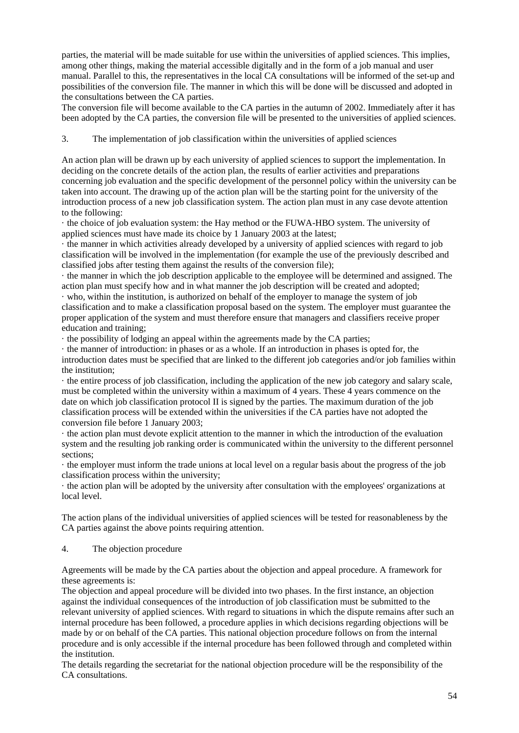parties, the material will be made suitable for use within the universities of applied sciences. This implies, among other things, making the material accessible digitally and in the form of a job manual and user manual. Parallel to this, the representatives in the local CA consultations will be informed of the set-up and possibilities of the conversion file. The manner in which this will be done will be discussed and adopted in the consultations between the CA parties.
The conversion file will become available to the CA parties in the autumn of 2002. Immediately after it has been adopted by the CA parties, the conversion file will be presented to the universities of applied sciences.

3. The implementation of job classification within the universities of applied sciences

An action plan will be drawn up by each university of applied sciences to support the implementation. In deciding on the concrete details of the action plan, the results of earlier activities and preparations concerning job evaluation and the specific development of the personnel policy within the university can be taken into account. The drawing up of the action plan will be the starting point for the university of the introduction process of a new job classification system. The action plan must in any case devote attention to the following:

· the choice of job evaluation system: the Hay method or the FUWA-HBO system. The university of applied sciences must have made its choice by 1 January 2003 at the latest;
· the manner in which activities already developed by a university of applied sciences with regard to job classification will be involved in the implementation (for example the use of the previously described and classified jobs after testing them against the results of the conversion file);
· the manner in which the job description applicable to the employee will be determined and assigned. The action plan must specify how and in what manner the job description will be created and adopted;
· who, within the institution, is authorized on behalf of the employer to manage the system of job classification and to make a classification proposal based on the system. The employer must guarantee the proper application of the system and must therefore ensure that managers and classifiers receive proper education and training;
· the possibility of lodging an appeal within the agreements made by the CA parties;
· the manner of introduction: in phases or as a whole. If an introduction in phases is opted for, the introduction dates must be specified that are linked to the different job categories and/or job families within the institution;
· the entire process of job classification, including the application of the new job category and salary scale, must be completed within the university within a maximum of 4 years. These 4 years commence on the date on which job classification protocol II is signed by the parties. The maximum duration of the job classification process will be extended within the universities if the CA parties have not adopted the conversion file before 1 January 2003;
· the action plan must devote explicit attention to the manner in which the introduction of the evaluation system and the resulting job ranking order is communicated within the university to the different personnel sections;
· the employer must inform the trade unions at local level on a regular basis about the progress of the job classification process within the university;
· the action plan will be adopted by the university after consultation with the employees' organizations at local level.

The action plans of the individual universities of applied sciences will be tested for reasonableness by the CA parties against the above points requiring attention.

4. The objection procedure

Agreements will be made by the CA parties about the objection and appeal procedure. A framework for these agreements is:
The objection and appeal procedure will be divided into two phases. In the first instance, an objection against the individual consequences of the introduction of job classification must be submitted to the relevant university of applied sciences. With regard to situations in which the dispute remains after such an internal procedure has been followed, a procedure applies in which decisions regarding objections will be made by or on behalf of the CA parties. This national objection procedure follows on from the internal procedure and is only accessible if the internal procedure has been followed through and completed within the institution.
The details regarding the secretariat for the national objection procedure will be the responsibility of the CA consultations.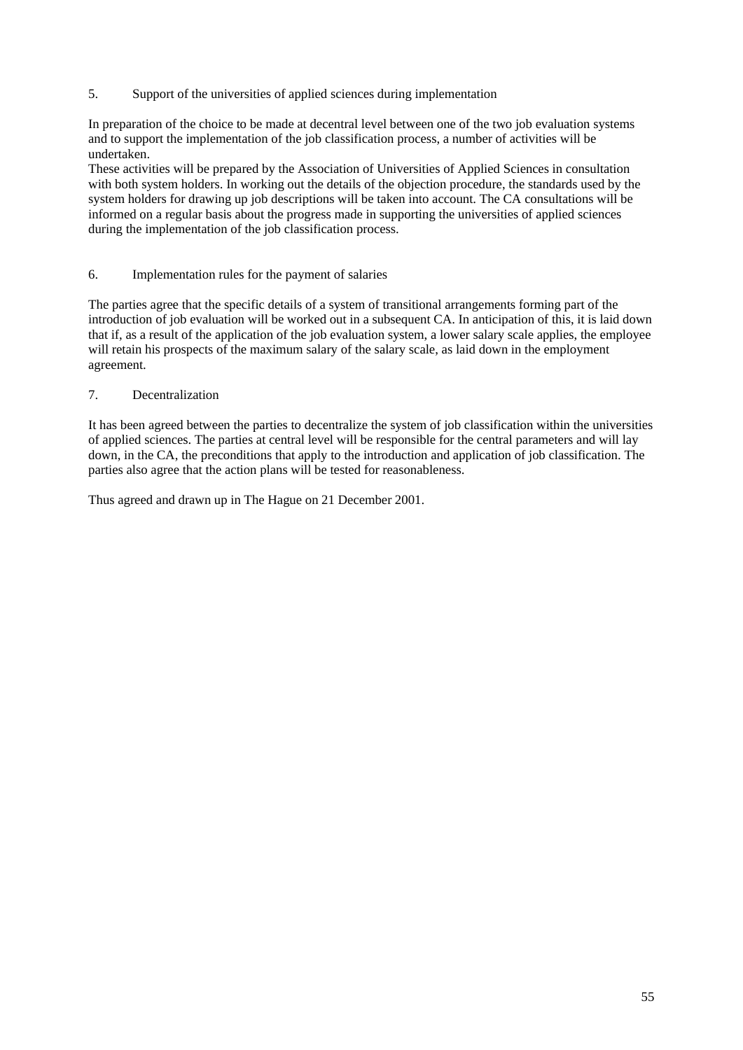## 5. Support of the universities of applied sciences during implementation

In preparation of the choice to be made at decentral level between one of the two job evaluation systems and to support the implementation of the job classification process, a number of activities will be undertaken.
These activities will be prepared by the Association of Universities of Applied Sciences in consultation with both system holders. In working out the details of the objection procedure, the standards used by the system holders for drawing up job descriptions will be taken into account. The CA consultations will be informed on a regular basis about the progress made in supporting the universities of applied sciences during the implementation of the job classification process.

## 6. Implementation rules for the payment of salaries

The parties agree that the specific details of a system of transitional arrangements forming part of the introduction of job evaluation will be worked out in a subsequent CA. In anticipation of this, it is laid down that if, as a result of the application of the job evaluation system, a lower salary scale applies, the employee will retain his prospects of the maximum salary of the salary scale, as laid down in the employment agreement.

## 7. Decentralization

It has been agreed between the parties to decentralize the system of job classification within the universities of applied sciences. The parties at central level will be responsible for the central parameters and will lay down, in the CA, the preconditions that apply to the introduction and application of job classification. The parties also agree that the action plans will be tested for reasonableness.

Thus agreed and drawn up in The Hague on 21 December 2001.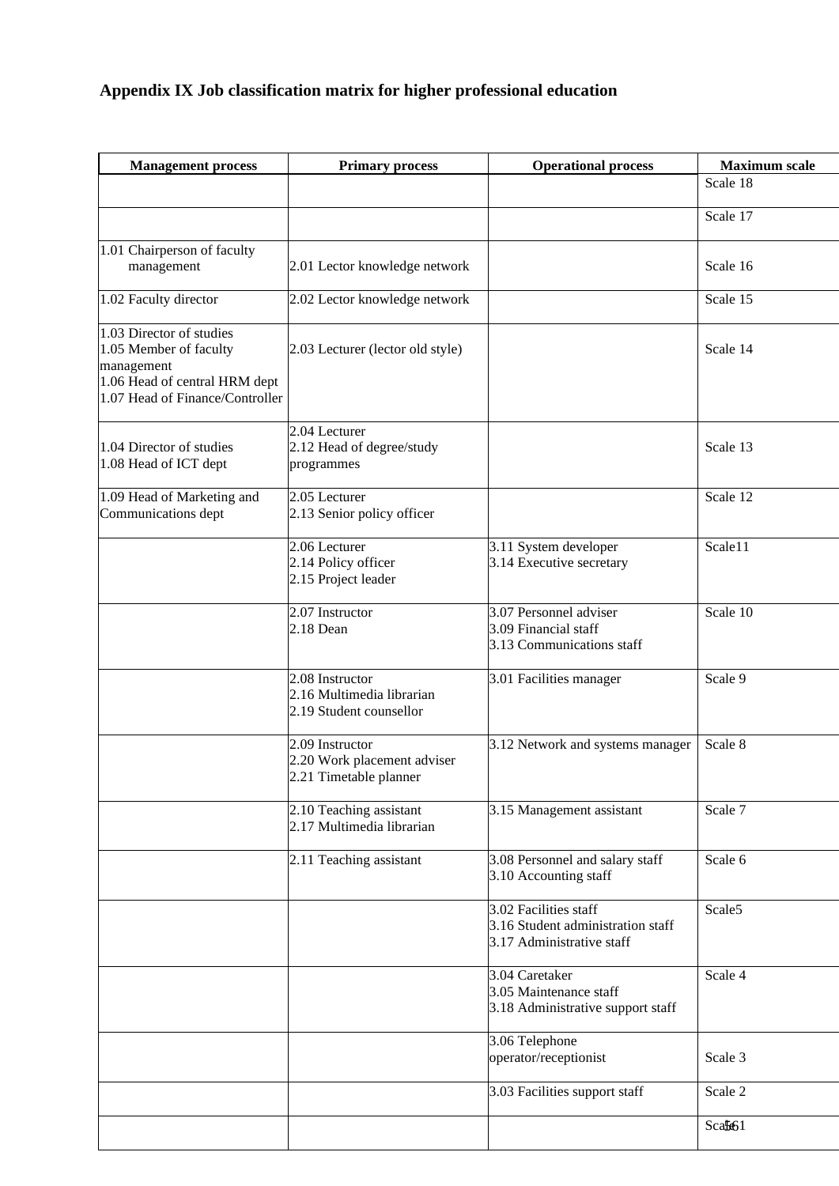## Appendix IX Job classification matrix for higher professional education

| Management process | Primary process | Operational process | Maximum scale |
|---|---|---|---|
| | | | Scale 18 |
| | | | Scale 17 |
| 1.01 Chairperson of faculty management | 2.01 Lector knowledge network | | Scale 16 |
| 1.02 Faculty director | 2.02 Lector knowledge network | | Scale 15 |
| 1.03 Director of studies<br>1.05 Member of faculty management<br>1.06 Head of central HRM dept<br>1.07 Head of Finance/Controller | 2.03 Lecturer (lector old style) | | Scale 14 |
| 1.04 Director of studies<br>1.08 Head of ICT dept | 2.04 Lecturer<br>2.12 Head of degree/study programmes | | Scale 13 |
| 1.09 Head of Marketing and Communications dept | 2.05 Lecturer<br>2.13 Senior policy officer | | Scale 12 |
| | 2.06 Lecturer<br>2.14 Policy officer<br>2.15 Project leader | 3.11 System developer<br>3.14 Executive secretary | Scale11 |
| | 2.07 Instructor<br>2.18 Dean | 3.07 Personnel adviser<br>3.09 Financial staff<br>3.13 Communications staff | Scale 10 |
| | 2.08 Instructor<br>2.16 Multimedia librarian<br>2.19 Student counsellor | 3.01 Facilities manager | Scale 9 |
| | 2.09 Instructor<br>2.20 Work placement adviser<br>2.21 Timetable planner | 3.12 Network and systems manager | Scale 8 |
| | 2.10 Teaching assistant<br>2.17 Multimedia librarian | 3.15 Management assistant | Scale 7 |
| | 2.11 Teaching assistant | 3.08 Personnel and salary staff<br>3.10 Accounting staff | Scale 6 |
| | | 3.02 Facilities staff<br>3.16 Student administration staff<br>3.17 Administrative staff | Scale5 |
| | | 3.04 Caretaker<br>3.05 Maintenance staff<br>3.18 Administrative support staff | Scale 4 |
| | | 3.06 Telephone operator/receptionist | Scale 3 |
| | | 3.03 Facilities support staff | Scale 2 |
| | | | Scale 1 |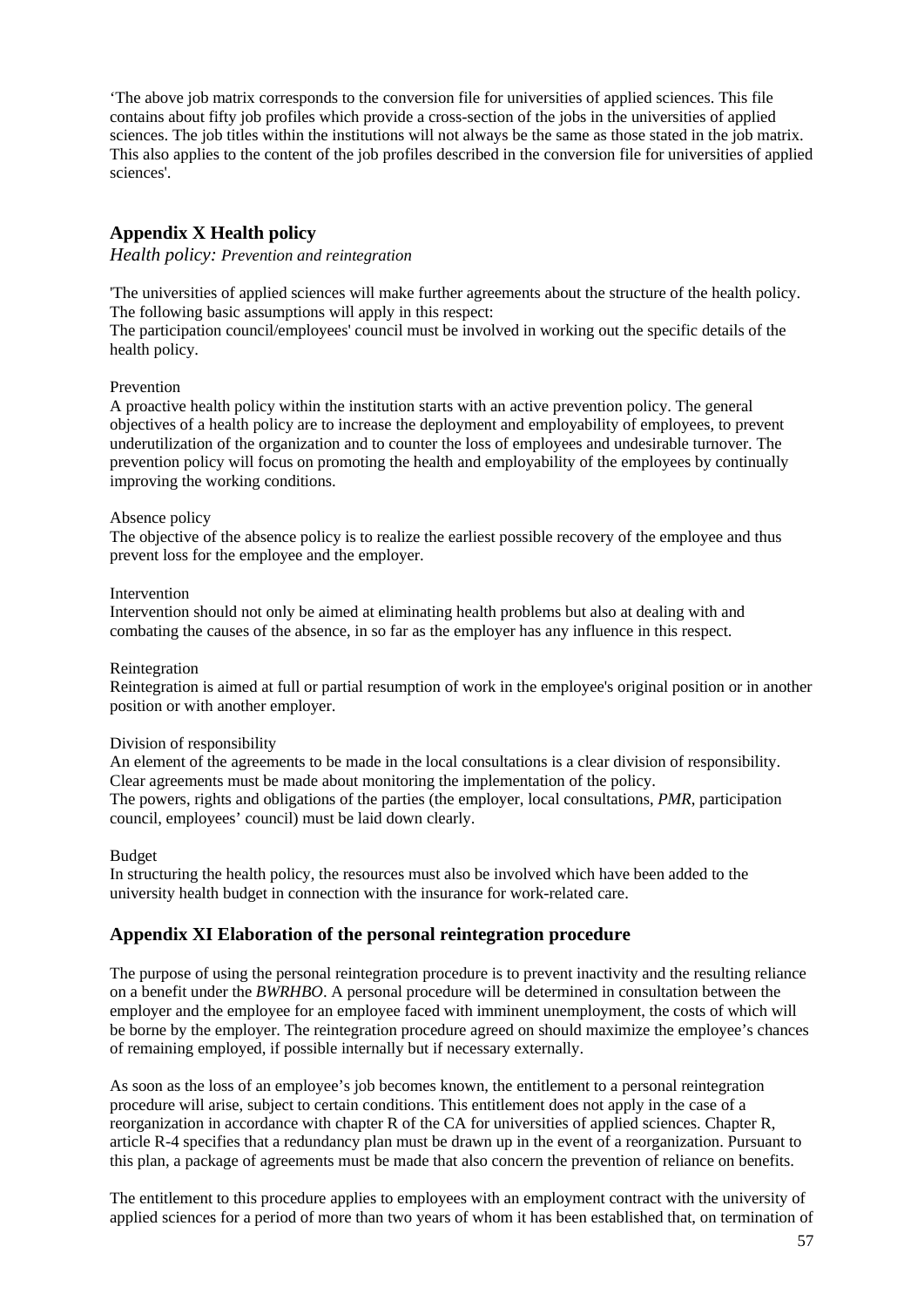'The above job matrix corresponds to the conversion file for universities of applied sciences. This file contains about fifty job profiles which provide a cross-section of the jobs in the universities of applied sciences. The job titles within the institutions will not always be the same as those stated in the job matrix. This also applies to the content of the job profiles described in the conversion file for universities of applied sciences'.

## Appendix X Health policy

*Health policy: Prevention and reintegration*

'The universities of applied sciences will make further agreements about the structure of the health policy. The following basic assumptions will apply in this respect:
The participation council/employees' council must be involved in working out the specific details of the health policy.

Prevention
A proactive health policy within the institution starts with an active prevention policy. The general objectives of a health policy are to increase the deployment and employability of employees, to prevent underutilization of the organization and to counter the loss of employees and undesirable turnover. The prevention policy will focus on promoting the health and employability of the employees by continually improving the working conditions.

Absence policy
The objective of the absence policy is to realize the earliest possible recovery of the employee and thus prevent loss for the employee and the employer.

Intervention
Intervention should not only be aimed at eliminating health problems but also at dealing with and combating the causes of the absence, in so far as the employer has any influence in this respect.

Reintegration
Reintegration is aimed at full or partial resumption of work in the employee's original position or in another position or with another employer.

Division of responsibility
An element of the agreements to be made in the local consultations is a clear division of responsibility. Clear agreements must be made about monitoring the implementation of the policy.
The powers, rights and obligations of the parties (the employer, local consultations, *PMR*, participation council, employees' council) must be laid down clearly.

Budget
In structuring the health policy, the resources must also be involved which have been added to the university health budget in connection with the insurance for work-related care.

## Appendix XI Elaboration of the personal reintegration procedure

The purpose of using the personal reintegration procedure is to prevent inactivity and the resulting reliance on a benefit under the *BWRHBO*. A personal procedure will be determined in consultation between the employer and the employee for an employee faced with imminent unemployment, the costs of which will be borne by the employer. The reintegration procedure agreed on should maximize the employee's chances of remaining employed, if possible internally but if necessary externally.

As soon as the loss of an employee's job becomes known, the entitlement to a personal reintegration procedure will arise, subject to certain conditions. This entitlement does not apply in the case of a reorganization in accordance with chapter R of the CA for universities of applied sciences. Chapter R, article R-4 specifies that a redundancy plan must be drawn up in the event of a reorganization. Pursuant to this plan, a package of agreements must be made that also concern the prevention of reliance on benefits.

The entitlement to this procedure applies to employees with an employment contract with the university of applied sciences for a period of more than two years of whom it has been established that, on termination of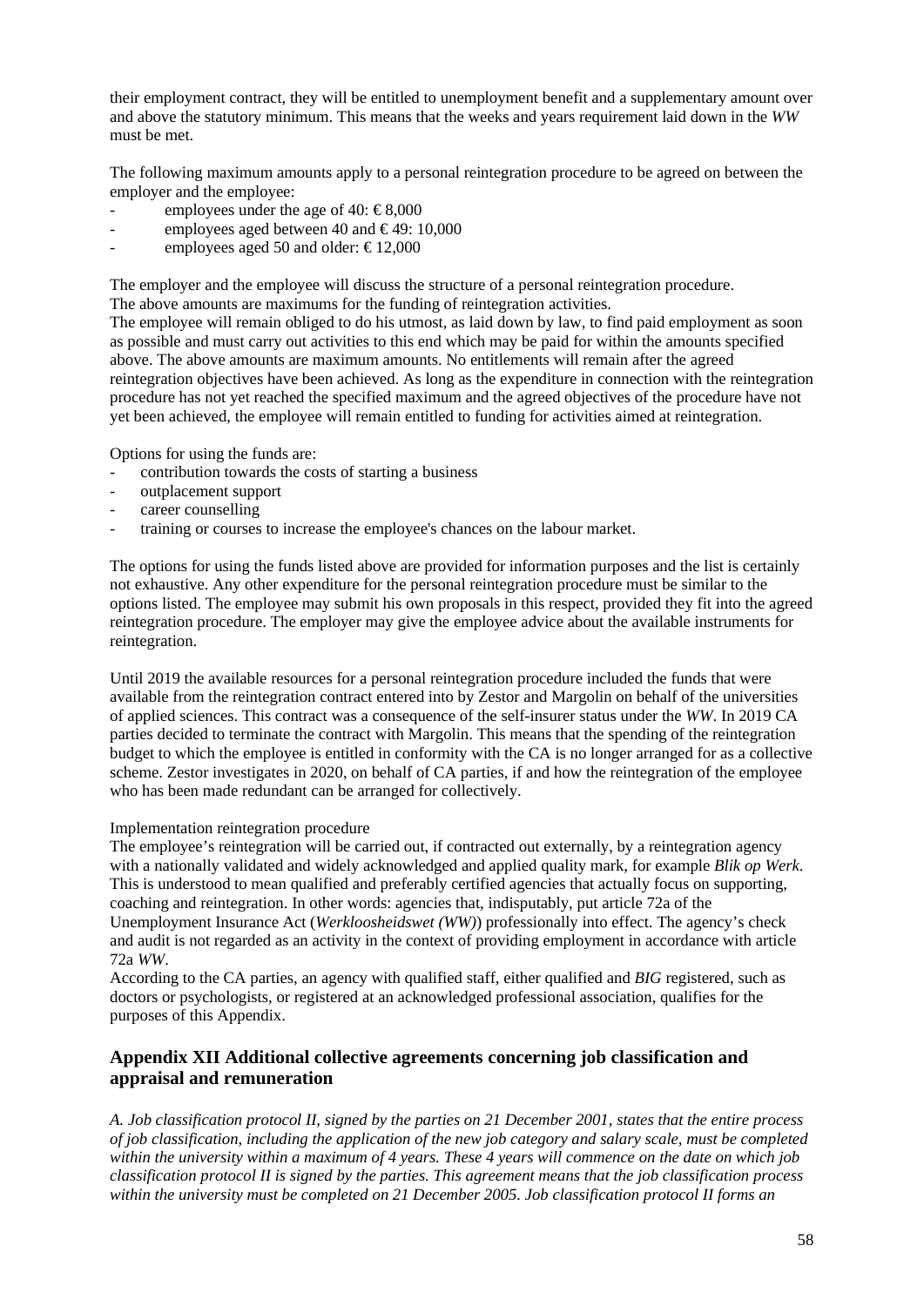their employment contract, they will be entitled to unemployment benefit and a supplementary amount over and above the statutory minimum. This means that the weeks and years requirement laid down in the *WW* must be met.

The following maximum amounts apply to a personal reintegration procedure to be agreed on between the employer and the employee:

- employees under the age of 40: € 8,000
- employees aged between 40 and € 49: 10,000
- employees aged 50 and older: € 12,000

The employer and the employee will discuss the structure of a personal reintegration procedure.
The above amounts are maximums for the funding of reintegration activities.
The employee will remain obliged to do his utmost, as laid down by law, to find paid employment as soon as possible and must carry out activities to this end which may be paid for within the amounts specified above. The above amounts are maximum amounts. No entitlements will remain after the agreed reintegration objectives have been achieved. As long as the expenditure in connection with the reintegration procedure has not yet reached the specified maximum and the agreed objectives of the procedure have not yet been achieved, the employee will remain entitled to funding for activities aimed at reintegration.

Options for using the funds are:

- contribution towards the costs of starting a business
- outplacement support
- career counselling
- training or courses to increase the employee's chances on the labour market.

The options for using the funds listed above are provided for information purposes and the list is certainly not exhaustive. Any other expenditure for the personal reintegration procedure must be similar to the options listed. The employee may submit his own proposals in this respect, provided they fit into the agreed reintegration procedure. The employer may give the employee advice about the available instruments for reintegration.

Until 2019 the available resources for a personal reintegration procedure included the funds that were available from the reintegration contract entered into by Zestor and Margolin on behalf of the universities of applied sciences. This contract was a consequence of the self-insurer status under the *WW*. In 2019 CA parties decided to terminate the contract with Margolin. This means that the spending of the reintegration budget to which the employee is entitled in conformity with the CA is no longer arranged for as a collective scheme. Zestor investigates in 2020, on behalf of CA parties, if and how the reintegration of the employee who has been made redundant can be arranged for collectively.

Implementation reintegration procedure
The employee's reintegration will be carried out, if contracted out externally, by a reintegration agency with a nationally validated and widely acknowledged and applied quality mark, for example *Blik op Werk*. This is understood to mean qualified and preferably certified agencies that actually focus on supporting, coaching and reintegration. In other words: agencies that, indisputably, put article 72a of the Unemployment Insurance Act (*Werkloosheidswet (WW)*) professionally into effect. The agency's check and audit is not regarded as an activity in the context of providing employment in accordance with article 72a *WW*.
According to the CA parties, an agency with qualified staff, either qualified and *BIG* registered, such as doctors or psychologists, or registered at an acknowledged professional association, qualifies for the purposes of this Appendix.

## Appendix XII Additional collective agreements concerning job classification and appraisal and remuneration

*A. Job classification protocol II, signed by the parties on 21 December 2001, states that the entire process of job classification, including the application of the new job category and salary scale, must be completed within the university within a maximum of 4 years. These 4 years will commence on the date on which job classification protocol II is signed by the parties. This agreement means that the job classification process within the university must be completed on 21 December 2005. Job classification protocol II forms an*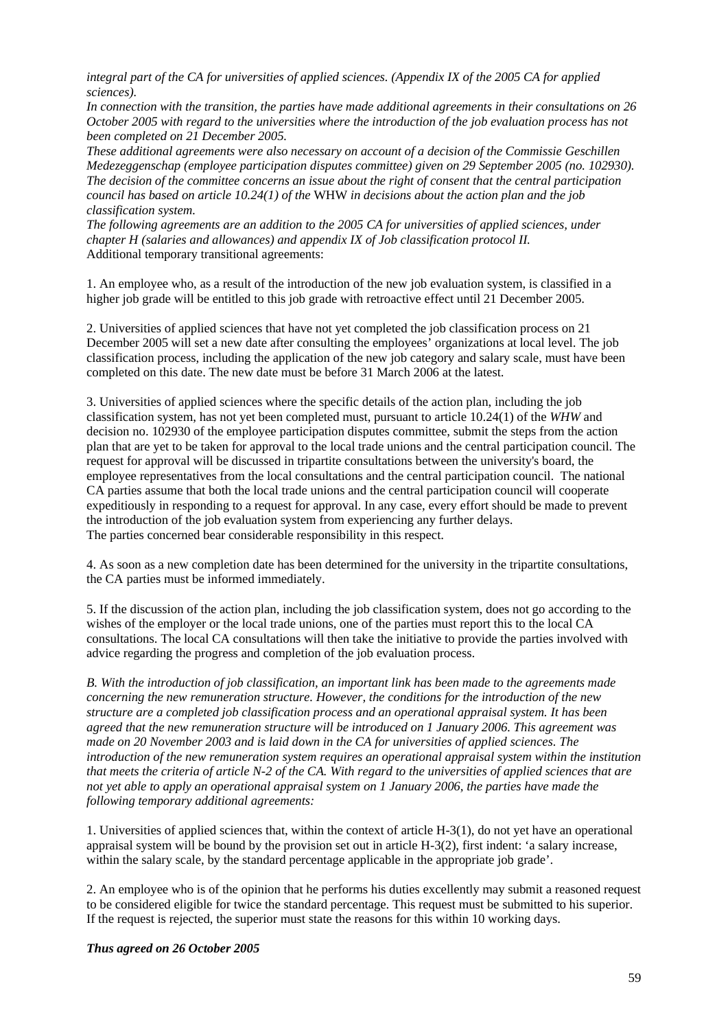*integral part of the CA for universities of applied sciences. (Appendix IX of the 2005 CA for applied sciences).*

*In connection with the transition, the parties have made additional agreements in their consultations on 26 October 2005 with regard to the universities where the introduction of the job evaluation process has not been completed on 21 December 2005.*

*These additional agreements were also necessary on account of a decision of the Commissie Geschillen Medezeggenschap (employee participation disputes committee) given on 29 September 2005 (no. 102930). The decision of the committee concerns an issue about the right of consent that the central participation council has based on article 10.24(1) of the* WHW *in decisions about the action plan and the job classification system.*

*The following agreements are an addition to the 2005 CA for universities of applied sciences, under chapter H (salaries and allowances) and appendix IX of Job classification protocol II.*

Additional temporary transitional agreements:

1. An employee who, as a result of the introduction of the new job evaluation system, is classified in a higher job grade will be entitled to this job grade with retroactive effect until 21 December 2005.

2. Universities of applied sciences that have not yet completed the job classification process on 21 December 2005 will set a new date after consulting the employees' organizations at local level. The job classification process, including the application of the new job category and salary scale, must have been completed on this date. The new date must be before 31 March 2006 at the latest.

3. Universities of applied sciences where the specific details of the action plan, including the job classification system, has not yet been completed must, pursuant to article 10.24(1) of the *WHW* and decision no. 102930 of the employee participation disputes committee, submit the steps from the action plan that are yet to be taken for approval to the local trade unions and the central participation council. The request for approval will be discussed in tripartite consultations between the university's board, the employee representatives from the local consultations and the central participation council. The national CA parties assume that both the local trade unions and the central participation council will cooperate expeditiously in responding to a request for approval. In any case, every effort should be made to prevent the introduction of the job evaluation system from experiencing any further delays.
The parties concerned bear considerable responsibility in this respect.

4. As soon as a new completion date has been determined for the university in the tripartite consultations, the CA parties must be informed immediately.

5. If the discussion of the action plan, including the job classification system, does not go according to the wishes of the employer or the local trade unions, one of the parties must report this to the local CA consultations. The local CA consultations will then take the initiative to provide the parties involved with advice regarding the progress and completion of the job evaluation process.

*B. With the introduction of job classification, an important link has been made to the agreements made concerning the new remuneration structure. However, the conditions for the introduction of the new structure are a completed job classification process and an operational appraisal system. It has been agreed that the new remuneration structure will be introduced on 1 January 2006. This agreement was made on 20 November 2003 and is laid down in the CA for universities of applied sciences. The introduction of the new remuneration system requires an operational appraisal system within the institution that meets the criteria of article N-2 of the CA. With regard to the universities of applied sciences that are not yet able to apply an operational appraisal system on 1 January 2006, the parties have made the following temporary additional agreements:*

1. Universities of applied sciences that, within the context of article H-3(1), do not yet have an operational appraisal system will be bound by the provision set out in article H-3(2), first indent: 'a salary increase, within the salary scale, by the standard percentage applicable in the appropriate job grade'.

2. An employee who is of the opinion that he performs his duties excellently may submit a reasoned request to be considered eligible for twice the standard percentage. This request must be submitted to his superior. If the request is rejected, the superior must state the reasons for this within 10 working days.

***Thus agreed on 26 October 2005***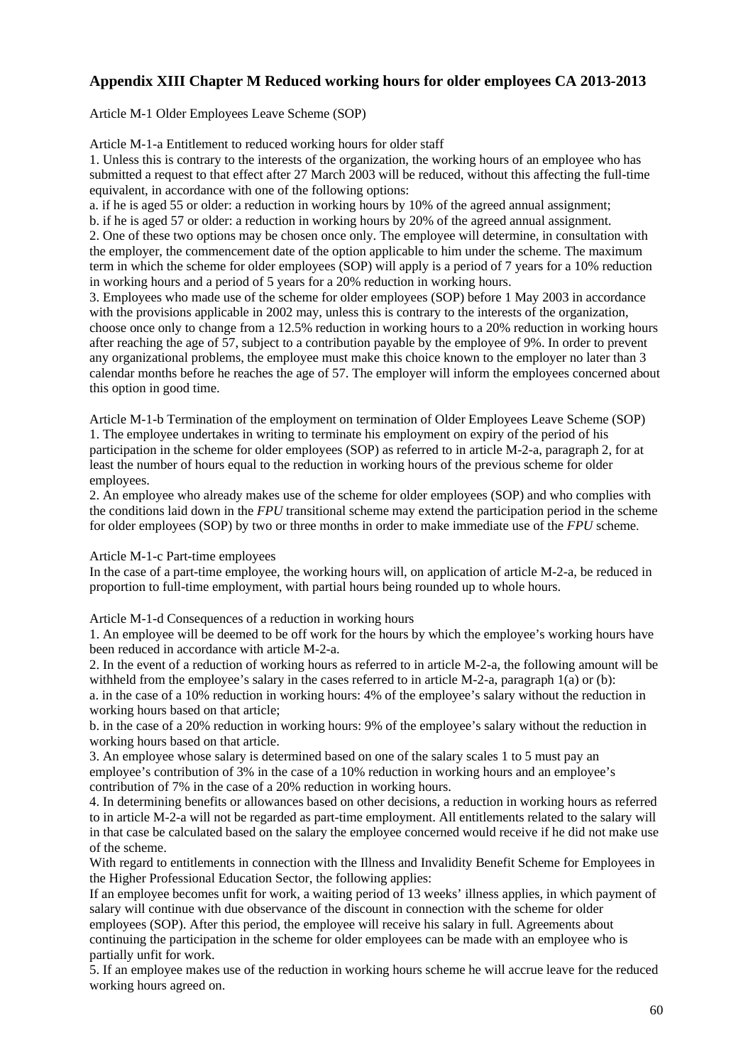## Appendix XIII Chapter M Reduced working hours for older employees CA 2013-2013

Article M-1 Older Employees Leave Scheme (SOP)

Article M-1-a Entitlement to reduced working hours for older staff

1. Unless this is contrary to the interests of the organization, the working hours of an employee who has submitted a request to that effect after 27 March 2003 will be reduced, without this affecting the full-time equivalent, in accordance with one of the following options:

a. if he is aged 55 or older: a reduction in working hours by 10% of the agreed annual assignment;

b. if he is aged 57 or older: a reduction in working hours by 20% of the agreed annual assignment.

2. One of these two options may be chosen once only. The employee will determine, in consultation with the employer, the commencement date of the option applicable to him under the scheme. The maximum term in which the scheme for older employees (SOP) will apply is a period of 7 years for a 10% reduction in working hours and a period of 5 years for a 20% reduction in working hours.

3. Employees who made use of the scheme for older employees (SOP) before 1 May 2003 in accordance with the provisions applicable in 2002 may, unless this is contrary to the interests of the organization, choose once only to change from a 12.5% reduction in working hours to a 20% reduction in working hours after reaching the age of 57, subject to a contribution payable by the employee of 9%. In order to prevent any organizational problems, the employee must make this choice known to the employer no later than 3 calendar months before he reaches the age of 57. The employer will inform the employees concerned about this option in good time.

Article M-1-b Termination of the employment on termination of Older Employees Leave Scheme (SOP)

1. The employee undertakes in writing to terminate his employment on expiry of the period of his participation in the scheme for older employees (SOP) as referred to in article M-2-a, paragraph 2, for at least the number of hours equal to the reduction in working hours of the previous scheme for older employees.

2. An employee who already makes use of the scheme for older employees (SOP) and who complies with the conditions laid down in the *FPU* transitional scheme may extend the participation period in the scheme for older employees (SOP) by two or three months in order to make immediate use of the *FPU* scheme.

Article M-1-c Part-time employees

In the case of a part-time employee, the working hours will, on application of article M-2-a, be reduced in proportion to full-time employment, with partial hours being rounded up to whole hours.

Article M-1-d Consequences of a reduction in working hours

1. An employee will be deemed to be off work for the hours by which the employee's working hours have been reduced in accordance with article M-2-a.

2. In the event of a reduction of working hours as referred to in article M-2-a, the following amount will be withheld from the employee's salary in the cases referred to in article M-2-a, paragraph 1(a) or (b):

a. in the case of a 10% reduction in working hours: 4% of the employee's salary without the reduction in working hours based on that article;

b. in the case of a 20% reduction in working hours: 9% of the employee's salary without the reduction in working hours based on that article.

3. An employee whose salary is determined based on one of the salary scales 1 to 5 must pay an employee's contribution of 3% in the case of a 10% reduction in working hours and an employee's contribution of 7% in the case of a 20% reduction in working hours.

4. In determining benefits or allowances based on other decisions, a reduction in working hours as referred to in article M-2-a will not be regarded as part-time employment. All entitlements related to the salary will in that case be calculated based on the salary the employee concerned would receive if he did not make use of the scheme.

With regard to entitlements in connection with the Illness and Invalidity Benefit Scheme for Employees in the Higher Professional Education Sector, the following applies:

If an employee becomes unfit for work, a waiting period of 13 weeks' illness applies, in which payment of salary will continue with due observance of the discount in connection with the scheme for older employees (SOP). After this period, the employee will receive his salary in full. Agreements about continuing the participation in the scheme for older employees can be made with an employee who is partially unfit for work.

5. If an employee makes use of the reduction in working hours scheme he will accrue leave for the reduced working hours agreed on.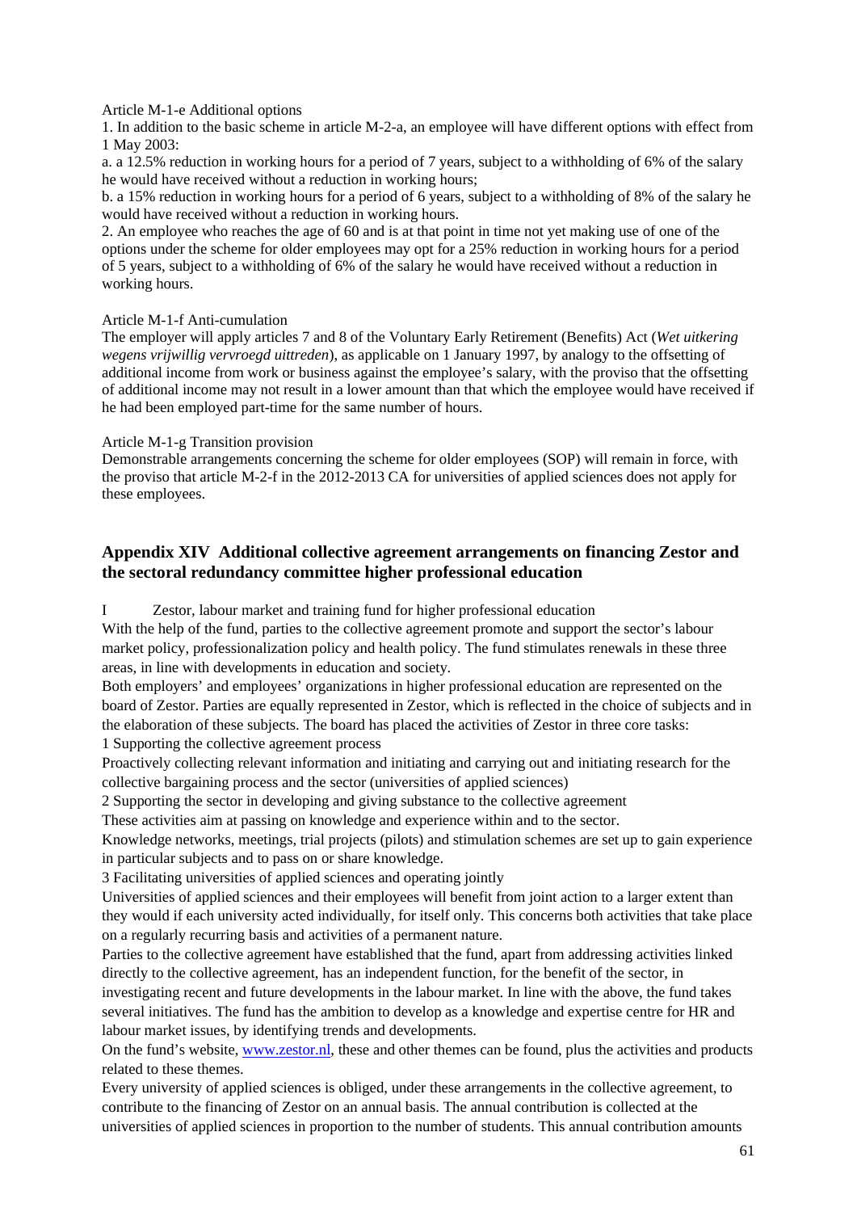Article M-1-e Additional options

1. In addition to the basic scheme in article M-2-a, an employee will have different options with effect from 1 May 2003:

a. a 12.5% reduction in working hours for a period of 7 years, subject to a withholding of 6% of the salary he would have received without a reduction in working hours;

b. a 15% reduction in working hours for a period of 6 years, subject to a withholding of 8% of the salary he would have received without a reduction in working hours.

2. An employee who reaches the age of 60 and is at that point in time not yet making use of one of the options under the scheme for older employees may opt for a 25% reduction in working hours for a period of 5 years, subject to a withholding of 6% of the salary he would have received without a reduction in working hours.

Article M-1-f Anti-cumulation

The employer will apply articles 7 and 8 of the Voluntary Early Retirement (Benefits) Act (*Wet uitkering wegens vrijwillig vervroegd uittreden*), as applicable on 1 January 1997, by analogy to the offsetting of additional income from work or business against the employee's salary, with the proviso that the offsetting of additional income may not result in a lower amount than that which the employee would have received if he had been employed part-time for the same number of hours.

Article M-1-g Transition provision

Demonstrable arrangements concerning the scheme for older employees (SOP) will remain in force, with the proviso that article M-2-f in the 2012-2013 CA for universities of applied sciences does not apply for these employees.

## Appendix XIV Additional collective agreement arrangements on financing Zestor and the sectoral redundancy committee higher professional education

I Zestor, labour market and training fund for higher professional education

With the help of the fund, parties to the collective agreement promote and support the sector's labour market policy, professionalization policy and health policy. The fund stimulates renewals in these three areas, in line with developments in education and society.

Both employers' and employees' organizations in higher professional education are represented on the board of Zestor. Parties are equally represented in Zestor, which is reflected in the choice of subjects and in the elaboration of these subjects. The board has placed the activities of Zestor in three core tasks:

1 Supporting the collective agreement process

Proactively collecting relevant information and initiating and carrying out and initiating research for the collective bargaining process and the sector (universities of applied sciences)

2 Supporting the sector in developing and giving substance to the collective agreement

These activities aim at passing on knowledge and experience within and to the sector.

Knowledge networks, meetings, trial projects (pilots) and stimulation schemes are set up to gain experience in particular subjects and to pass on or share knowledge.

3 Facilitating universities of applied sciences and operating jointly

Universities of applied sciences and their employees will benefit from joint action to a larger extent than they would if each university acted individually, for itself only. This concerns both activities that take place on a regularly recurring basis and activities of a permanent nature.

Parties to the collective agreement have established that the fund, apart from addressing activities linked directly to the collective agreement, has an independent function, for the benefit of the sector, in investigating recent and future developments in the labour market. In line with the above, the fund takes several initiatives. The fund has the ambition to develop as a knowledge and expertise centre for HR and labour market issues, by identifying trends and developments.

On the fund's website, www.zestor.nl, these and other themes can be found, plus the activities and products related to these themes.

Every university of applied sciences is obliged, under these arrangements in the collective agreement, to contribute to the financing of Zestor on an annual basis. The annual contribution is collected at the universities of applied sciences in proportion to the number of students. This annual contribution amounts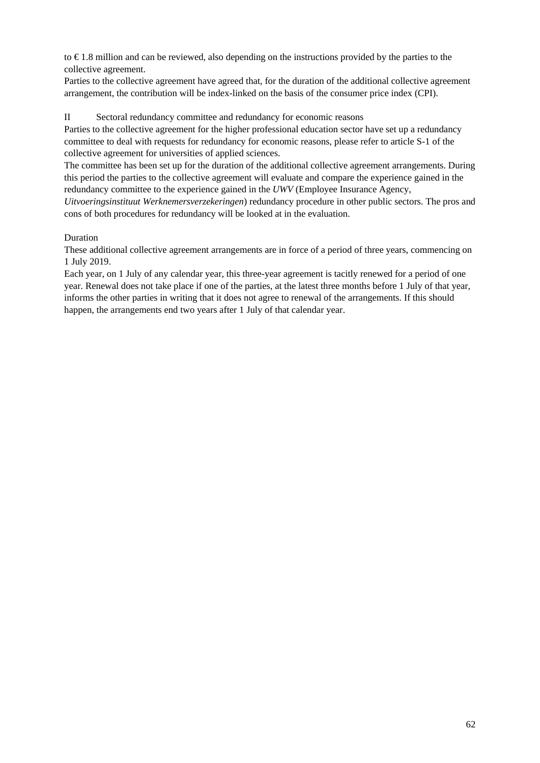to € 1.8 million and can be reviewed, also depending on the instructions provided by the parties to the collective agreement.
Parties to the collective agreement have agreed that, for the duration of the additional collective agreement arrangement, the contribution will be index-linked on the basis of the consumer price index (CPI).

II Sectoral redundancy committee and redundancy for economic reasons

Parties to the collective agreement for the higher professional education sector have set up a redundancy committee to deal with requests for redundancy for economic reasons, please refer to article S-1 of the collective agreement for universities of applied sciences.
The committee has been set up for the duration of the additional collective agreement arrangements. During this period the parties to the collective agreement will evaluate and compare the experience gained in the redundancy committee to the experience gained in the *UWV* (Employee Insurance Agency, *Uitvoeringsinstituut Werknemersverzekeringen*) redundancy procedure in other public sectors. The pros and cons of both procedures for redundancy will be looked at in the evaluation.

Duration

These additional collective agreement arrangements are in force of a period of three years, commencing on 1 July 2019.
Each year, on 1 July of any calendar year, this three-year agreement is tacitly renewed for a period of one year. Renewal does not take place if one of the parties, at the latest three months before 1 July of that year, informs the other parties in writing that it does not agree to renewal of the arrangements. If this should happen, the arrangements end two years after 1 July of that calendar year.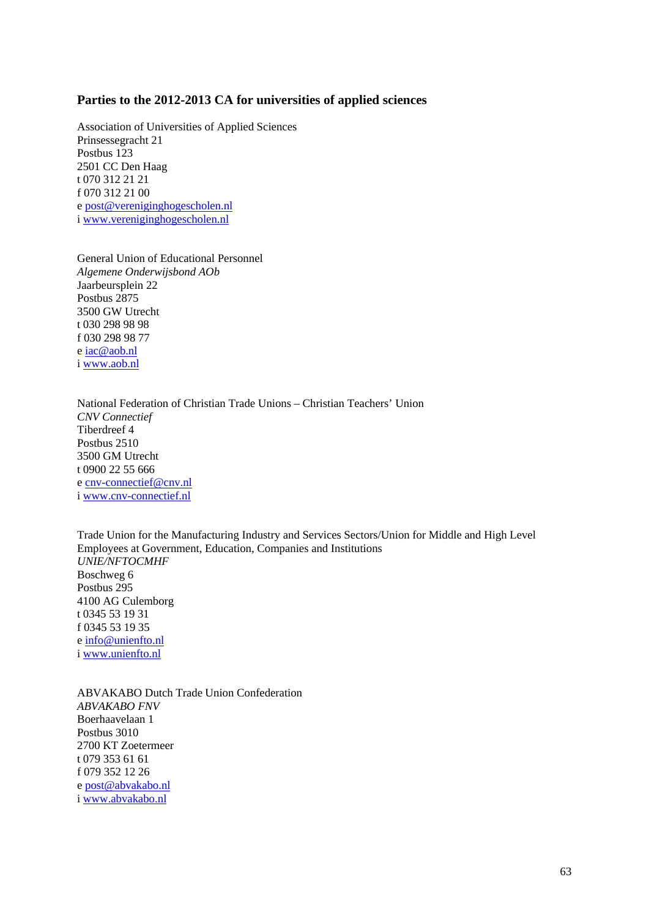## Parties to the 2012-2013 CA for universities of applied sciences

Association of Universities of Applied Sciences
Prinsessegracht 21
Postbus 123
2501 CC Den Haag
t 070 312 21 21
f 070 312 21 00
e post@vereniginghogescholen.nl
i www.vereniginghogescholen.nl

General Union of Educational Personnel
*Algemene Onderwijsbond AOb*
Jaarbeursplein 22
Postbus 2875
3500 GW Utrecht
t 030 298 98 98
f 030 298 98 77
e iac@aob.nl
i www.aob.nl

National Federation of Christian Trade Unions – Christian Teachers' Union
*CNV Connectief*
Tiberdreef 4
Postbus 2510
3500 GM Utrecht
t 0900 22 55 666
e cnv-connectief@cnv.nl
i www.cnv-connectief.nl

Trade Union for the Manufacturing Industry and Services Sectors/Union for Middle and High Level Employees at Government, Education, Companies and Institutions
*UNIE/NFTOCMHF*
Boschweg 6
Postbus 295
4100 AG Culemborg
t 0345 53 19 31
f 0345 53 19 35
e info@unienfto.nl
i www.unienfto.nl

ABVAKABO Dutch Trade Union Confederation
*ABVAKABO FNV*
Boerhaavelaan 1
Postbus 3010
2700 KT Zoetermeer
t 079 353 61 61
f 079 352 12 26
e post@abvakabo.nl
i www.abvakabo.nl